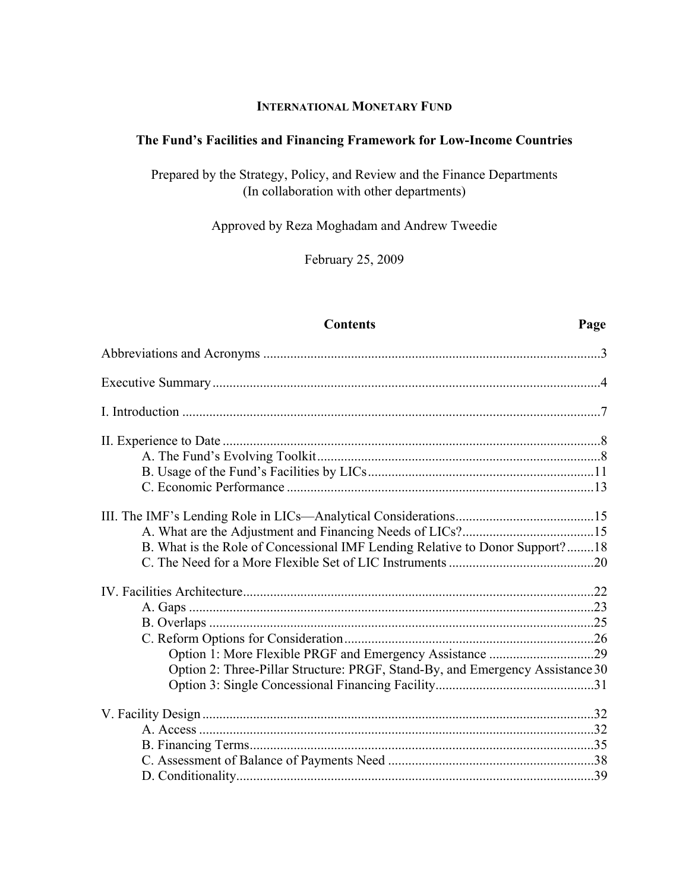**INTERNATIONAL MONETARY FUND**

# The Fund's Facilities and Financing Framework for Low-Income Countries

Prepared by the Strategy, Policy, and Review and the Finance Departments
(In collaboration with other departments)

Approved by Reza Moghadam and Andrew Tweedie

February 25, 2009

## Contents

| Contents | Page |
| --- | --- |
| Abbreviations and Acronyms | 3 |
| Executive Summary | 4 |
| I. Introduction | 7 |
| II. Experience to Date | 8 |
| A. The Fund's Evolving Toolkit | 8 |
| B. Usage of the Fund's Facilities by LICs | 11 |
| C. Economic Performance | 13 |
| III. The IMF's Lending Role in LICs—Analytical Considerations | 15 |
| A. What are the Adjustment and Financing Needs of LICs? | 15 |
| B. What is the Role of Concessional IMF Lending Relative to Donor Support? | 18 |
| C. The Need for a More Flexible Set of LIC Instruments | 20 |
| IV. Facilities Architecture | 22 |
| A. Gaps | 23 |
| B. Overlaps | 25 |
| C. Reform Options for Consideration | 26 |
| Option 1: More Flexible PRGF and Emergency Assistance | 29 |
| Option 2: Three-Pillar Structure: PRGF, Stand-By, and Emergency Assistance | 30 |
| Option 3: Single Concessional Financing Facility | 31 |
| V. Facility Design | 32 |
| A. Access | 32 |
| B. Financing Terms | 35 |
| C. Assessment of Balance of Payments Need | 38 |
| D. Conditionality | 39 |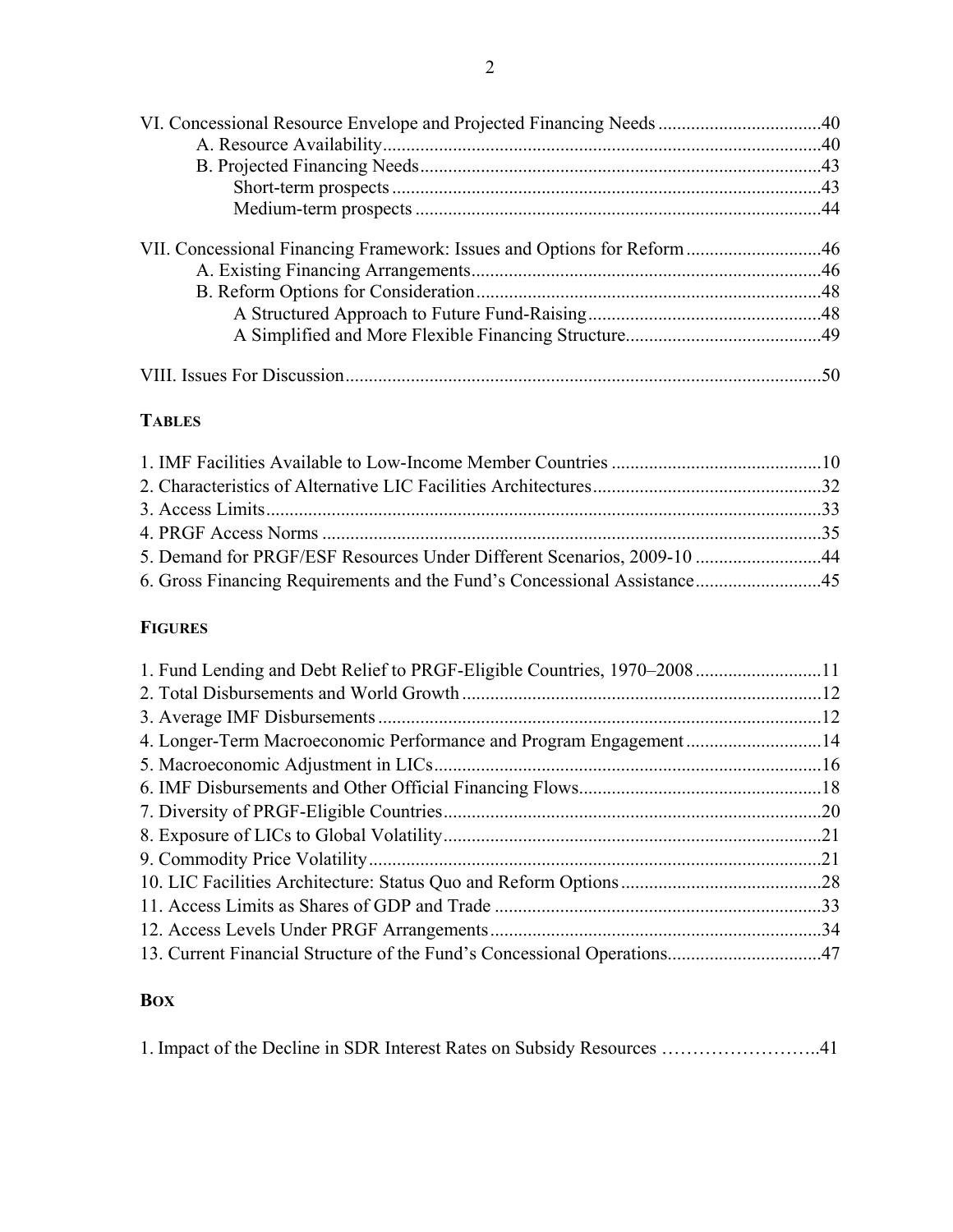VI. Concessional Resource Envelope and Projected Financing Needs ..................................40

A. Resource Availability..............................................................................................40

B. Projected Financing Needs......................................................................................43

Short-term prospects ............................................................................................43

Medium-term prospects .......................................................................................44

VII. Concessional Financing Framework: Issues and Options for Reform ............................46

A. Existing Financing Arrangements...........................................................................46

B. Reform Options for Consideration..........................................................................48

A Structured Approach to Future Fund-Raising..................................................48

A Simplified and More Flexible Financing Structure..........................................49

VIII. Issues For Discussion.....................................................................................................50

**TABLES**

1. IMF Facilities Available to Low-Income Member Countries .............................................10
2. Characteristics of Alternative LIC Facilities Architectures.................................................32
3. Access Limits.......................................................................................................................33
4. PRGF Access Norms ...........................................................................................................35
5. Demand for PRGF/ESF Resources Under Different Scenarios, 2009-10 ...........................44
6. Gross Financing Requirements and the Fund's Concessional Assistance...........................45

**FIGURES**

1. Fund Lending and Debt Relief to PRGF-Eligible Countries, 1970–2008...........................11
2. Total Disbursements and World Growth.............................................................................12
3. Average IMF Disbursements...............................................................................................12
4. Longer-Term Macroeconomic Performance and Program Engagement.............................14
5. Macroeconomic Adjustment in LICs...................................................................................16
6. IMF Disbursements and Other Official Financing Flows....................................................18
7. Diversity of PRGF-Eligible Countries.................................................................................20
8. Exposure of LICs to Global Volatility.................................................................................21
9. Commodity Price Volatility.................................................................................................21
10. LIC Facilities Architecture: Status Quo and Reform Options...........................................28
11. Access Limits as Shares of GDP and Trade ......................................................................33
12. Access Levels Under PRGF Arrangements.......................................................................34
13. Current Financial Structure of the Fund's Concessional Operations.................................47

**BOX**

1. Impact of the Decline in SDR Interest Rates on Subsidy Resources ……………………..41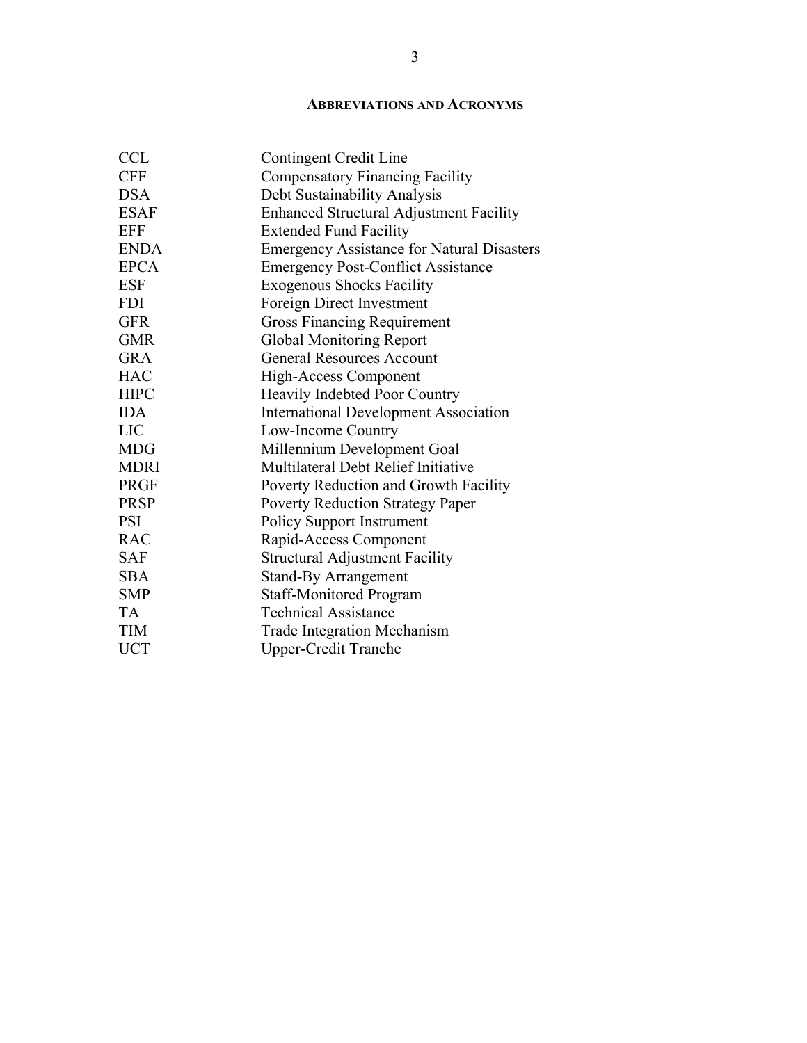## ABBREVIATIONS AND ACRONYMS

| | |
|---|---|
| CCL | Contingent Credit Line |
| CFF | Compensatory Financing Facility |
| DSA | Debt Sustainability Analysis |
| ESAF | Enhanced Structural Adjustment Facility |
| EFF | Extended Fund Facility |
| ENDA | Emergency Assistance for Natural Disasters |
| EPCA | Emergency Post-Conflict Assistance |
| ESF | Exogenous Shocks Facility |
| FDI | Foreign Direct Investment |
| GFR | Gross Financing Requirement |
| GMR | Global Monitoring Report |
| GRA | General Resources Account |
| HAC | High-Access Component |
| HIPC | Heavily Indebted Poor Country |
| IDA | International Development Association |
| LIC | Low-Income Country |
| MDG | Millennium Development Goal |
| MDRI | Multilateral Debt Relief Initiative |
| PRGF | Poverty Reduction and Growth Facility |
| PRSP | Poverty Reduction Strategy Paper |
| PSI | Policy Support Instrument |
| RAC | Rapid-Access Component |
| SAF | Structural Adjustment Facility |
| SBA | Stand-By Arrangement |
| SMP | Staff-Monitored Program |
| TA | Technical Assistance |
| TIM | Trade Integration Mechanism |
| UCT | Upper-Credit Tranche |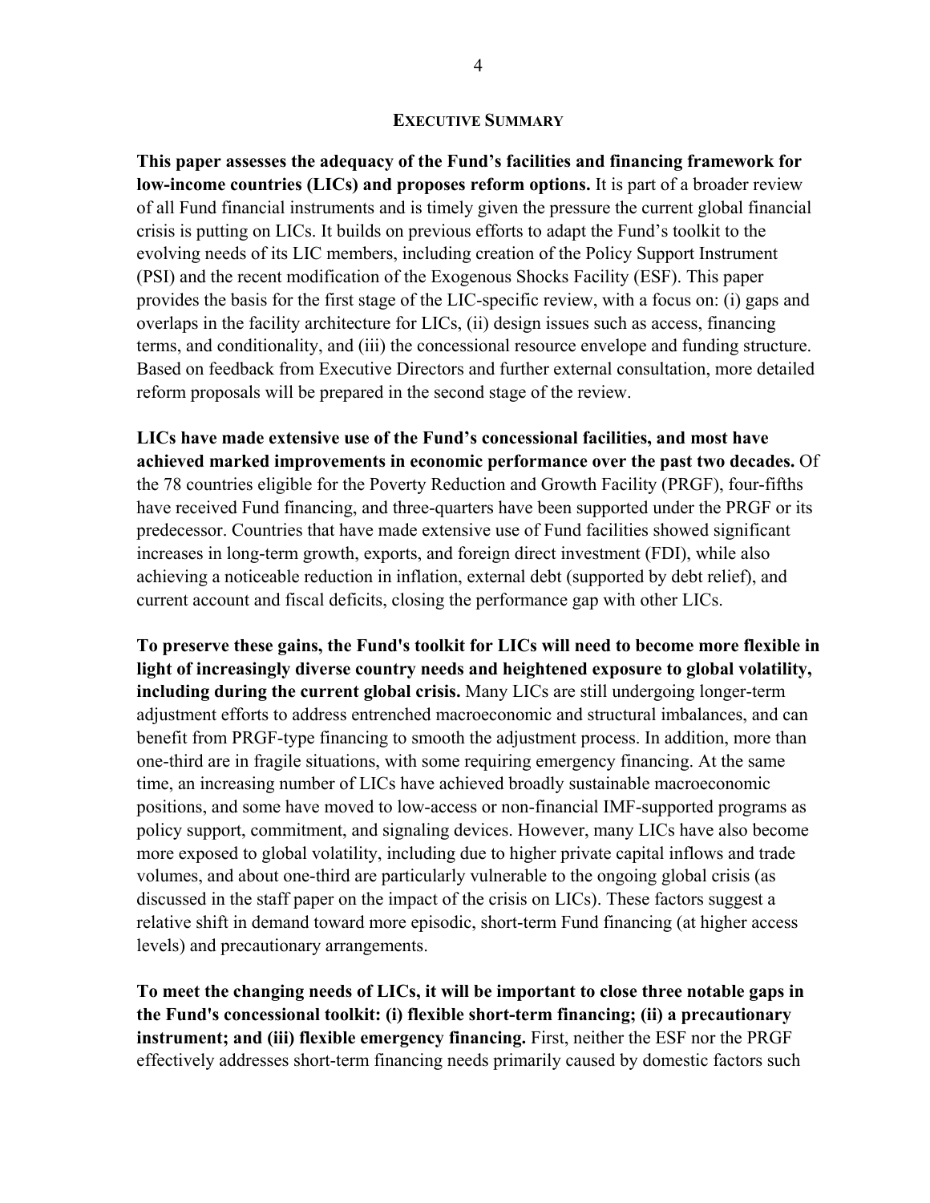## EXECUTIVE SUMMARY

**This paper assesses the adequacy of the Fund's facilities and financing framework for low-income countries (LICs) and proposes reform options.** It is part of a broader review of all Fund financial instruments and is timely given the pressure the current global financial crisis is putting on LICs. It builds on previous efforts to adapt the Fund's toolkit to the evolving needs of its LIC members, including creation of the Policy Support Instrument (PSI) and the recent modification of the Exogenous Shocks Facility (ESF). This paper provides the basis for the first stage of the LIC-specific review, with a focus on: (i) gaps and overlaps in the facility architecture for LICs, (ii) design issues such as access, financing terms, and conditionality, and (iii) the concessional resource envelope and funding structure. Based on feedback from Executive Directors and further external consultation, more detailed reform proposals will be prepared in the second stage of the review.

**LICs have made extensive use of the Fund's concessional facilities, and most have achieved marked improvements in economic performance over the past two decades.** Of the 78 countries eligible for the Poverty Reduction and Growth Facility (PRGF), four-fifths have received Fund financing, and three-quarters have been supported under the PRGF or its predecessor. Countries that have made extensive use of Fund facilities showed significant increases in long-term growth, exports, and foreign direct investment (FDI), while also achieving a noticeable reduction in inflation, external debt (supported by debt relief), and current account and fiscal deficits, closing the performance gap with other LICs.

**To preserve these gains, the Fund's toolkit for LICs will need to become more flexible in light of increasingly diverse country needs and heightened exposure to global volatility, including during the current global crisis.** Many LICs are still undergoing longer-term adjustment efforts to address entrenched macroeconomic and structural imbalances, and can benefit from PRGF-type financing to smooth the adjustment process. In addition, more than one-third are in fragile situations, with some requiring emergency financing. At the same time, an increasing number of LICs have achieved broadly sustainable macroeconomic positions, and some have moved to low-access or non-financial IMF-supported programs as policy support, commitment, and signaling devices. However, many LICs have also become more exposed to global volatility, including due to higher private capital inflows and trade volumes, and about one-third are particularly vulnerable to the ongoing global crisis (as discussed in the staff paper on the impact of the crisis on LICs). These factors suggest a relative shift in demand toward more episodic, short-term Fund financing (at higher access levels) and precautionary arrangements.

**To meet the changing needs of LICs, it will be important to close three notable gaps in the Fund's concessional toolkit: (i) flexible short-term financing; (ii) a precautionary instrument; and (iii) flexible emergency financing.** First, neither the ESF nor the PRGF effectively addresses short-term financing needs primarily caused by domestic factors such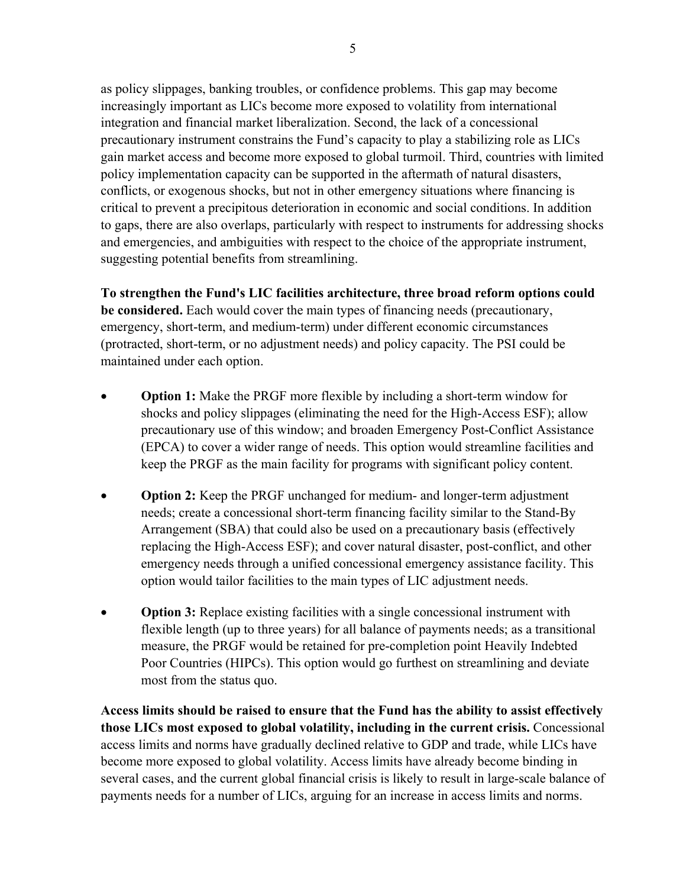as policy slippages, banking troubles, or confidence problems. This gap may become increasingly important as LICs become more exposed to volatility from international integration and financial market liberalization. Second, the lack of a concessional precautionary instrument constrains the Fund's capacity to play a stabilizing role as LICs gain market access and become more exposed to global turmoil. Third, countries with limited policy implementation capacity can be supported in the aftermath of natural disasters, conflicts, or exogenous shocks, but not in other emergency situations where financing is critical to prevent a precipitous deterioration in economic and social conditions. In addition to gaps, there are also overlaps, particularly with respect to instruments for addressing shocks and emergencies, and ambiguities with respect to the choice of the appropriate instrument, suggesting potential benefits from streamlining.

**To strengthen the Fund's LIC facilities architecture, three broad reform options could be considered.** Each would cover the main types of financing needs (precautionary, emergency, short-term, and medium-term) under different economic circumstances (protracted, short-term, or no adjustment needs) and policy capacity. The PSI could be maintained under each option.

- **Option 1:** Make the PRGF more flexible by including a short-term window for shocks and policy slippages (eliminating the need for the High-Access ESF); allow precautionary use of this window; and broaden Emergency Post-Conflict Assistance (EPCA) to cover a wider range of needs. This option would streamline facilities and keep the PRGF as the main facility for programs with significant policy content.
- **Option 2:** Keep the PRGF unchanged for medium- and longer-term adjustment needs; create a concessional short-term financing facility similar to the Stand-By Arrangement (SBA) that could also be used on a precautionary basis (effectively replacing the High-Access ESF); and cover natural disaster, post-conflict, and other emergency needs through a unified concessional emergency assistance facility. This option would tailor facilities to the main types of LIC adjustment needs.
- **Option 3:** Replace existing facilities with a single concessional instrument with flexible length (up to three years) for all balance of payments needs; as a transitional measure, the PRGF would be retained for pre-completion point Heavily Indebted Poor Countries (HIPCs). This option would go furthest on streamlining and deviate most from the status quo.

**Access limits should be raised to ensure that the Fund has the ability to assist effectively those LICs most exposed to global volatility, including in the current crisis.** Concessional access limits and norms have gradually declined relative to GDP and trade, while LICs have become more exposed to global volatility. Access limits have already become binding in several cases, and the current global financial crisis is likely to result in large-scale balance of payments needs for a number of LICs, arguing for an increase in access limits and norms.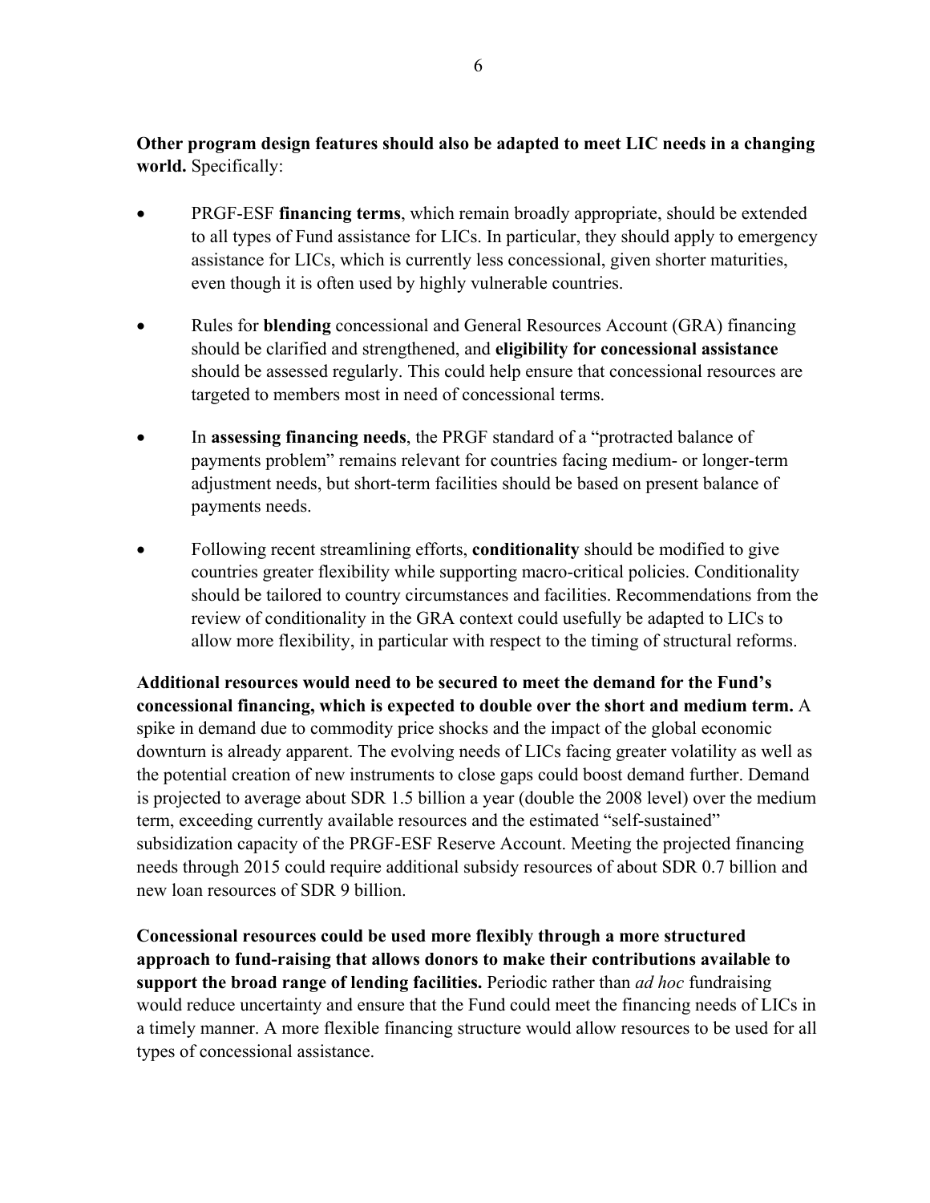**Other program design features should also be adapted to meet LIC needs in a changing world.** Specifically:

- PRGF-ESF **financing terms**, which remain broadly appropriate, should be extended to all types of Fund assistance for LICs. In particular, they should apply to emergency assistance for LICs, which is currently less concessional, given shorter maturities, even though it is often used by highly vulnerable countries.

- Rules for **blending** concessional and General Resources Account (GRA) financing should be clarified and strengthened, and **eligibility for concessional assistance** should be assessed regularly. This could help ensure that concessional resources are targeted to members most in need of concessional terms.

- In **assessing financing needs**, the PRGF standard of a "protracted balance of payments problem" remains relevant for countries facing medium- or longer-term adjustment needs, but short-term facilities should be based on present balance of payments needs.

- Following recent streamlining efforts, **conditionality** should be modified to give countries greater flexibility while supporting macro-critical policies. Conditionality should be tailored to country circumstances and facilities. Recommendations from the review of conditionality in the GRA context could usefully be adapted to LICs to allow more flexibility, in particular with respect to the timing of structural reforms.

**Additional resources would need to be secured to meet the demand for the Fund's concessional financing, which is expected to double over the short and medium term.** A spike in demand due to commodity price shocks and the impact of the global economic downturn is already apparent. The evolving needs of LICs facing greater volatility as well as the potential creation of new instruments to close gaps could boost demand further. Demand is projected to average about SDR 1.5 billion a year (double the 2008 level) over the medium term, exceeding currently available resources and the estimated "self-sustained" subsidization capacity of the PRGF-ESF Reserve Account. Meeting the projected financing needs through 2015 could require additional subsidy resources of about SDR 0.7 billion and new loan resources of SDR 9 billion.

**Concessional resources could be used more flexibly through a more structured approach to fund-raising that allows donors to make their contributions available to support the broad range of lending facilities.** Periodic rather than *ad hoc* fundraising would reduce uncertainty and ensure that the Fund could meet the financing needs of LICs in a timely manner. A more flexible financing structure would allow resources to be used for all types of concessional assistance.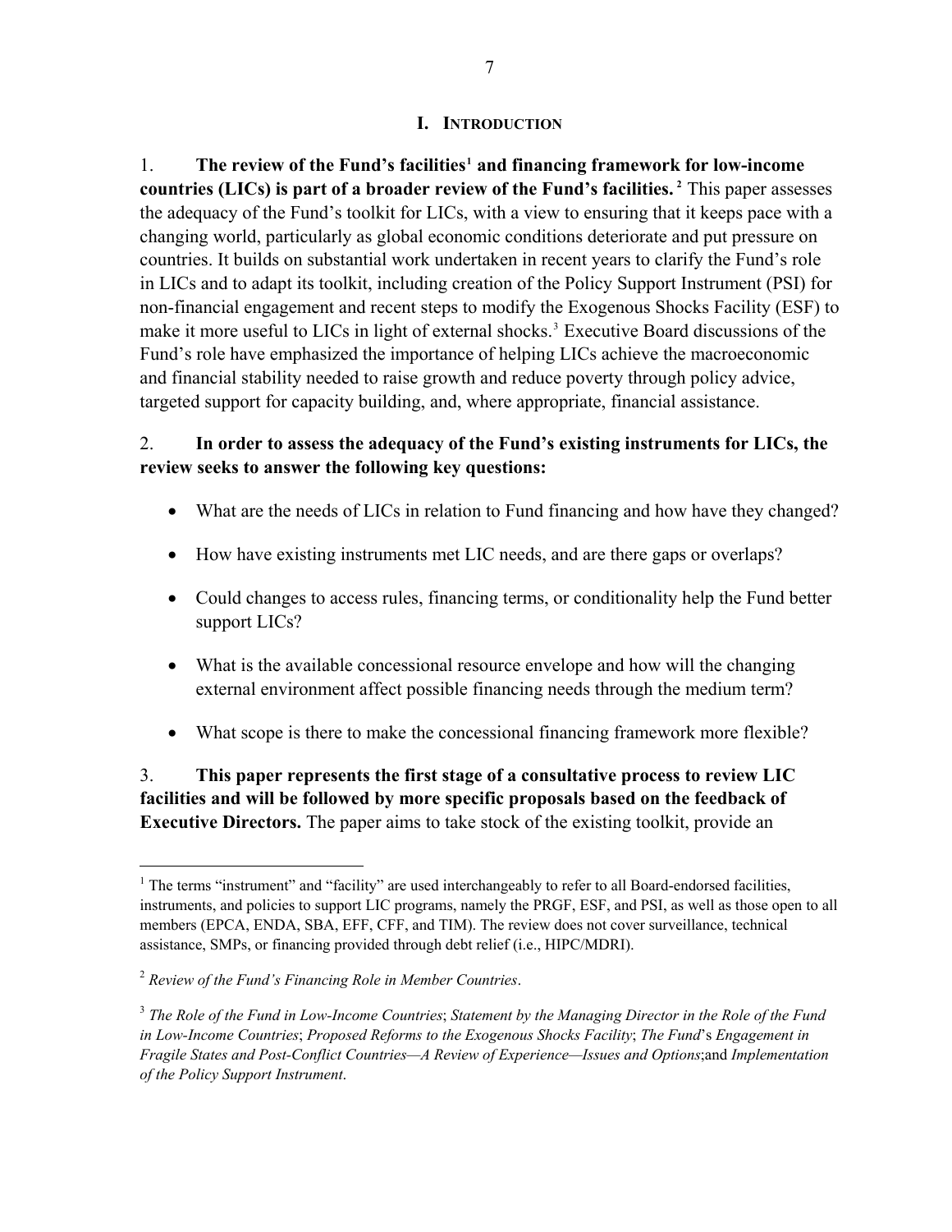# I. Introduction

1. **The review of the Fund's facilities[1] and financing framework for low-income countries (LICs) is part of a broader review of the Fund's facilities.[2]** This paper assesses the adequacy of the Fund's toolkit for LICs, with a view to ensuring that it keeps pace with a changing world, particularly as global economic conditions deteriorate and put pressure on countries. It builds on substantial work undertaken in recent years to clarify the Fund's role in LICs and to adapt its toolkit, including creation of the Policy Support Instrument (PSI) for non-financial engagement and recent steps to modify the Exogenous Shocks Facility (ESF) to make it more useful to LICs in light of external shocks.[3] Executive Board discussions of the Fund's role have emphasized the importance of helping LICs achieve the macroeconomic and financial stability needed to raise growth and reduce poverty through policy advice, targeted support for capacity building, and, where appropriate, financial assistance.

2. **In order to assess the adequacy of the Fund's existing instruments for LICs, the review seeks to answer the following key questions:**

- What are the needs of LICs in relation to Fund financing and how have they changed?
- How have existing instruments met LIC needs, and are there gaps or overlaps?
- Could changes to access rules, financing terms, or conditionality help the Fund better support LICs?
- What is the available concessional resource envelope and how will the changing external environment affect possible financing needs through the medium term?
- What scope is there to make the concessional financing framework more flexible?

3. **This paper represents the first stage of a consultative process to review LIC facilities and will be followed by more specific proposals based on the feedback of Executive Directors.** The paper aims to take stock of the existing toolkit, provide an

---

[1] The terms "instrument" and "facility" are used interchangeably to refer to all Board-endorsed facilities, instruments, and policies to support LIC programs, namely the PRGF, ESF, and PSI, as well as those open to all members (EPCA, ENDA, SBA, EFF, CFF, and TIM). The review does not cover surveillance, technical assistance, SMPs, or financing provided through debt relief (i.e., HIPC/MDRI).

[2] *Review of the Fund's Financing Role in Member Countries*.

[3] *The Role of the Fund in Low-Income Countries*; *Statement by the Managing Director in the Role of the Fund in Low-Income Countries*; *Proposed Reforms to the Exogenous Shocks Facility*; *The Fund's Engagement in Fragile States and Post-Conflict Countries—A Review of Experience—Issues and Options*;and *Implementation of the Policy Support Instrument*.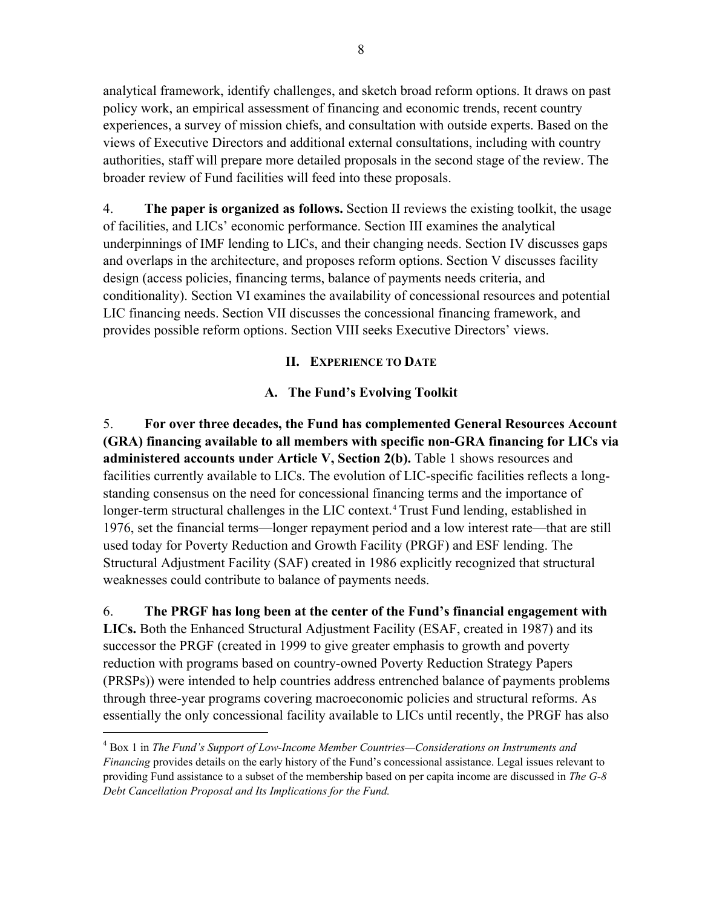analytical framework, identify challenges, and sketch broad reform options. It draws on past policy work, an empirical assessment of financing and economic trends, recent country experiences, a survey of mission chiefs, and consultation with outside experts. Based on the views of Executive Directors and additional external consultations, including with country authorities, staff will prepare more detailed proposals in the second stage of the review. The broader review of Fund facilities will feed into these proposals.

4. **The paper is organized as follows.** Section II reviews the existing toolkit, the usage of facilities, and LICs' economic performance. Section III examines the analytical underpinnings of IMF lending to LICs, and their changing needs. Section IV discusses gaps and overlaps in the architecture, and proposes reform options. Section V discusses facility design (access policies, financing terms, balance of payments needs criteria, and conditionality). Section VI examines the availability of concessional resources and potential LIC financing needs. Section VII discusses the concessional financing framework, and provides possible reform options. Section VIII seeks Executive Directors' views.

## II. Experience to Date

### A. The Fund's Evolving Toolkit

5. **For over three decades, the Fund has complemented General Resources Account (GRA) financing available to all members with specific non-GRA financing for LICs via administered accounts under Article V, Section 2(b).** Table 1 shows resources and facilities currently available to LICs. The evolution of LIC-specific facilities reflects a long-standing consensus on the need for concessional financing terms and the importance of longer-term structural challenges in the LIC context.[4] Trust Fund lending, established in 1976, set the financial terms—longer repayment period and a low interest rate—that are still used today for Poverty Reduction and Growth Facility (PRGF) and ESF lending. The Structural Adjustment Facility (SAF) created in 1986 explicitly recognized that structural weaknesses could contribute to balance of payments needs.

6. **The PRGF has long been at the center of the Fund's financial engagement with LICs.** Both the Enhanced Structural Adjustment Facility (ESAF, created in 1987) and its successor the PRGF (created in 1999 to give greater emphasis to growth and poverty reduction with programs based on country-owned Poverty Reduction Strategy Papers (PRSPs)) were intended to help countries address entrenched balance of payments problems through three-year programs covering macroeconomic policies and structural reforms. As essentially the only concessional facility available to LICs until recently, the PRGF has also

[4] Box 1 in *The Fund's Support of Low-Income Member Countries—Considerations on Instruments and Financing* provides details on the early history of the Fund's concessional assistance. Legal issues relevant to providing Fund assistance to a subset of the membership based on per capita income are discussed in *The G-8 Debt Cancellation Proposal and Its Implications for the Fund.*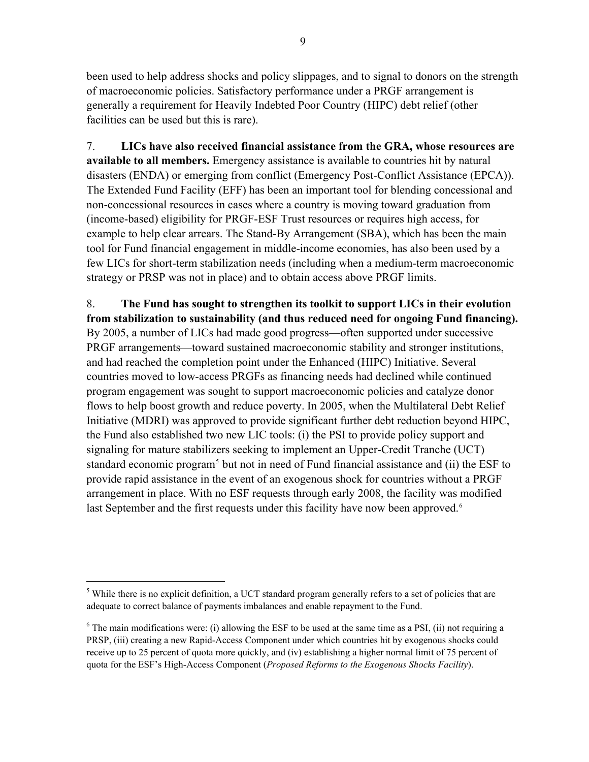been used to help address shocks and policy slippages, and to signal to donors on the strength of macroeconomic policies. Satisfactory performance under a PRGF arrangement is generally a requirement for Heavily Indebted Poor Country (HIPC) debt relief (other facilities can be used but this is rare).

7. **LICs have also received financial assistance from the GRA, whose resources are available to all members.** Emergency assistance is available to countries hit by natural disasters (ENDA) or emerging from conflict (Emergency Post-Conflict Assistance (EPCA)). The Extended Fund Facility (EFF) has been an important tool for blending concessional and non-concessional resources in cases where a country is moving toward graduation from (income-based) eligibility for PRGF-ESF Trust resources or requires high access, for example to help clear arrears. The Stand-By Arrangement (SBA), which has been the main tool for Fund financial engagement in middle-income economies, has also been used by a few LICs for short-term stabilization needs (including when a medium-term macroeconomic strategy or PRSP was not in place) and to obtain access above PRGF limits.

8. **The Fund has sought to strengthen its toolkit to support LICs in their evolution from stabilization to sustainability (and thus reduced need for ongoing Fund financing).** By 2005, a number of LICs had made good progress—often supported under successive PRGF arrangements—toward sustained macroeconomic stability and stronger institutions, and had reached the completion point under the Enhanced (HIPC) Initiative. Several countries moved to low-access PRGFs as financing needs had declined while continued program engagement was sought to support macroeconomic policies and catalyze donor flows to help boost growth and reduce poverty. In 2005, when the Multilateral Debt Relief Initiative (MDRI) was approved to provide significant further debt reduction beyond HIPC, the Fund also established two new LIC tools: (i) the PSI to provide policy support and signaling for mature stabilizers seeking to implement an Upper-Credit Tranche (UCT) standard economic program[5] but not in need of Fund financial assistance and (ii) the ESF to provide rapid assistance in the event of an exogenous shock for countries without a PRGF arrangement in place. With no ESF requests through early 2008, the facility was modified last September and the first requests under this facility have now been approved.[6]

---

[5] While there is no explicit definition, a UCT standard program generally refers to a set of policies that are adequate to correct balance of payments imbalances and enable repayment to the Fund.

[6] The main modifications were: (i) allowing the ESF to be used at the same time as a PSI, (ii) not requiring a PRSP, (iii) creating a new Rapid-Access Component under which countries hit by exogenous shocks could receive up to 25 percent of quota more quickly, and (iv) establishing a higher normal limit of 75 percent of quota for the ESF's High-Access Component (*Proposed Reforms to the Exogenous Shocks Facility*).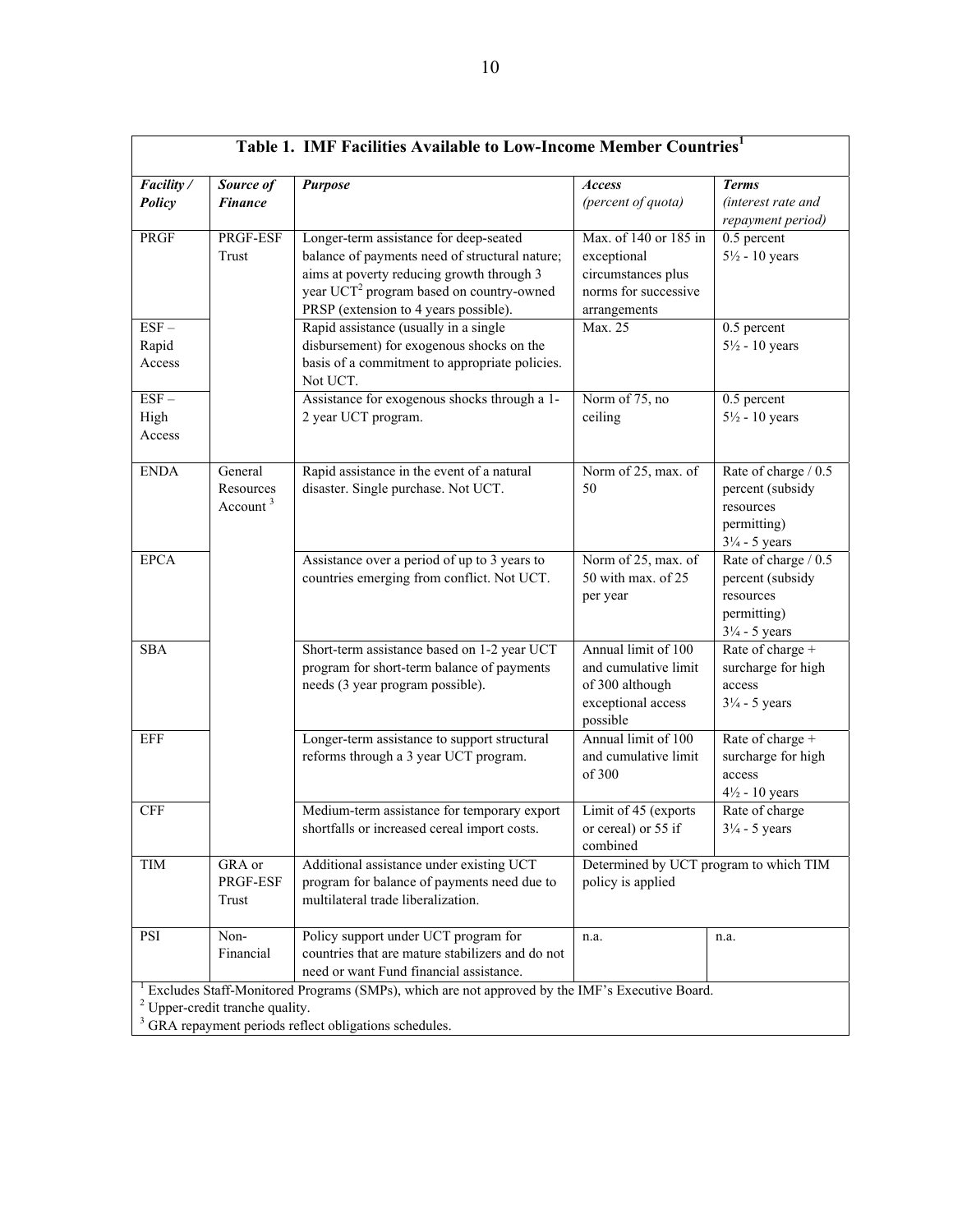**Table 1. IMF Facilities Available to Low-Income Member Countries[1]**

| *Facility / Policy* | *Source of Finance* | *Purpose* | *Access (percent of quota)* | *Terms (interest rate and repayment period)* |
|---|---|---|---|---|
| PRGF | PRGF-ESF Trust | Longer-term assistance for deep-seated balance of payments need of structural nature; aims at poverty reducing growth through 3 year UCT[2] program based on country-owned PRSP (extension to 4 years possible). | Max. of 140 or 185 in exceptional circumstances plus norms for successive arrangements | 0.5 percent 5½ - 10 years |
| ESF – Rapid Access | | Rapid assistance (usually in a single disbursement) for exogenous shocks on the basis of a commitment to appropriate policies. Not UCT. | Max. 25 | 0.5 percent 5½ - 10 years |
| ESF – High Access | | Assistance for exogenous shocks through a 1-2 year UCT program. | Norm of 75, no ceiling | 0.5 percent 5½ - 10 years |
| ENDA | General Resources Account[3] | Rapid assistance in the event of a natural disaster. Single purchase. Not UCT. | Norm of 25, max. of 50 | Rate of charge / 0.5 percent (subsidy resources permitting) 3¼ - 5 years |
| EPCA | | Assistance over a period of up to 3 years to countries emerging from conflict. Not UCT. | Norm of 25, max. of 50 with max. of 25 per year | Rate of charge / 0.5 percent (subsidy resources permitting) 3¼ - 5 years |
| SBA | | Short-term assistance based on 1-2 year UCT program for short-term balance of payments needs (3 year program possible). | Annual limit of 100 and cumulative limit of 300 although exceptional access possible | Rate of charge + surcharge for high access 3¼ - 5 years |
| EFF | | Longer-term assistance to support structural reforms through a 3 year UCT program. | Annual limit of 100 and cumulative limit of 300 | Rate of charge + surcharge for high access 4½ - 10 years |
| CFF | | Medium-term assistance for temporary export shortfalls or increased cereal import costs. | Limit of 45 (exports or cereal) or 55 if combined | Rate of charge 3¼ - 5 years |
| TIM | GRA or PRGF-ESF Trust | Additional assistance under existing UCT program for balance of payments need due to multilateral trade liberalization. | Determined by UCT program to which TIM policy is applied | |
| PSI | Non-Financial | Policy support under UCT program for countries that are mature stabilizers and do not need or want Fund financial assistance. | n.a. | n.a. |

[1] Excludes Staff-Monitored Programs (SMPs), which are not approved by the IMF's Executive Board.
[2] Upper-credit tranche quality.
[3] GRA repayment periods reflect obligations schedules.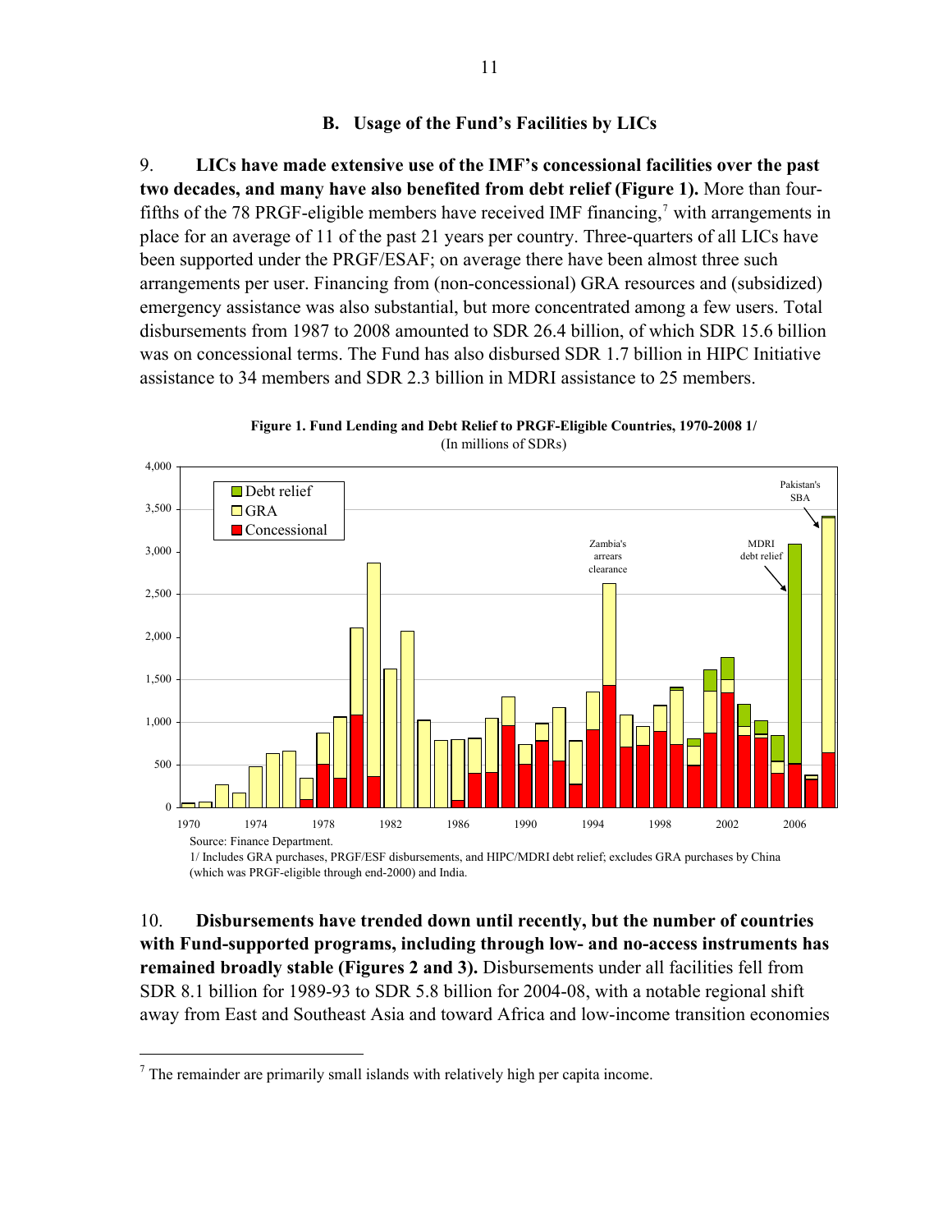## B. Usage of the Fund's Facilities by LICs

9. **LICs have made extensive use of the IMF's concessional facilities over the past two decades, and many have also benefited from debt relief (Figure 1).** More than four-fifths of the 78 PRGF-eligible members have received IMF financing,[7] with arrangements in place for an average of 11 of the past 21 years per country. Three-quarters of all LICs have been supported under the PRGF/ESAF; on average there have been almost three such arrangements per user. Financing from (non-concessional) GRA resources and (subsidized) emergency assistance was also substantial, but more concentrated among a few users. Total disbursements from 1987 to 2008 amounted to SDR 26.4 billion, of which SDR 15.6 billion was on concessional terms. The Fund has also disbursed SDR 1.7 billion in HIPC Initiative assistance to 34 members and SDR 2.3 billion in MDRI assistance to 25 members.

**Figure 1. Fund Lending and Debt Relief to PRGF-Eligible Countries, 1970-2008 1/**
(In millions of SDRs)

Debt relief
GRA
Concessional

Zambia's arrears clearance
MDRI debt relief
Pakistan's SBA

4,000
3,500
3,000
2,500
2,000
1,500
1,000
500
0

1970 1974 1978 1982 1986 1990 1994 1998 2002 2006

Source: Finance Department.

1/ Includes GRA purchases, PRGF/ESF disbursements, and HIPC/MDRI debt relief; excludes GRA purchases by China (which was PRGF-eligible through end-2000) and India.

10. **Disbursements have trended down until recently, but the number of countries with Fund-supported programs, including through low- and no-access instruments has remained broadly stable (Figures 2 and 3).** Disbursements under all facilities fell from SDR 8.1 billion for 1989-93 to SDR 5.8 billion for 2004-08, with a notable regional shift away from East and Southeast Asia and toward Africa and low-income transition economies

[7] The remainder are primarily small islands with relatively high per capita income.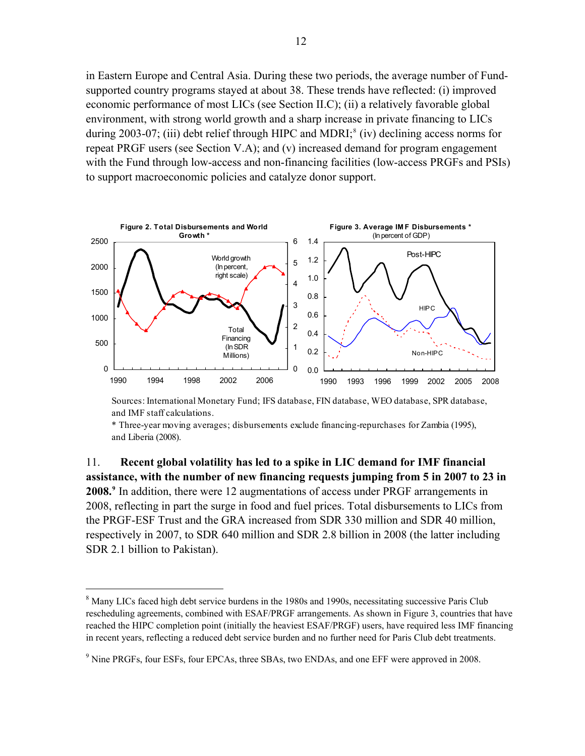in Eastern Europe and Central Asia. During these two periods, the average number of Fund-supported country programs stayed at about 38. These trends have reflected: (i) improved economic performance of most LICs (see Section II.C); (ii) a relatively favorable global environment, with strong world growth and a sharp increase in private financing to LICs during 2003-07; (iii) debt relief through HIPC and MDRI;[8] (iv) declining access norms for repeat PRGF users (see Section V.A); and (v) increased demand for program engagement with the Fund through low-access and non-financing facilities (low-access PRGFs and PSIs) to support macroeconomic policies and catalyze donor support.

**Figure 2. Total Disbursements and World Growth ***

2500
2000
1500
1000
500
0

6
5
4
3
2
1
0

1990 1994 1998 2002 2006

World growth (In percent, right scale)

Total Financing (In SDR Millions)

**Figure 3. Average IMF Disbursements ***
(In percent of GDP)

1.4
1.2
1.0
0.8
0.6
0.4
0.2
0.0

1990 1993 1996 1999 2002 2005 2008

Post-HIPC

HIPC

Non-HIPC

Sources: International Monetary Fund; IFS database, FIN database, WEO database, SPR database, and IMF staff calculations.

\* Three-year moving averages; disbursements exclude financing-repurchases for Zambia (1995), and Liberia (2008).

11. **Recent global volatility has led to a spike in LIC demand for IMF financial assistance, with the number of new financing requests jumping from 5 in 2007 to 23 in 2008.**[9] In addition, there were 12 augmentations of access under PRGF arrangements in 2008, reflecting in part the surge in food and fuel prices. Total disbursements to LICs from the PRGF-ESF Trust and the GRA increased from SDR 330 million and SDR 40 million, respectively in 2007, to SDR 640 million and SDR 2.8 billion in 2008 (the latter including SDR 2.1 billion to Pakistan).

---

[8] Many LICs faced high debt service burdens in the 1980s and 1990s, necessitating successive Paris Club rescheduling agreements, combined with ESAF/PRGF arrangements. As shown in Figure 3, countries that have reached the HIPC completion point (initially the heaviest ESAF/PRGF) users, have required less IMF financing in recent years, reflecting a reduced debt service burden and no further need for Paris Club debt treatments.

[9] Nine PRGFs, four ESFs, four EPCAs, three SBAs, two ENDAs, and one EFF were approved in 2008.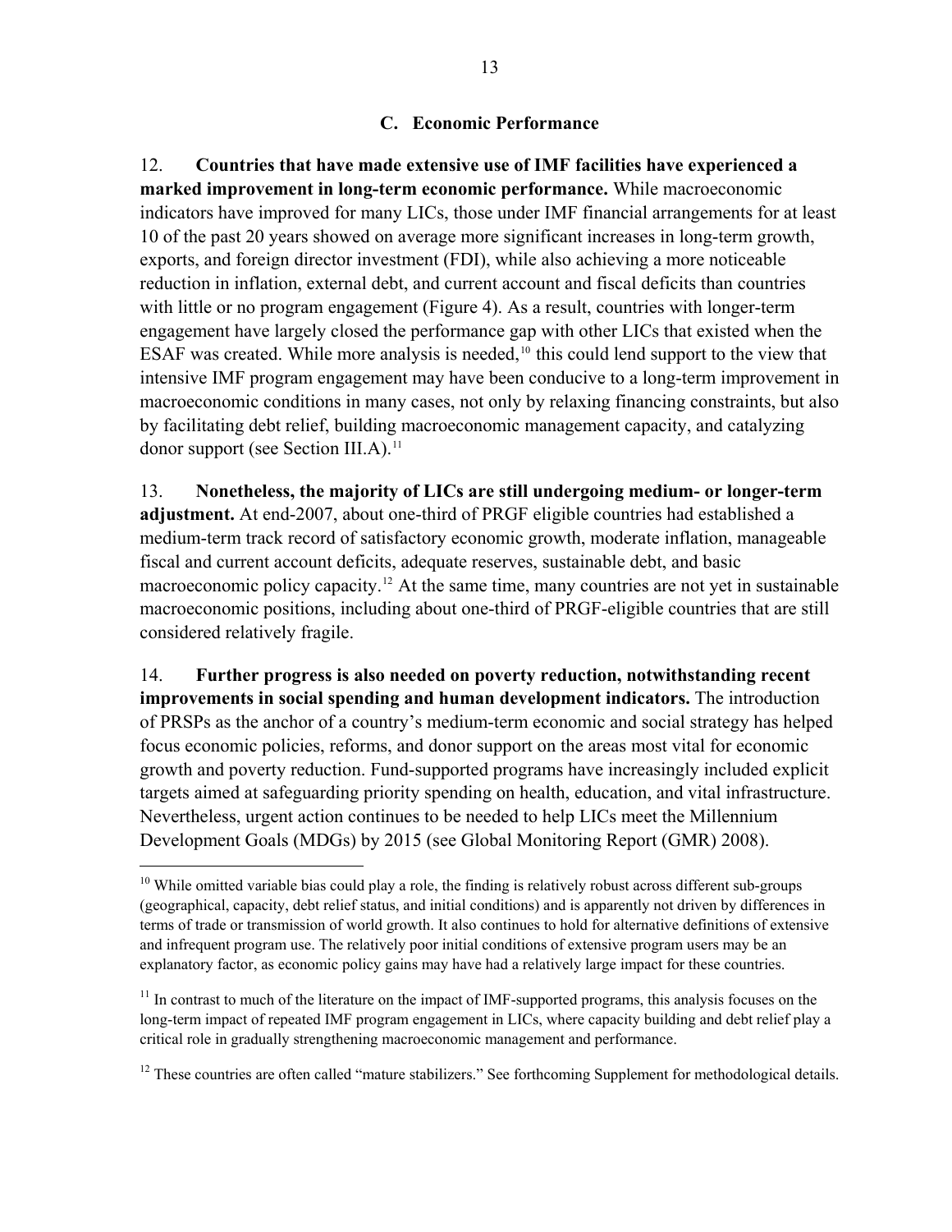### C. Economic Performance

12. **Countries that have made extensive use of IMF facilities have experienced a marked improvement in long-term economic performance.** While macroeconomic indicators have improved for many LICs, those under IMF financial arrangements for at least 10 of the past 20 years showed on average more significant increases in long-term growth, exports, and foreign director investment (FDI), while also achieving a more noticeable reduction in inflation, external debt, and current account and fiscal deficits than countries with little or no program engagement (Figure 4). As a result, countries with longer-term engagement have largely closed the performance gap with other LICs that existed when the ESAF was created. While more analysis is needed,[10] this could lend support to the view that intensive IMF program engagement may have been conducive to a long-term improvement in macroeconomic conditions in many cases, not only by relaxing financing constraints, but also by facilitating debt relief, building macroeconomic management capacity, and catalyzing donor support (see Section III.A).[11]

13. **Nonetheless, the majority of LICs are still undergoing medium- or longer-term adjustment.** At end-2007, about one-third of PRGF eligible countries had established a medium-term track record of satisfactory economic growth, moderate inflation, manageable fiscal and current account deficits, adequate reserves, sustainable debt, and basic macroeconomic policy capacity.[12] At the same time, many countries are not yet in sustainable macroeconomic positions, including about one-third of PRGF-eligible countries that are still considered relatively fragile.

14. **Further progress is also needed on poverty reduction, notwithstanding recent improvements in social spending and human development indicators.** The introduction of PRSPs as the anchor of a country's medium-term economic and social strategy has helped focus economic policies, reforms, and donor support on the areas most vital for economic growth and poverty reduction. Fund-supported programs have increasingly included explicit targets aimed at safeguarding priority spending on health, education, and vital infrastructure. Nevertheless, urgent action continues to be needed to help LICs meet the Millennium Development Goals (MDGs) by 2015 (see Global Monitoring Report (GMR) 2008).

---

[10] While omitted variable bias could play a role, the finding is relatively robust across different sub-groups (geographical, capacity, debt relief status, and initial conditions) and is apparently not driven by differences in terms of trade or transmission of world growth. It also continues to hold for alternative definitions of extensive and infrequent program use. The relatively poor initial conditions of extensive program users may be an explanatory factor, as economic policy gains may have had a relatively large impact for these countries.

[11] In contrast to much of the literature on the impact of IMF-supported programs, this analysis focuses on the long-term impact of repeated IMF program engagement in LICs, where capacity building and debt relief play a critical role in gradually strengthening macroeconomic management and performance.

[12] These countries are often called "mature stabilizers." See forthcoming Supplement for methodological details.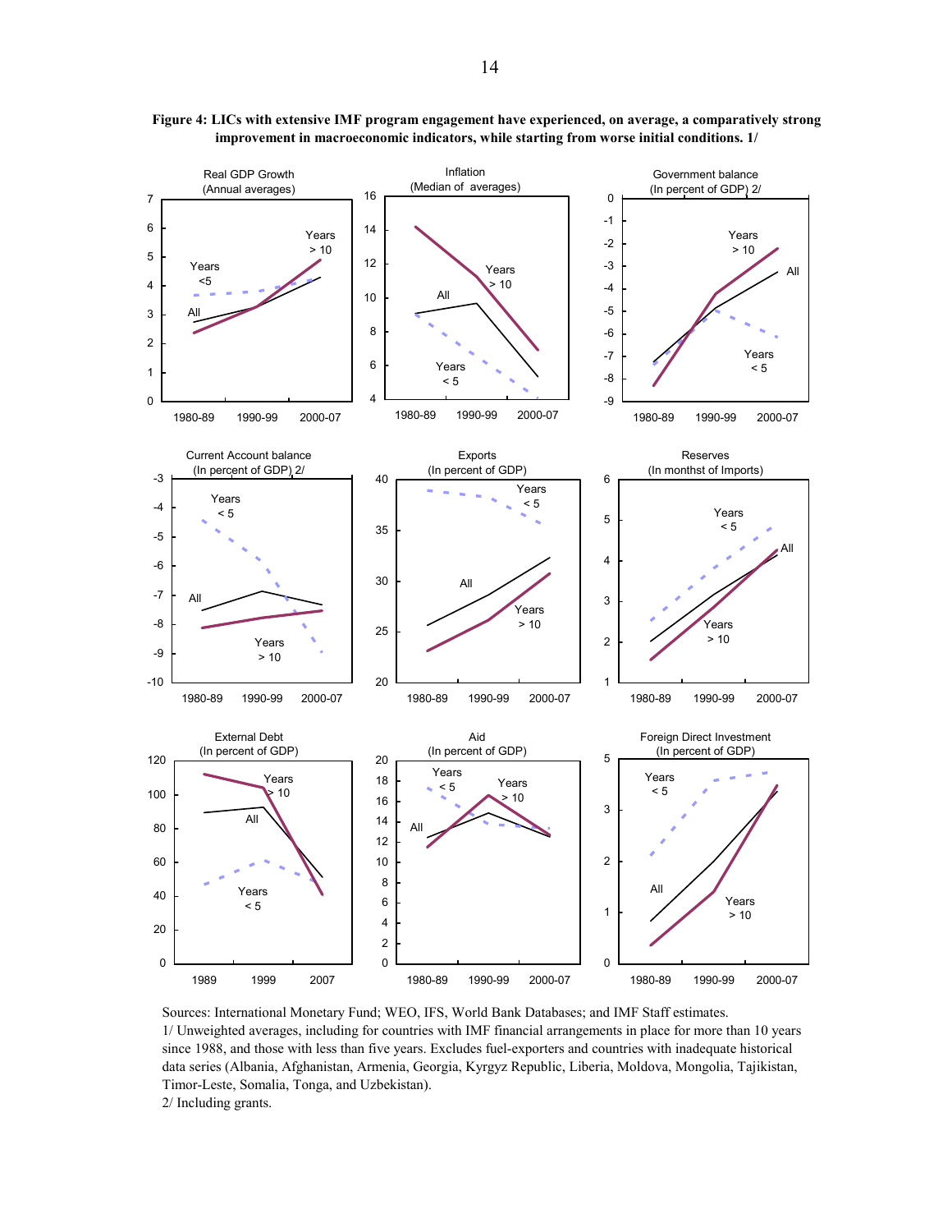**Figure 4: LICs with extensive IMF program engagement have experienced, on average, a comparatively strong improvement in macroeconomic indicators, while starting from worse initial conditions. 1/**

Real GDP Growth
(Annual averages)
7
6
5
4
3
2
1
0
Years <5
All
Years > 10
1980-89
1990-99
2000-07

Inflation
(Median of averages)
16
14
12
10
8
6
4
Years > 10
All
Years < 5
1980-89
1990-99
2000-07

Government balance
(In percent of GDP) 2/
0
-1
-2
-3
-4
-5
-6
-7
-8
-9
Years > 10
All
Years < 5
1980-89
1990-99
2000-07

Current Account balance
(In percent of GDP) 2/
-3
-4
-5
-6
-7
-8
-9
-10
Years < 5
All
Years > 10
1980-89
1990-99
2000-07

Exports
(In percent of GDP)
40
35
30
25
20
Years < 5
All
Years > 10
1980-89
1990-99
2000-07

Reserves
(In monthst of Imports)
6
5
4
3
2
1
Years < 5
All
Years > 10
1980-89
1990-99
2000-07

External Debt
(In percent of GDP)
120
100
80
60
40
20
0
Years > 10
All
Years < 5
1989
1999
2007

Aid
(In percent of GDP)
20
18
16
14
12
10
8
6
4
2
0
Years < 5
Years > 10
All
1980-89
1990-99
2000-07

Foreign Direct Investment
(In percent of GDP)
5
3
2
1
0
Years < 5
All
Years > 10
1980-89
1990-99
2000-07

Sources: International Monetary Fund; WEO, IFS, World Bank Databases; and IMF Staff estimates.

1/ Unweighted averages, including for countries with IMF financial arrangements in place for more than 10 years since 1988, and those with less than five years. Excludes fuel-exporters and countries with inadequate historical data series (Albania, Afghanistan, Armenia, Georgia, Kyrgyz Republic, Liberia, Moldova, Mongolia, Tajikistan, Timor-Leste, Somalia, Tonga, and Uzbekistan).

2/ Including grants.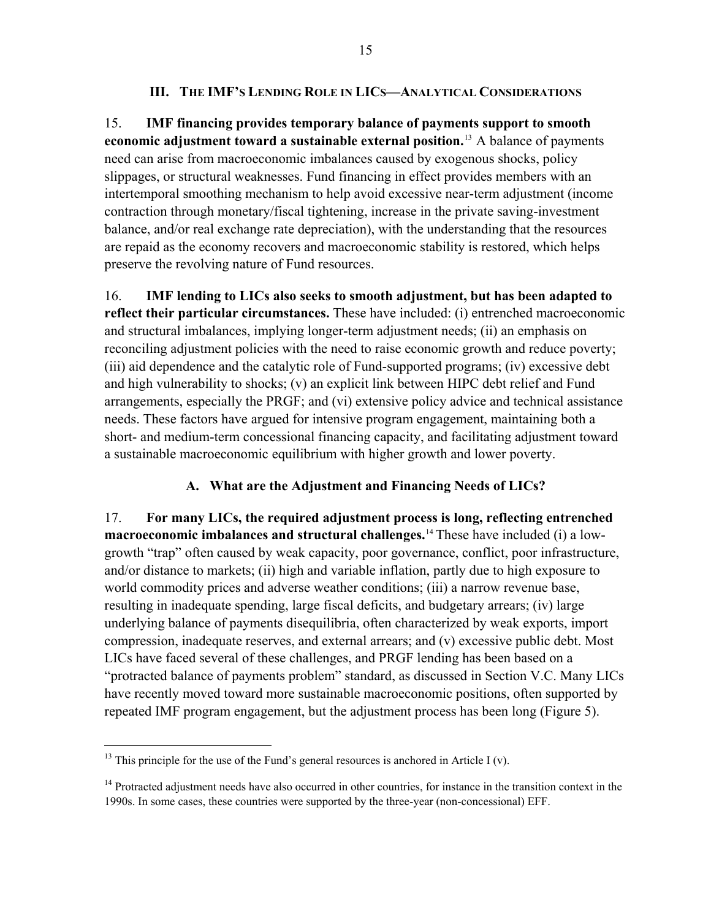## III. THE IMF'S LENDING ROLE IN LICS—ANALYTICAL CONSIDERATIONS

15. **IMF financing provides temporary balance of payments support to smooth economic adjustment toward a sustainable external position.**[13] A balance of payments need can arise from macroeconomic imbalances caused by exogenous shocks, policy slippages, or structural weaknesses. Fund financing in effect provides members with an intertemporal smoothing mechanism to help avoid excessive near-term adjustment (income contraction through monetary/fiscal tightening, increase in the private saving-investment balance, and/or real exchange rate depreciation), with the understanding that the resources are repaid as the economy recovers and macroeconomic stability is restored, which helps preserve the revolving nature of Fund resources.

16. **IMF lending to LICs also seeks to smooth adjustment, but has been adapted to reflect their particular circumstances.** These have included: (i) entrenched macroeconomic and structural imbalances, implying longer-term adjustment needs; (ii) an emphasis on reconciling adjustment policies with the need to raise economic growth and reduce poverty; (iii) aid dependence and the catalytic role of Fund-supported programs; (iv) excessive debt and high vulnerability to shocks; (v) an explicit link between HIPC debt relief and Fund arrangements, especially the PRGF; and (vi) extensive policy advice and technical assistance needs. These factors have argued for intensive program engagement, maintaining both a short- and medium-term concessional financing capacity, and facilitating adjustment toward a sustainable macroeconomic equilibrium with higher growth and lower poverty.

### A. What are the Adjustment and Financing Needs of LICs?

17. **For many LICs, the required adjustment process is long, reflecting entrenched macroeconomic imbalances and structural challenges.**[14] These have included (i) a low-growth "trap" often caused by weak capacity, poor governance, conflict, poor infrastructure, and/or distance to markets; (ii) high and variable inflation, partly due to high exposure to world commodity prices and adverse weather conditions; (iii) a narrow revenue base, resulting in inadequate spending, large fiscal deficits, and budgetary arrears; (iv) large underlying balance of payments disequilibria, often characterized by weak exports, import compression, inadequate reserves, and external arrears; and (v) excessive public debt. Most LICs have faced several of these challenges, and PRGF lending has been based on a "protracted balance of payments problem" standard, as discussed in Section V.C. Many LICs have recently moved toward more sustainable macroeconomic positions, often supported by repeated IMF program engagement, but the adjustment process has been long (Figure 5).

---

[13] This principle for the use of the Fund's general resources is anchored in Article I (v).

[14] Protracted adjustment needs have also occurred in other countries, for instance in the transition context in the 1990s. In some cases, these countries were supported by the three-year (non-concessional) EFF.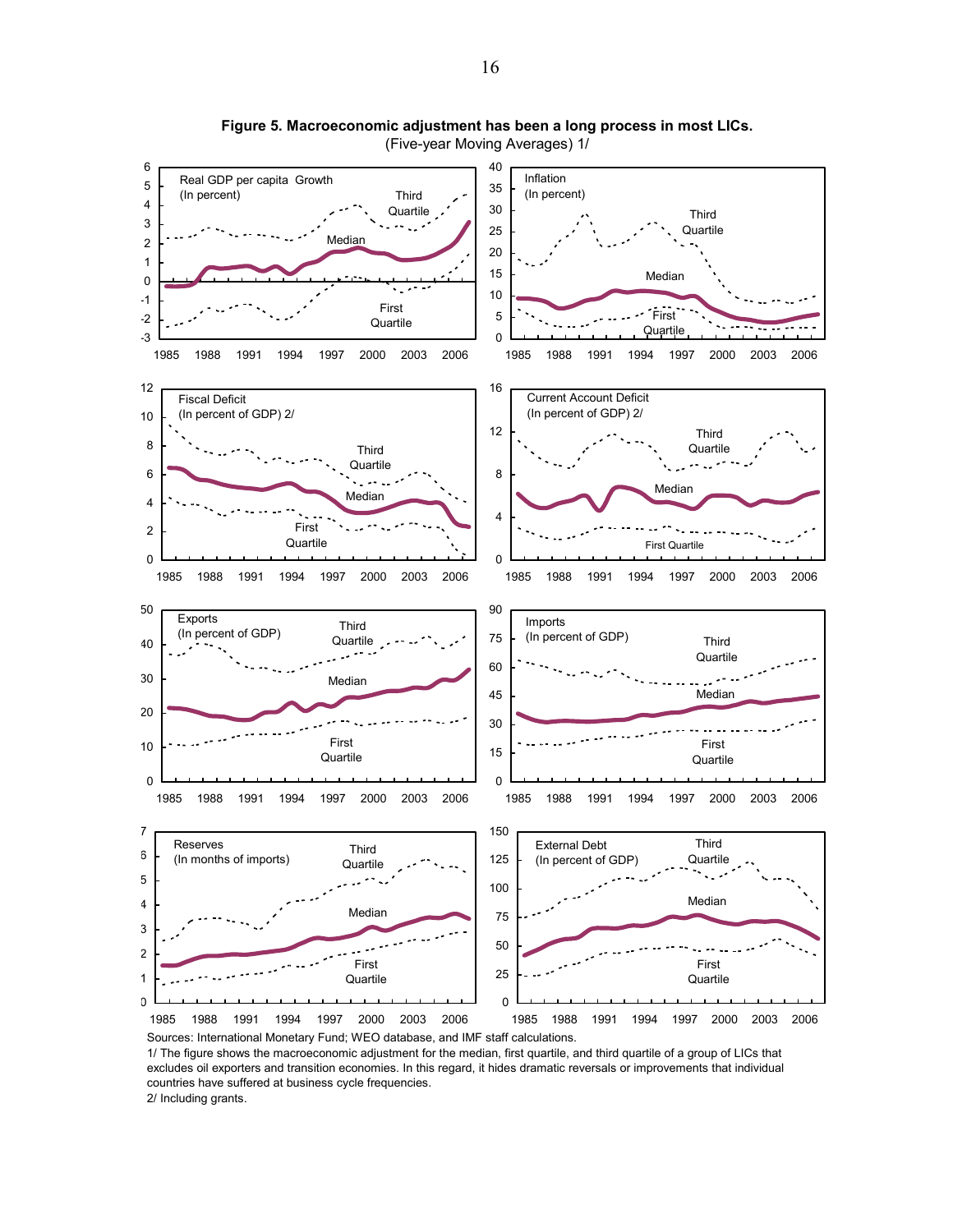**Figure 5. Macroeconomic adjustment has been a long process in most LICs.**
(Five-year Moving Averages) 1/

Real GDP per capita Growth
(In percent)
Third Quartile
Median
First Quartile
6
5
4
3
2
1
0
-1
-2
-3
1985 1988 1991 1994 1997 2000 2003 2006

Inflation
(In percent)
Third Quartile
Median
First Quartile
40
35
30
25
20
15
10
5
0
1985 1988 1991 1994 1997 2000 2003 2006

Fiscal Deficit
(In percent of GDP) 2/
Third Quartile
Median
First Quartile
12
10
8
6
4
2
0
1985 1988 1991 1994 1997 2000 2003 2006

Current Account Deficit
(In percent of GDP) 2/
Third Quartile
Median
First Quartile
16
12
8
4
0
1985 1988 1991 1994 1997 2000 2003 2006

Exports
(In percent of GDP)
Third Quartile
Median
First Quartile
50
40
30
20
10
0
1985 1988 1991 1994 1997 2000 2003 2006

Imports
(In percent of GDP)
Third Quartile
Median
First Quartile
90
75
60
45
30
15
0
1985 1988 1991 1994 1997 2000 2003 2006

Reserves
(In months of imports)
Third Quartile
Median
First Quartile
7
6
5
4
3
2
1
0
1985 1988 1991 1994 1997 2000 2003 2006

External Debt
(In percent of GDP)
Third Quartile
Median
First Quartile
150
125
100
75
50
25
0
1985 1988 1991 1994 1997 2000 2003 2006

Sources: International Monetary Fund; WEO database, and IMF staff calculations.

1/ The figure shows the macroeconomic adjustment for the median, first quartile, and third quartile of a group of LICs that excludes oil exporters and transition economies. In this regard, it hides dramatic reversals or improvements that individual countries have suffered at business cycle frequencies.

2/ Including grants.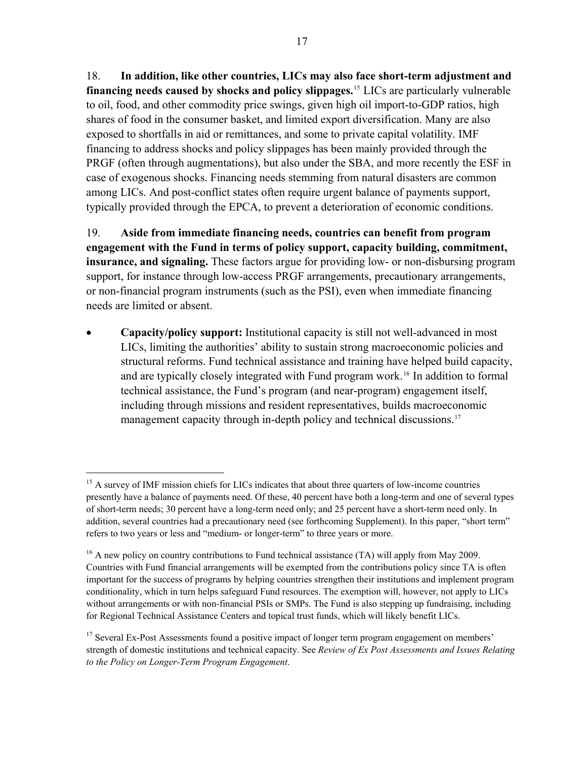18. **In addition, like other countries, LICs may also face short-term adjustment and financing needs caused by shocks and policy slippages.**[15] LICs are particularly vulnerable to oil, food, and other commodity price swings, given high oil import-to-GDP ratios, high shares of food in the consumer basket, and limited export diversification. Many are also exposed to shortfalls in aid or remittances, and some to private capital volatility. IMF financing to address shocks and policy slippages has been mainly provided through the PRGF (often through augmentations), but also under the SBA, and more recently the ESF in case of exogenous shocks. Financing needs stemming from natural disasters are common among LICs. And post-conflict states often require urgent balance of payments support, typically provided through the EPCA, to prevent a deterioration of economic conditions.

19. **Aside from immediate financing needs, countries can benefit from program engagement with the Fund in terms of policy support, capacity building, commitment, insurance, and signaling.** These factors argue for providing low- or non-disbursing program support, for instance through low-access PRGF arrangements, precautionary arrangements, or non-financial program instruments (such as the PSI), even when immediate financing needs are limited or absent.

- **Capacity/policy support:** Institutional capacity is still not well-advanced in most LICs, limiting the authorities' ability to sustain strong macroeconomic policies and structural reforms. Fund technical assistance and training have helped build capacity, and are typically closely integrated with Fund program work.[16] In addition to formal technical assistance, the Fund's program (and near-program) engagement itself, including through missions and resident representatives, builds macroeconomic management capacity through in-depth policy and technical discussions.[17]

---

[15] A survey of IMF mission chiefs for LICs indicates that about three quarters of low-income countries presently have a balance of payments need. Of these, 40 percent have both a long-term and one of several types of short-term needs; 30 percent have a long-term need only; and 25 percent have a short-term need only. In addition, several countries had a precautionary need (see forthcoming Supplement). In this paper, "short term" refers to two years or less and "medium- or longer-term" to three years or more.

[16] A new policy on country contributions to Fund technical assistance (TA) will apply from May 2009. Countries with Fund financial arrangements will be exempted from the contributions policy since TA is often important for the success of programs by helping countries strengthen their institutions and implement program conditionality, which in turn helps safeguard Fund resources. The exemption will, however, not apply to LICs without arrangements or with non-financial PSIs or SMPs. The Fund is also stepping up fundraising, including for Regional Technical Assistance Centers and topical trust funds, which will likely benefit LICs.

[17] Several Ex-Post Assessments found a positive impact of longer term program engagement on members' strength of domestic institutions and technical capacity. See *Review of Ex Post Assessments and Issues Relating to the Policy on Longer-Term Program Engagement*.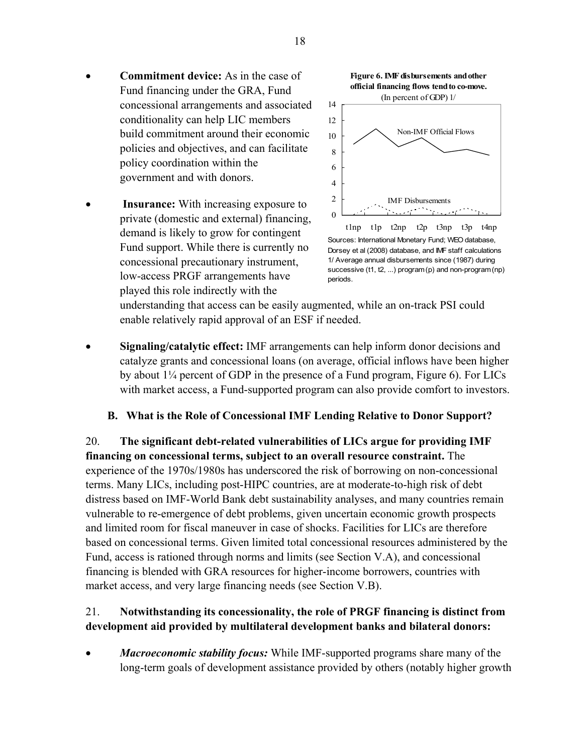- **Commitment device:** As in the case of Fund financing under the GRA, Fund concessional arrangements and associated conditionality can help LIC members build commitment around their economic policies and objectives, and can facilitate policy coordination within the government and with donors.

- **Insurance:** With increasing exposure to private (domestic and external) financing, demand is likely to grow for contingent Fund support. While there is currently no concessional precautionary instrument, low-access PRGF arrangements have played this role indirectly with the understanding that access can be easily augmented, while an on-track PSI could enable relatively rapid approval of an ESF if needed.

**Figure 6. IMF disbursements and other official financing flows tend to co-move.**
(In percent of GDP) 1/

14
12
10
8
6
4
2
0

Non-IMF Official Flows

IMF Disbursements

t1np t1p t2np t2p t3np t3p t4np

Sources: International Monetary Fund; WEO database, Dorsey et al (2008) database, and IMF staff calculations
1/ Average annual disbursements since (1987) during successive (t1, t2, ...) program (p) and non-program (np) periods.

- **Signaling/catalytic effect:** IMF arrangements can help inform donor decisions and catalyze grants and concessional loans (on average, official inflows have been higher by about 1¼ percent of GDP in the presence of a Fund program, Figure 6). For LICs with market access, a Fund-supported program can also provide comfort to investors.

### B. What is the Role of Concessional IMF Lending Relative to Donor Support?

20. **The significant debt-related vulnerabilities of LICs argue for providing IMF financing on concessional terms, subject to an overall resource constraint.** The experience of the 1970s/1980s has underscored the risk of borrowing on non-concessional terms. Many LICs, including post-HIPC countries, are at moderate-to-high risk of debt distress based on IMF-World Bank debt sustainability analyses, and many countries remain vulnerable to re-emergence of debt problems, given uncertain economic growth prospects and limited room for fiscal maneuver in case of shocks. Facilities for LICs are therefore based on concessional terms. Given limited total concessional resources administered by the Fund, access is rationed through norms and limits (see Section V.A), and concessional financing is blended with GRA resources for higher-income borrowers, countries with market access, and very large financing needs (see Section V.B).

21. **Notwithstanding its concessionality, the role of PRGF financing is distinct from development aid provided by multilateral development banks and bilateral donors:**

- ***Macroeconomic stability focus:*** While IMF-supported programs share many of the long-term goals of development assistance provided by others (notably higher growth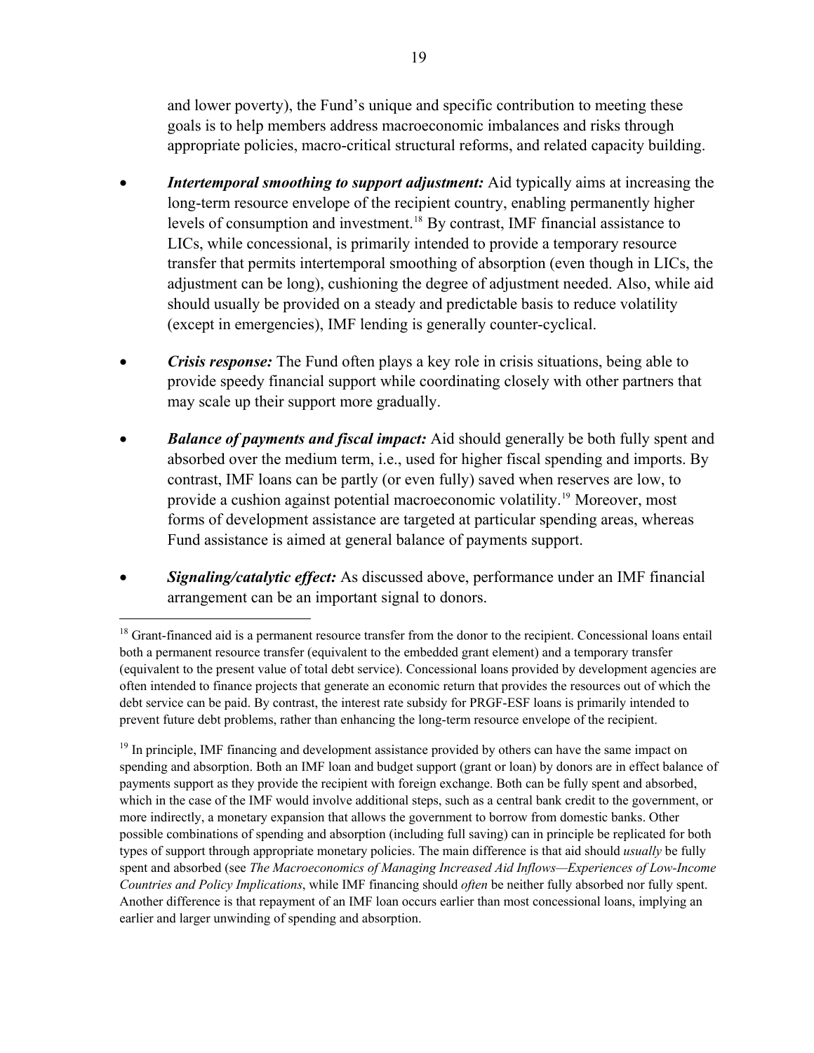and lower poverty), the Fund's unique and specific contribution to meeting these goals is to help members address macroeconomic imbalances and risks through appropriate policies, macro-critical structural reforms, and related capacity building.

- ***Intertemporal smoothing to support adjustment:*** Aid typically aims at increasing the long-term resource envelope of the recipient country, enabling permanently higher levels of consumption and investment.[18] By contrast, IMF financial assistance to LICs, while concessional, is primarily intended to provide a temporary resource transfer that permits intertemporal smoothing of absorption (even though in LICs, the adjustment can be long), cushioning the degree of adjustment needed. Also, while aid should usually be provided on a steady and predictable basis to reduce volatility (except in emergencies), IMF lending is generally counter-cyclical.

- ***Crisis response:*** The Fund often plays a key role in crisis situations, being able to provide speedy financial support while coordinating closely with other partners that may scale up their support more gradually.

- ***Balance of payments and fiscal impact:*** Aid should generally be both fully spent and absorbed over the medium term, i.e., used for higher fiscal spending and imports. By contrast, IMF loans can be partly (or even fully) saved when reserves are low, to provide a cushion against potential macroeconomic volatility.[19] Moreover, most forms of development assistance are targeted at particular spending areas, whereas Fund assistance is aimed at general balance of payments support.

- ***Signaling/catalytic effect:*** As discussed above, performance under an IMF financial arrangement can be an important signal to donors.

[18] Grant-financed aid is a permanent resource transfer from the donor to the recipient. Concessional loans entail both a permanent resource transfer (equivalent to the embedded grant element) and a temporary transfer (equivalent to the present value of total debt service). Concessional loans provided by development agencies are often intended to finance projects that generate an economic return that provides the resources out of which the debt service can be paid. By contrast, the interest rate subsidy for PRGF-ESF loans is primarily intended to prevent future debt problems, rather than enhancing the long-term resource envelope of the recipient.

[19] In principle, IMF financing and development assistance provided by others can have the same impact on spending and absorption. Both an IMF loan and budget support (grant or loan) by donors are in effect balance of payments support as they provide the recipient with foreign exchange. Both can be fully spent and absorbed, which in the case of the IMF would involve additional steps, such as a central bank credit to the government, or more indirectly, a monetary expansion that allows the government to borrow from domestic banks. Other possible combinations of spending and absorption (including full saving) can in principle be replicated for both types of support through appropriate monetary policies. The main difference is that aid should *usually* be fully spent and absorbed (see *The Macroeconomics of Managing Increased Aid Inflows—Experiences of Low-Income Countries and Policy Implications*, while IMF financing should *often* be neither fully absorbed nor fully spent. Another difference is that repayment of an IMF loan occurs earlier than most concessional loans, implying an earlier and larger unwinding of spending and absorption.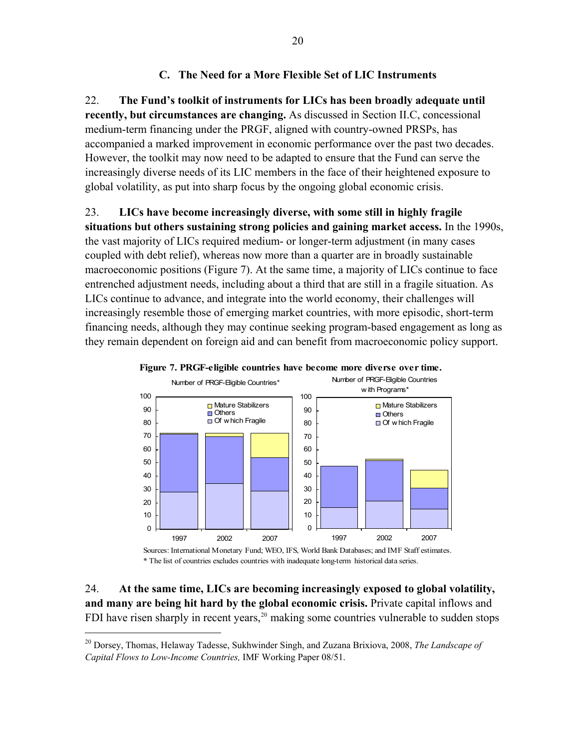### C. The Need for a More Flexible Set of LIC Instruments

22. **The Fund's toolkit of instruments for LICs has been broadly adequate until recently, but circumstances are changing.** As discussed in Section II.C, concessional medium-term financing under the PRGF, aligned with country-owned PRSPs, has accompanied a marked improvement in economic performance over the past two decades. However, the toolkit may now need to be adapted to ensure that the Fund can serve the increasingly diverse needs of its LIC members in the face of their heightened exposure to global volatility, as put into sharp focus by the ongoing global economic crisis.

23. **LICs have become increasingly diverse, with some still in highly fragile situations but others sustaining strong policies and gaining market access.** In the 1990s, the vast majority of LICs required medium- or longer-term adjustment (in many cases coupled with debt relief), whereas now more than a quarter are in broadly sustainable macroeconomic positions (Figure 7). At the same time, a majority of LICs continue to face entrenched adjustment needs, including about a third that are still in a fragile situation. As LICs continue to advance, and integrate into the world economy, their challenges will increasingly resemble those of emerging market countries, with more episodic, short-term financing needs, although they may continue seeking program-based engagement as long as they remain dependent on foreign aid and can benefit from macroeconomic policy support.

**Figure 7. PRGF-eligible countries have become more diverse over time.**

Number of PRGF-Eligible Countries*

100
90
80
70
60
50
40
30
20
10
0

Mature Stabilizers
Others
Of which Fragile

1997
2002
2007

Number of PRGF-Eligible Countries with Programs*

100
90
80
70
60
50
40
30
20
10
0

Mature Stabilizers
Others
Of which Fragile

1997
2002
2007

Sources: International Monetary Fund; WEO, IFS, World Bank Databases; and IMF Staff estimates.
* The list of countries excludes countries with inadequate long-term historical data series.

24. **At the same time, LICs are becoming increasingly exposed to global volatility, and many are being hit hard by the global economic crisis.** Private capital inflows and FDI have risen sharply in recent years,[20] making some countries vulnerable to sudden stops

[20] Dorsey, Thomas, Helaway Tadesse, Sukhwinder Singh, and Zuzana Brixiova, 2008, *The Landscape of Capital Flows to Low-Income Countries,* IMF Working Paper 08/51.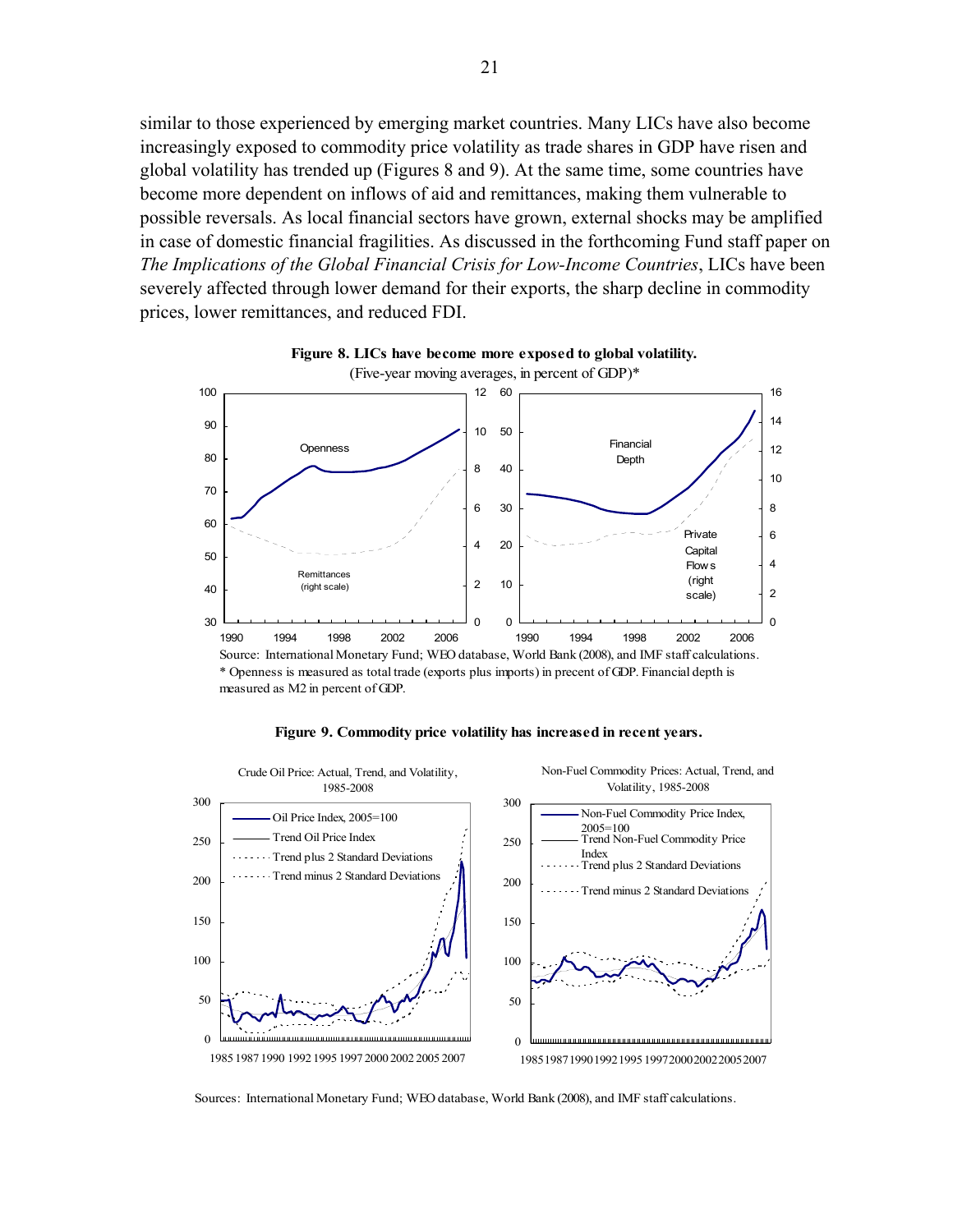similar to those experienced by emerging market countries. Many LICs have also become increasingly exposed to commodity price volatility as trade shares in GDP have risen and global volatility has trended up (Figures 8 and 9). At the same time, some countries have become more dependent on inflows of aid and remittances, making them vulnerable to possible reversals. As local financial sectors have grown, external shocks may be amplified in case of domestic financial fragilities. As discussed in the forthcoming Fund staff paper on *The Implications of the Global Financial Crisis for Low-Income Countries*, LICs have been severely affected through lower demand for their exports, the sharp decline in commodity prices, lower remittances, and reduced FDI.

**Figure 8. LICs have become more exposed to global volatility.**

(Five-year moving averages, in percent of GDP)*

Source: International Monetary Fund; WEO database, World Bank (2008), and IMF staff calculations.
\* Openness is measured as total trade (exports plus imports) in percent of GDP. Financial depth is measured as M2 in percent of GDP.

**Figure 9. Commodity price volatility has increased in recent years.**

Sources: International Monetary Fund; WEO database, World Bank (2008), and IMF staff calculations.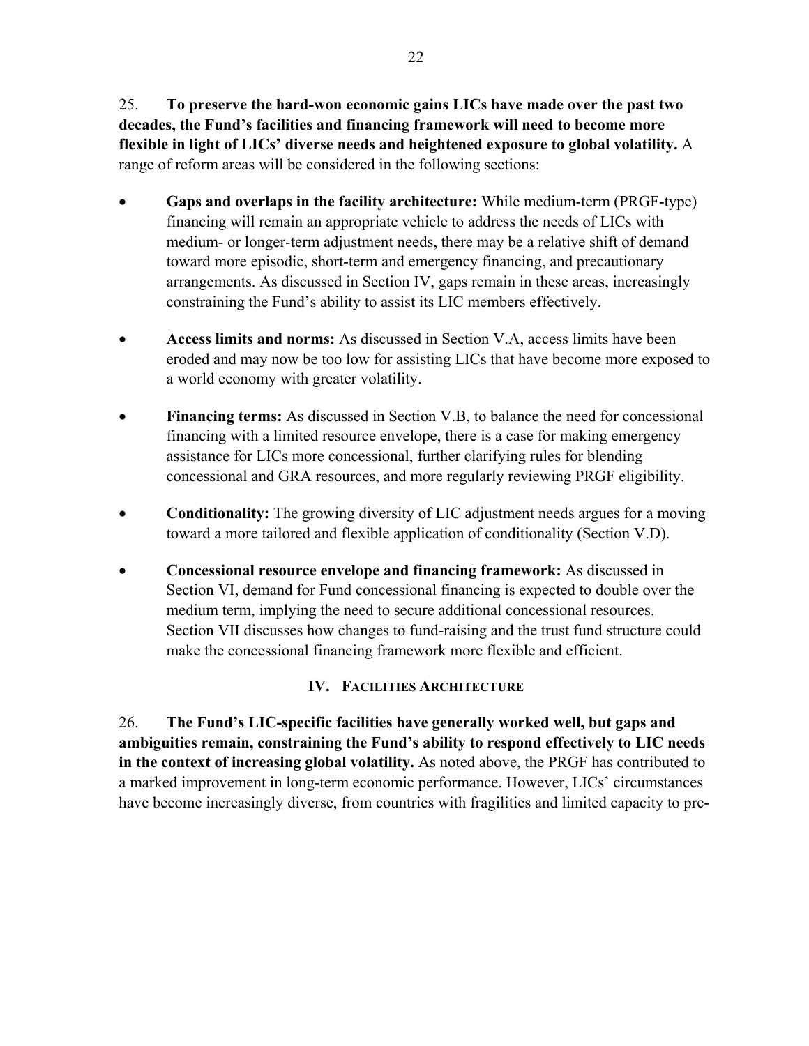25. **To preserve the hard-won economic gains LICs have made over the past two decades, the Fund's facilities and financing framework will need to become more flexible in light of LICs' diverse needs and heightened exposure to global volatility.** A range of reform areas will be considered in the following sections:

- **Gaps and overlaps in the facility architecture:** While medium-term (PRGF-type) financing will remain an appropriate vehicle to address the needs of LICs with medium- or longer-term adjustment needs, there may be a relative shift of demand toward more episodic, short-term and emergency financing, and precautionary arrangements. As discussed in Section IV, gaps remain in these areas, increasingly constraining the Fund's ability to assist its LIC members effectively.

- **Access limits and norms:** As discussed in Section V.A, access limits have been eroded and may now be too low for assisting LICs that have become more exposed to a world economy with greater volatility.

- **Financing terms:** As discussed in Section V.B, to balance the need for concessional financing with a limited resource envelope, there is a case for making emergency assistance for LICs more concessional, further clarifying rules for blending concessional and GRA resources, and more regularly reviewing PRGF eligibility.

- **Conditionality:** The growing diversity of LIC adjustment needs argues for a moving toward a more tailored and flexible application of conditionality (Section V.D).

- **Concessional resource envelope and financing framework:** As discussed in Section VI, demand for Fund concessional financing is expected to double over the medium term, implying the need to secure additional concessional resources. Section VII discusses how changes to fund-raising and the trust fund structure could make the concessional financing framework more flexible and efficient.

## IV. Facilities Architecture

26. **The Fund's LIC-specific facilities have generally worked well, but gaps and ambiguities remain, constraining the Fund's ability to respond effectively to LIC needs in the context of increasing global volatility.** As noted above, the PRGF has contributed to a marked improvement in long-term economic performance. However, LICs' circumstances have become increasingly diverse, from countries with fragilities and limited capacity to pre-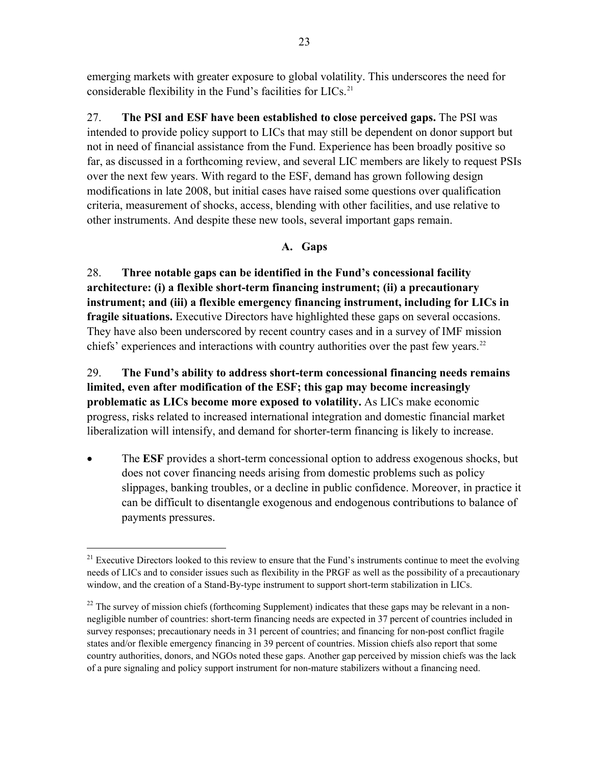emerging markets with greater exposure to global volatility. This underscores the need for considerable flexibility in the Fund's facilities for LICs.[21]

27. **The PSI and ESF have been established to close perceived gaps.** The PSI was intended to provide policy support to LICs that may still be dependent on donor support but not in need of financial assistance from the Fund. Experience has been broadly positive so far, as discussed in a forthcoming review, and several LIC members are likely to request PSIs over the next few years. With regard to the ESF, demand has grown following design modifications in late 2008, but initial cases have raised some questions over qualification criteria, measurement of shocks, access, blending with other facilities, and use relative to other instruments. And despite these new tools, several important gaps remain.

## A. Gaps

28. **Three notable gaps can be identified in the Fund's concessional facility architecture: (i) a flexible short-term financing instrument; (ii) a precautionary instrument; and (iii) a flexible emergency financing instrument, including for LICs in fragile situations.** Executive Directors have highlighted these gaps on several occasions. They have also been underscored by recent country cases and in a survey of IMF mission chiefs' experiences and interactions with country authorities over the past few years.[22]

29. **The Fund's ability to address short-term concessional financing needs remains limited, even after modification of the ESF; this gap may become increasingly problematic as LICs become more exposed to volatility.** As LICs make economic progress, risks related to increased international integration and domestic financial market liberalization will intensify, and demand for shorter-term financing is likely to increase.

- The **ESF** provides a short-term concessional option to address exogenous shocks, but does not cover financing needs arising from domestic problems such as policy slippages, banking troubles, or a decline in public confidence. Moreover, in practice it can be difficult to disentangle exogenous and endogenous contributions to balance of payments pressures.

---

[21] Executive Directors looked to this review to ensure that the Fund's instruments continue to meet the evolving needs of LICs and to consider issues such as flexibility in the PRGF as well as the possibility of a precautionary window, and the creation of a Stand-By-type instrument to support short-term stabilization in LICs.

[22] The survey of mission chiefs (forthcoming Supplement) indicates that these gaps may be relevant in a non-negligible number of countries: short-term financing needs are expected in 37 percent of countries included in survey responses; precautionary needs in 31 percent of countries; and financing for non-post conflict fragile states and/or flexible emergency financing in 39 percent of countries. Mission chiefs also report that some country authorities, donors, and NGOs noted these gaps. Another gap perceived by mission chiefs was the lack of a pure signaling and policy support instrument for non-mature stabilizers without a financing need.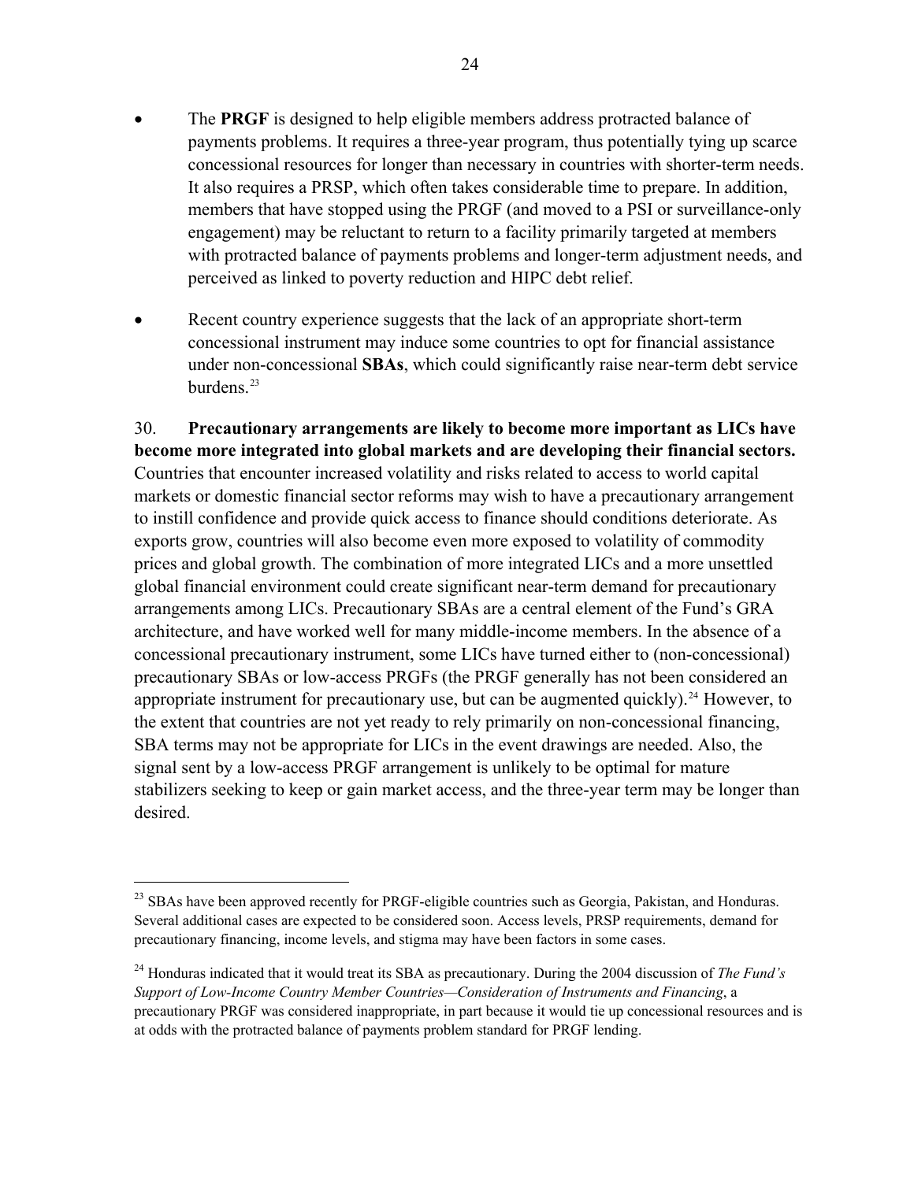- The **PRGF** is designed to help eligible members address protracted balance of payments problems. It requires a three-year program, thus potentially tying up scarce concessional resources for longer than necessary in countries with shorter-term needs. It also requires a PRSP, which often takes considerable time to prepare. In addition, members that have stopped using the PRGF (and moved to a PSI or surveillance-only engagement) may be reluctant to return to a facility primarily targeted at members with protracted balance of payments problems and longer-term adjustment needs, and perceived as linked to poverty reduction and HIPC debt relief.

- Recent country experience suggests that the lack of an appropriate short-term concessional instrument may induce some countries to opt for financial assistance under non-concessional **SBAs**, which could significantly raise near-term debt service burdens.[23]

30. **Precautionary arrangements are likely to become more important as LICs have become more integrated into global markets and are developing their financial sectors.** Countries that encounter increased volatility and risks related to access to world capital markets or domestic financial sector reforms may wish to have a precautionary arrangement to instill confidence and provide quick access to finance should conditions deteriorate. As exports grow, countries will also become even more exposed to volatility of commodity prices and global growth. The combination of more integrated LICs and a more unsettled global financial environment could create significant near-term demand for precautionary arrangements among LICs. Precautionary SBAs are a central element of the Fund's GRA architecture, and have worked well for many middle-income members. In the absence of a concessional precautionary instrument, some LICs have turned either to (non-concessional) precautionary SBAs or low-access PRGFs (the PRGF generally has not been considered an appropriate instrument for precautionary use, but can be augmented quickly).[24] However, to the extent that countries are not yet ready to rely primarily on non-concessional financing, SBA terms may not be appropriate for LICs in the event drawings are needed. Also, the signal sent by a low-access PRGF arrangement is unlikely to be optimal for mature stabilizers seeking to keep or gain market access, and the three-year term may be longer than desired.

---

[23] SBAs have been approved recently for PRGF-eligible countries such as Georgia, Pakistan, and Honduras. Several additional cases are expected to be considered soon. Access levels, PRSP requirements, demand for precautionary financing, income levels, and stigma may have been factors in some cases.

[24] Honduras indicated that it would treat its SBA as precautionary. During the 2004 discussion of *The Fund's Support of Low-Income Country Member Countries—Consideration of Instruments and Financing*, a precautionary PRGF was considered inappropriate, in part because it would tie up concessional resources and is at odds with the protracted balance of payments problem standard for PRGF lending.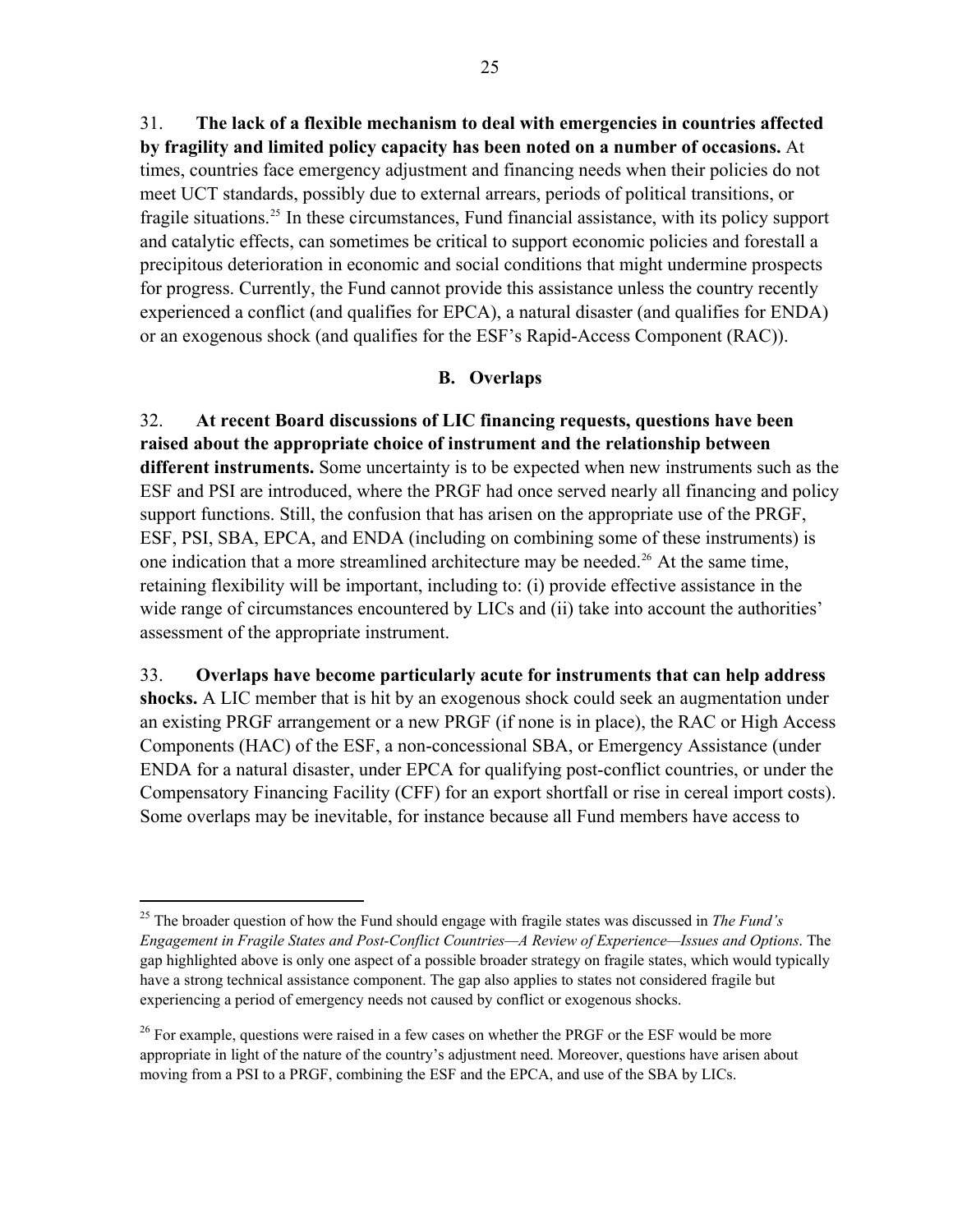31. **The lack of a flexible mechanism to deal with emergencies in countries affected by fragility and limited policy capacity has been noted on a number of occasions.** At times, countries face emergency adjustment and financing needs when their policies do not meet UCT standards, possibly due to external arrears, periods of political transitions, or fragile situations.[25] In these circumstances, Fund financial assistance, with its policy support and catalytic effects, can sometimes be critical to support economic policies and forestall a precipitous deterioration in economic and social conditions that might undermine prospects for progress. Currently, the Fund cannot provide this assistance unless the country recently experienced a conflict (and qualifies for EPCA), a natural disaster (and qualifies for ENDA) or an exogenous shock (and qualifies for the ESF's Rapid-Access Component (RAC)).

## B. Overlaps

32. **At recent Board discussions of LIC financing requests, questions have been raised about the appropriate choice of instrument and the relationship between different instruments.** Some uncertainty is to be expected when new instruments such as the ESF and PSI are introduced, where the PRGF had once served nearly all financing and policy support functions. Still, the confusion that has arisen on the appropriate use of the PRGF, ESF, PSI, SBA, EPCA, and ENDA (including on combining some of these instruments) is one indication that a more streamlined architecture may be needed.[26] At the same time, retaining flexibility will be important, including to: (i) provide effective assistance in the wide range of circumstances encountered by LICs and (ii) take into account the authorities' assessment of the appropriate instrument.

33. **Overlaps have become particularly acute for instruments that can help address shocks.** A LIC member that is hit by an exogenous shock could seek an augmentation under an existing PRGF arrangement or a new PRGF (if none is in place), the RAC or High Access Components (HAC) of the ESF, a non-concessional SBA, or Emergency Assistance (under ENDA for a natural disaster, under EPCA for qualifying post-conflict countries, or under the Compensatory Financing Facility (CFF) for an export shortfall or rise in cereal import costs). Some overlaps may be inevitable, for instance because all Fund members have access to

---

[25] The broader question of how the Fund should engage with fragile states was discussed in *The Fund's Engagement in Fragile States and Post-Conflict Countries—A Review of Experience—Issues and Options*. The gap highlighted above is only one aspect of a possible broader strategy on fragile states, which would typically have a strong technical assistance component. The gap also applies to states not considered fragile but experiencing a period of emergency needs not caused by conflict or exogenous shocks.

[26] For example, questions were raised in a few cases on whether the PRGF or the ESF would be more appropriate in light of the nature of the country's adjustment need. Moreover, questions have arisen about moving from a PSI to a PRGF, combining the ESF and the EPCA, and use of the SBA by LICs.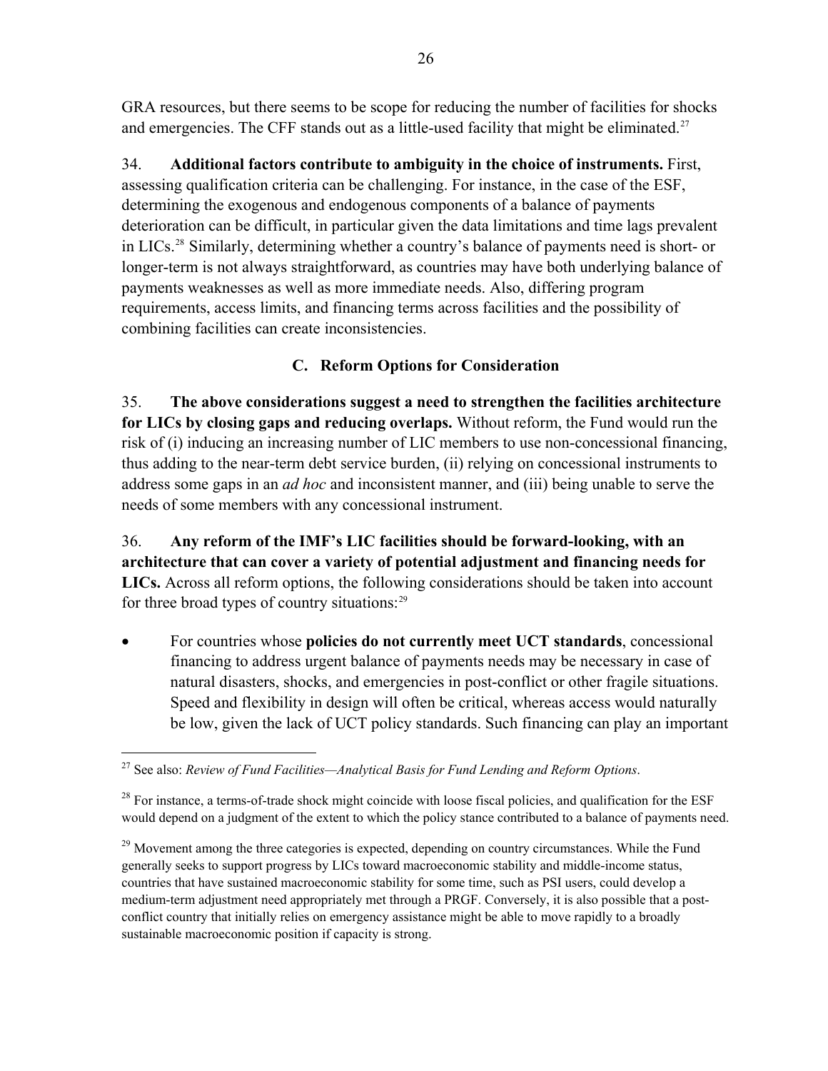GRA resources, but there seems to be scope for reducing the number of facilities for shocks and emergencies. The CFF stands out as a little-used facility that might be eliminated.[27]

34. **Additional factors contribute to ambiguity in the choice of instruments.** First, assessing qualification criteria can be challenging. For instance, in the case of the ESF, determining the exogenous and endogenous components of a balance of payments deterioration can be difficult, in particular given the data limitations and time lags prevalent in LICs.[28] Similarly, determining whether a country's balance of payments need is short- or longer-term is not always straightforward, as countries may have both underlying balance of payments weaknesses as well as more immediate needs. Also, differing program requirements, access limits, and financing terms across facilities and the possibility of combining facilities can create inconsistencies.

### C. Reform Options for Consideration

35. **The above considerations suggest a need to strengthen the facilities architecture for LICs by closing gaps and reducing overlaps.** Without reform, the Fund would run the risk of (i) inducing an increasing number of LIC members to use non-concessional financing, thus adding to the near-term debt service burden, (ii) relying on concessional instruments to address some gaps in an *ad hoc* and inconsistent manner, and (iii) being unable to serve the needs of some members with any concessional instrument.

36. **Any reform of the IMF's LIC facilities should be forward-looking, with an architecture that can cover a variety of potential adjustment and financing needs for LICs.** Across all reform options, the following considerations should be taken into account for three broad types of country situations:[29]

- For countries whose **policies do not currently meet UCT standards**, concessional financing to address urgent balance of payments needs may be necessary in case of natural disasters, shocks, and emergencies in post-conflict or other fragile situations. Speed and flexibility in design will often be critical, whereas access would naturally be low, given the lack of UCT policy standards. Such financing can play an important

---

[27] See also: *Review of Fund Facilities—Analytical Basis for Fund Lending and Reform Options*.

[28] For instance, a terms-of-trade shock might coincide with loose fiscal policies, and qualification for the ESF would depend on a judgment of the extent to which the policy stance contributed to a balance of payments need.

[29] Movement among the three categories is expected, depending on country circumstances. While the Fund generally seeks to support progress by LICs toward macroeconomic stability and middle-income status, countries that have sustained macroeconomic stability for some time, such as PSI users, could develop a medium-term adjustment need appropriately met through a PRGF. Conversely, it is also possible that a post-conflict country that initially relies on emergency assistance might be able to move rapidly to a broadly sustainable macroeconomic position if capacity is strong.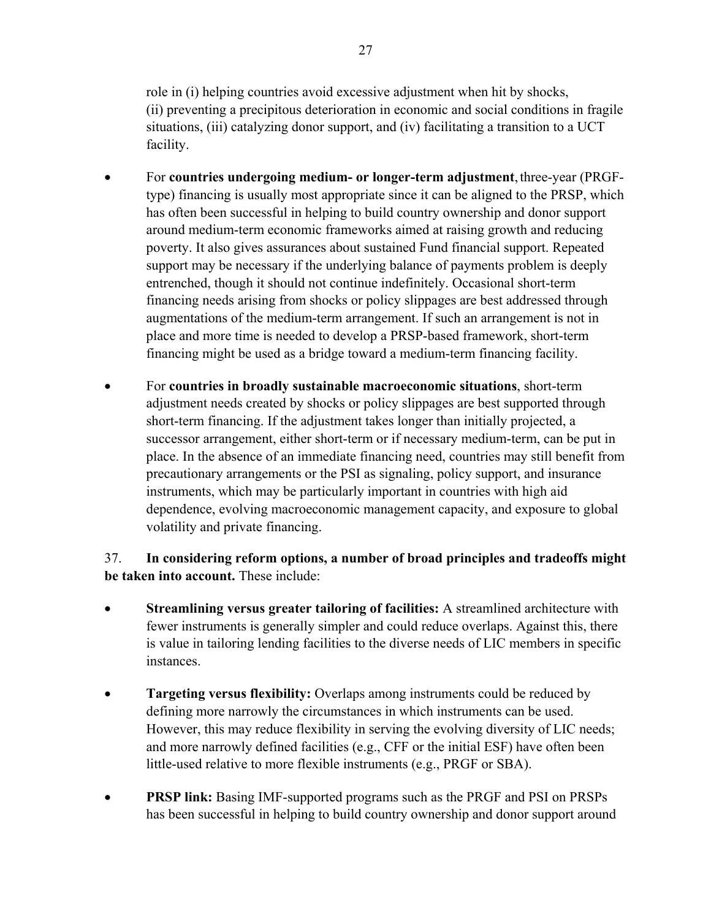role in (i) helping countries avoid excessive adjustment when hit by shocks, (ii) preventing a precipitous deterioration in economic and social conditions in fragile situations, (iii) catalyzing donor support, and (iv) facilitating a transition to a UCT facility.

- For **countries undergoing medium- or longer-term adjustment**, three-year (PRGF-type) financing is usually most appropriate since it can be aligned to the PRSP, which has often been successful in helping to build country ownership and donor support around medium-term economic frameworks aimed at raising growth and reducing poverty. It also gives assurances about sustained Fund financial support. Repeated support may be necessary if the underlying balance of payments problem is deeply entrenched, though it should not continue indefinitely. Occasional short-term financing needs arising from shocks or policy slippages are best addressed through augmentations of the medium-term arrangement. If such an arrangement is not in place and more time is needed to develop a PRSP-based framework, short-term financing might be used as a bridge toward a medium-term financing facility.

- For **countries in broadly sustainable macroeconomic situations**, short-term adjustment needs created by shocks or policy slippages are best supported through short-term financing. If the adjustment takes longer than initially projected, a successor arrangement, either short-term or if necessary medium-term, can be put in place. In the absence of an immediate financing need, countries may still benefit from precautionary arrangements or the PSI as signaling, policy support, and insurance instruments, which may be particularly important in countries with high aid dependence, evolving macroeconomic management capacity, and exposure to global volatility and private financing.

37. **In considering reform options, a number of broad principles and tradeoffs might be taken into account.** These include:

- **Streamlining versus greater tailoring of facilities:** A streamlined architecture with fewer instruments is generally simpler and could reduce overlaps. Against this, there is value in tailoring lending facilities to the diverse needs of LIC members in specific instances.

- **Targeting versus flexibility:** Overlaps among instruments could be reduced by defining more narrowly the circumstances in which instruments can be used. However, this may reduce flexibility in serving the evolving diversity of LIC needs; and more narrowly defined facilities (e.g., CFF or the initial ESF) have often been little-used relative to more flexible instruments (e.g., PRGF or SBA).

- **PRSP link:** Basing IMF-supported programs such as the PRGF and PSI on PRSPs has been successful in helping to build country ownership and donor support around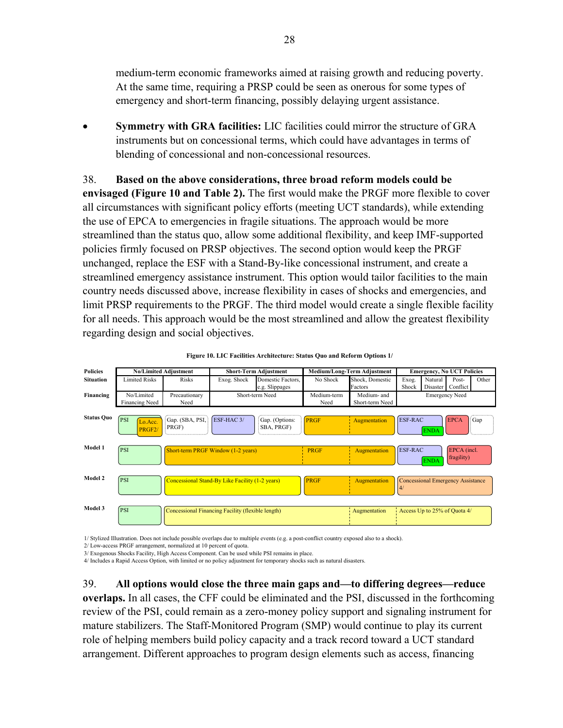medium-term economic frameworks aimed at raising growth and reducing poverty. At the same time, requiring a PRSP could be seen as onerous for some types of emergency and short-term financing, possibly delaying urgent assistance.

- **Symmetry with GRA facilities:** LIC facilities could mirror the structure of GRA instruments but on concessional terms, which could have advantages in terms of blending of concessional and non-concessional resources.

38. **Based on the above considerations, three broad reform models could be envisaged (Figure 10 and Table 2).** The first would make the PRGF more flexible to cover all circumstances with significant policy efforts (meeting UCT standards), while extending the use of EPCA to emergencies in fragile situations. The approach would be more streamlined than the status quo, allow some additional flexibility, and keep IMF-supported policies firmly focused on PRSP objectives. The second option would keep the PRGF unchanged, replace the ESF with a Stand-By-like concessional instrument, and create a streamlined emergency assistance instrument. This option would tailor facilities to the main country needs discussed above, increase flexibility in cases of shocks and emergencies, and limit PRSP requirements to the PRGF. The third model would create a single flexible facility for all needs. This approach would be the most streamlined and allow the greatest flexibility regarding design and social objectives.

**Figure 10. LIC Facilities Architecture: Status Quo and Reform Options 1/**

Policies: No/Limited Adjustment | Short-Term Adjustment | Medium/Long-Term Adjustment | Emergency, No UCT Policies

Situation: Limited Risks | Risks | Exog. Shock | Domestic Factors, e.g. Slippages | No Shock | Shock, Domestic Factors | Exog. Shock | Natural Disaster | Post-Conflict | Other

Financing: No/Limited Financing Need | Precautionary Need | Short-term Need | Medium-term Need | Medium- and Short-term Need | Emergency Need

Status Quo: PSI | Lo.Acc. PRGF2/ | Gap. (SBA, PSI, PRGF) | ESF-HAC 3/ | Gap. (Options: SBA, PRGF) | PRGF | Augmentation | ESF-RAC | ENDA | EPCA | Gap

Model 1: PSI | Short-term PRGF Window (1-2 years) | PRGF | Augmentation | ESF-RAC | ENDA | EPCA (incl. fragility)

Model 2: PSI | Concessional Stand-By Like Facility (1-2 years) | PRGF | Augmentation | Concessional Emergency Assistance 4/

Model 3: PSI | Concessional Financing Facility (flexible length) | Augmentation | Access Up to 25% of Quota 4/

1/ Stylized Illustration. Does not include possible overlaps due to multiple events (e.g. a post-conflict country exposed also to a shock).
2/ Low-access PRGF arrangement, normalized at 10 percent of quota.
3/ Exogenous Shocks Facility, High Access Component. Can be used while PSI remains in place.
4/ Includes a Rapid Access Option, with limited or no policy adjustment for temporary shocks such as natural disasters.

39. **All options would close the three main gaps and—to differing degrees—reduce overlaps.** In all cases, the CFF could be eliminated and the PSI, discussed in the forthcoming review of the PSI, could remain as a zero-money policy support and signaling instrument for mature stabilizers. The Staff-Monitored Program (SMP) would continue to play its current role of helping members build policy capacity and a track record toward a UCT standard arrangement. Different approaches to program design elements such as access, financing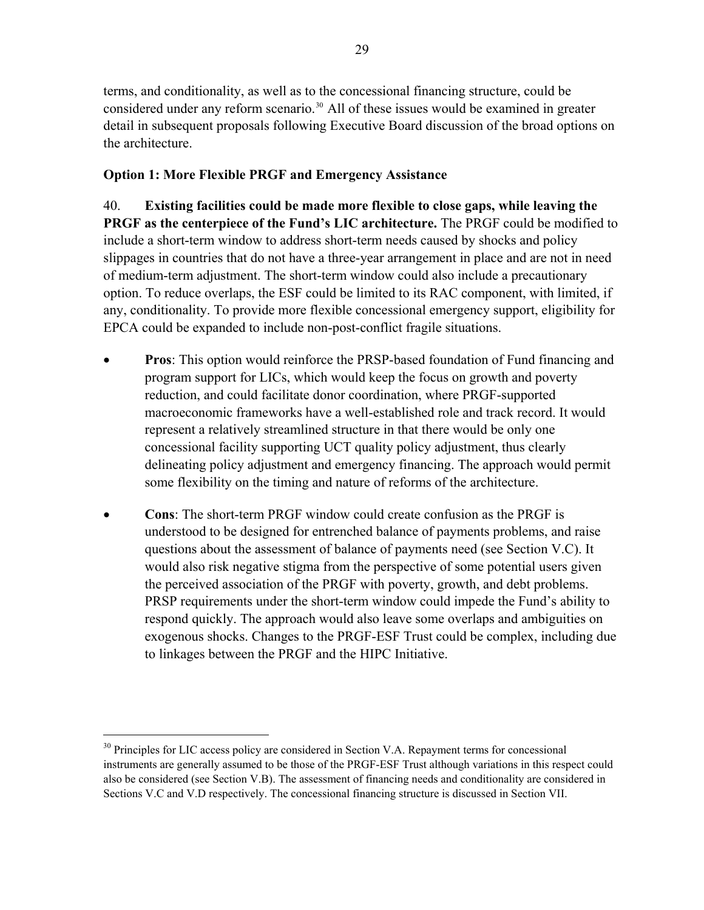terms, and conditionality, as well as to the concessional financing structure, could be considered under any reform scenario.[30] All of these issues would be examined in greater detail in subsequent proposals following Executive Board discussion of the broad options on the architecture.

**Option 1: More Flexible PRGF and Emergency Assistance**

40. **Existing facilities could be made more flexible to close gaps, while leaving the PRGF as the centerpiece of the Fund's LIC architecture.** The PRGF could be modified to include a short-term window to address short-term needs caused by shocks and policy slippages in countries that do not have a three-year arrangement in place and are not in need of medium-term adjustment. The short-term window could also include a precautionary option. To reduce overlaps, the ESF could be limited to its RAC component, with limited, if any, conditionality. To provide more flexible concessional emergency support, eligibility for EPCA could be expanded to include non-post-conflict fragile situations.

- **Pros**: This option would reinforce the PRSP-based foundation of Fund financing and program support for LICs, which would keep the focus on growth and poverty reduction, and could facilitate donor coordination, where PRGF-supported macroeconomic frameworks have a well-established role and track record. It would represent a relatively streamlined structure in that there would be only one concessional facility supporting UCT quality policy adjustment, thus clearly delineating policy adjustment and emergency financing. The approach would permit some flexibility on the timing and nature of reforms of the architecture.

- **Cons**: The short-term PRGF window could create confusion as the PRGF is understood to be designed for entrenched balance of payments problems, and raise questions about the assessment of balance of payments need (see Section V.C). It would also risk negative stigma from the perspective of some potential users given the perceived association of the PRGF with poverty, growth, and debt problems. PRSP requirements under the short-term window could impede the Fund's ability to respond quickly. The approach would also leave some overlaps and ambiguities on exogenous shocks. Changes to the PRGF-ESF Trust could be complex, including due to linkages between the PRGF and the HIPC Initiative.

---

[30] Principles for LIC access policy are considered in Section V.A. Repayment terms for concessional instruments are generally assumed to be those of the PRGF-ESF Trust although variations in this respect could also be considered (see Section V.B). The assessment of financing needs and conditionality are considered in Sections V.C and V.D respectively. The concessional financing structure is discussed in Section VII.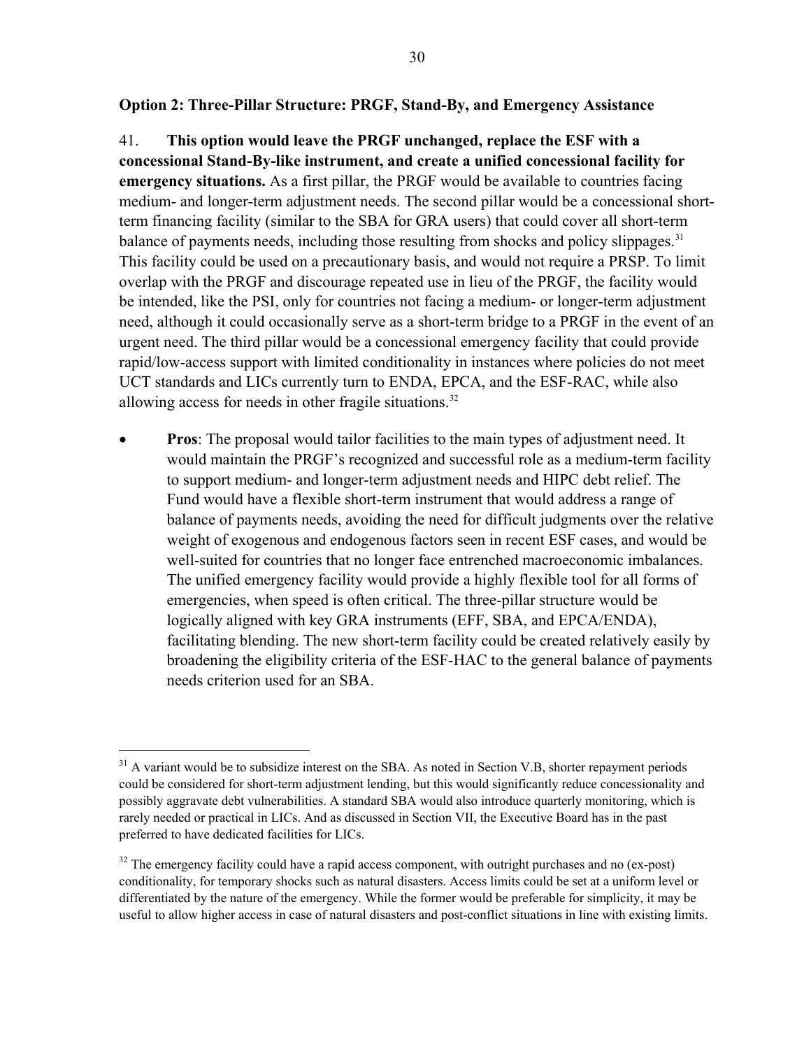**Option 2: Three-Pillar Structure: PRGF, Stand-By, and Emergency Assistance**

41. **This option would leave the PRGF unchanged, replace the ESF with a concessional Stand-By-like instrument, and create a unified concessional facility for emergency situations.** As a first pillar, the PRGF would be available to countries facing medium- and longer-term adjustment needs. The second pillar would be a concessional short-term financing facility (similar to the SBA for GRA users) that could cover all short-term balance of payments needs, including those resulting from shocks and policy slippages.[31] This facility could be used on a precautionary basis, and would not require a PRSP. To limit overlap with the PRGF and discourage repeated use in lieu of the PRGF, the facility would be intended, like the PSI, only for countries not facing a medium- or longer-term adjustment need, although it could occasionally serve as a short-term bridge to a PRGF in the event of an urgent need. The third pillar would be a concessional emergency facility that could provide rapid/low-access support with limited conditionality in instances where policies do not meet UCT standards and LICs currently turn to ENDA, EPCA, and the ESF-RAC, while also allowing access for needs in other fragile situations.[32]

- **Pros**: The proposal would tailor facilities to the main types of adjustment need. It would maintain the PRGF's recognized and successful role as a medium-term facility to support medium- and longer-term adjustment needs and HIPC debt relief. The Fund would have a flexible short-term instrument that would address a range of balance of payments needs, avoiding the need for difficult judgments over the relative weight of exogenous and endogenous factors seen in recent ESF cases, and would be well-suited for countries that no longer face entrenched macroeconomic imbalances. The unified emergency facility would provide a highly flexible tool for all forms of emergencies, when speed is often critical. The three-pillar structure would be logically aligned with key GRA instruments (EFF, SBA, and EPCA/ENDA), facilitating blending. The new short-term facility could be created relatively easily by broadening the eligibility criteria of the ESF-HAC to the general balance of payments needs criterion used for an SBA.

---

[31] A variant would be to subsidize interest on the SBA. As noted in Section V.B, shorter repayment periods could be considered for short-term adjustment lending, but this would significantly reduce concessionality and possibly aggravate debt vulnerabilities. A standard SBA would also introduce quarterly monitoring, which is rarely needed or practical in LICs. And as discussed in Section VII, the Executive Board has in the past preferred to have dedicated facilities for LICs.

[32] The emergency facility could have a rapid access component, with outright purchases and no (ex-post) conditionality, for temporary shocks such as natural disasters. Access limits could be set at a uniform level or differentiated by the nature of the emergency. While the former would be preferable for simplicity, it may be useful to allow higher access in case of natural disasters and post-conflict situations in line with existing limits.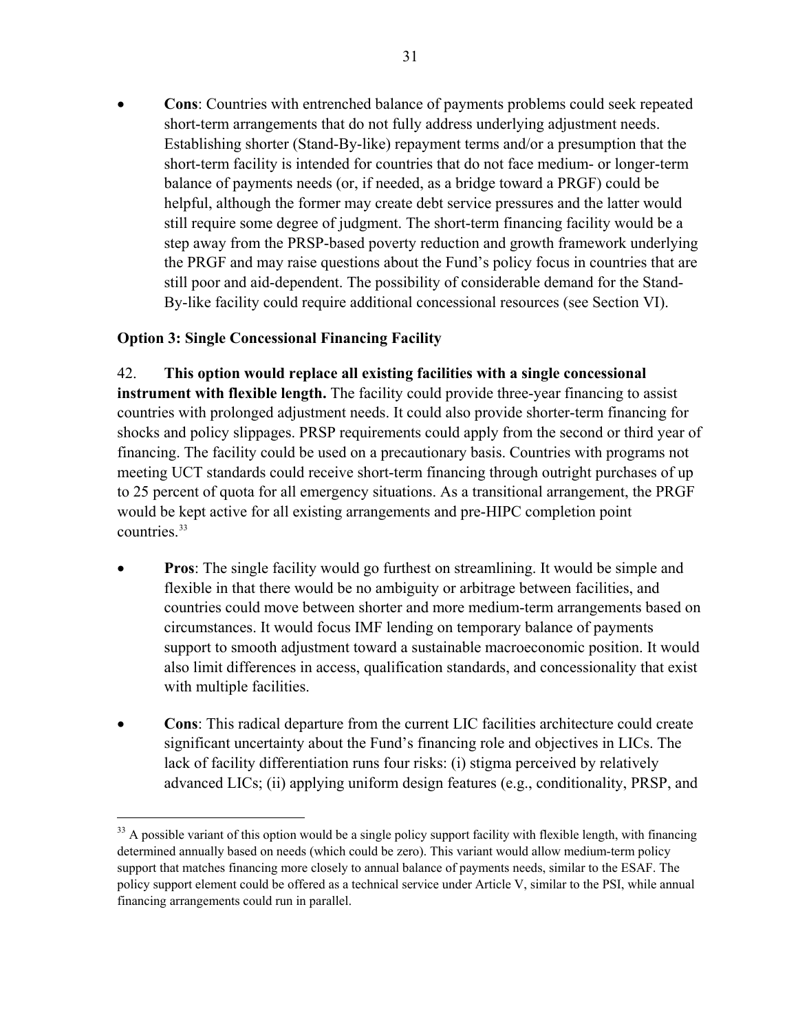- **Cons**: Countries with entrenched balance of payments problems could seek repeated short-term arrangements that do not fully address underlying adjustment needs. Establishing shorter (Stand-By-like) repayment terms and/or a presumption that the short-term facility is intended for countries that do not face medium- or longer-term balance of payments needs (or, if needed, as a bridge toward a PRGF) could be helpful, although the former may create debt service pressures and the latter would still require some degree of judgment. The short-term financing facility would be a step away from the PRSP-based poverty reduction and growth framework underlying the PRGF and may raise questions about the Fund's policy focus in countries that are still poor and aid-dependent. The possibility of considerable demand for the Stand-By-like facility could require additional concessional resources (see Section VI).

**Option 3: Single Concessional Financing Facility**

42. **This option would replace all existing facilities with a single concessional instrument with flexible length.** The facility could provide three-year financing to assist countries with prolonged adjustment needs. It could also provide shorter-term financing for shocks and policy slippages. PRSP requirements could apply from the second or third year of financing. The facility could be used on a precautionary basis. Countries with programs not meeting UCT standards could receive short-term financing through outright purchases of up to 25 percent of quota for all emergency situations. As a transitional arrangement, the PRGF would be kept active for all existing arrangements and pre-HIPC completion point countries.[33]

- **Pros**: The single facility would go furthest on streamlining. It would be simple and flexible in that there would be no ambiguity or arbitrage between facilities, and countries could move between shorter and more medium-term arrangements based on circumstances. It would focus IMF lending on temporary balance of payments support to smooth adjustment toward a sustainable macroeconomic position. It would also limit differences in access, qualification standards, and concessionality that exist with multiple facilities.

- **Cons**: This radical departure from the current LIC facilities architecture could create significant uncertainty about the Fund's financing role and objectives in LICs. The lack of facility differentiation runs four risks: (i) stigma perceived by relatively advanced LICs; (ii) applying uniform design features (e.g., conditionality, PRSP, and

[33] A possible variant of this option would be a single policy support facility with flexible length, with financing determined annually based on needs (which could be zero). This variant would allow medium-term policy support that matches financing more closely to annual balance of payments needs, similar to the ESAF. The policy support element could be offered as a technical service under Article V, similar to the PSI, while annual financing arrangements could run in parallel.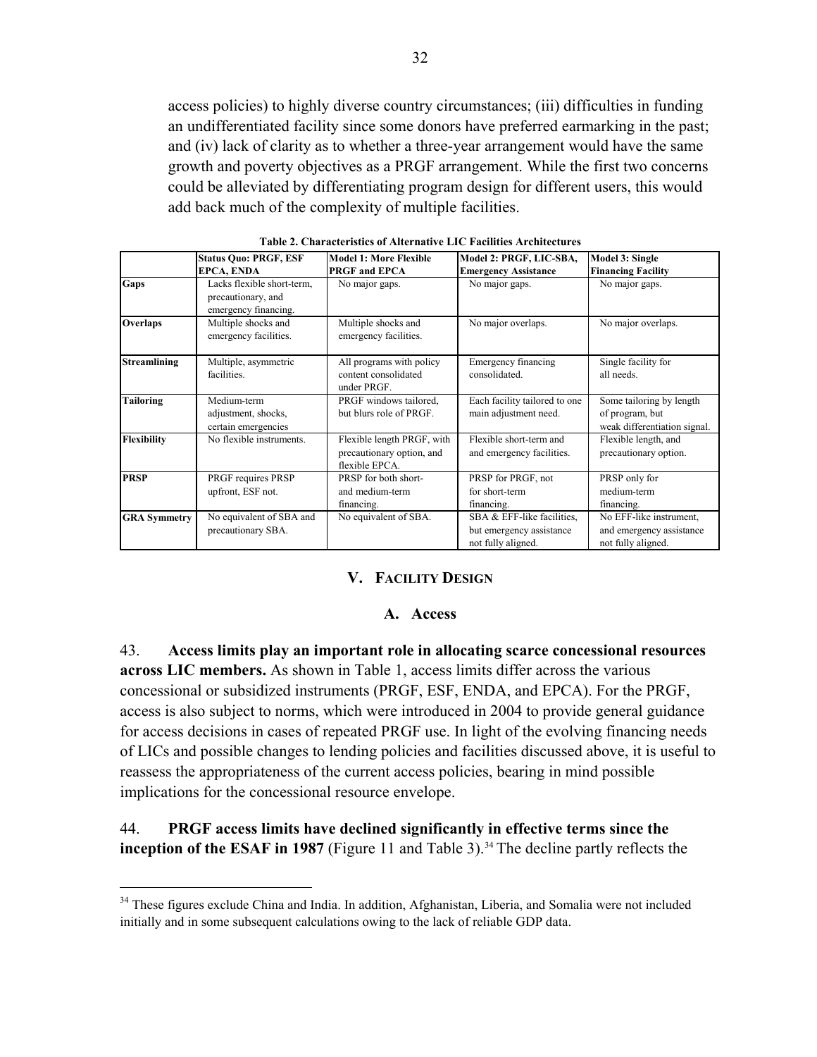access policies) to highly diverse country circumstances; (iii) difficulties in funding an undifferentiated facility since some donors have preferred earmarking in the past; and (iv) lack of clarity as to whether a three-year arrangement would have the same growth and poverty objectives as a PRGF arrangement. While the first two concerns could be alleviated by differentiating program design for different users, this would add back much of the complexity of multiple facilities.

**Table 2. Characteristics of Alternative LIC Facilities Architectures**

| | Status Quo: PRGF, ESF EPCA, ENDA | Model 1: More Flexible PRGF and EPCA | Model 2: PRGF, LIC-SBA, Emergency Assistance | Model 3: Single Financing Facility |
|---|---|---|---|---|
| **Gaps** | Lacks flexible short-term, precautionary, and emergency financing. | No major gaps. | No major gaps. | No major gaps. |
| **Overlaps** | Multiple shocks and emergency facilities. | Multiple shocks and emergency facilities. | No major overlaps. | No major overlaps. |
| **Streamlining** | Multiple, asymmetric facilities. | All programs with policy content consolidated under PRGF. | Emergency financing consolidated. | Single facility for all needs. |
| **Tailoring** | Medium-term adjustment, shocks, certain emergencies | PRGF windows tailored, but blurs role of PRGF. | Each facility tailored to one main adjustment need. | Some tailoring by length of program, but weak differentiation signal. |
| **Flexibility** | No flexible instruments. | Flexible length PRGF, with precautionary option, and flexible EPCA. | Flexible short-term and and emergency facilities. | Flexible length, and precautionary option. |
| **PRSP** | PRGF requires PRSP upfront, ESF not. | PRSP for both short- and medium-term financing. | PRSP for PRGF, not for short-term financing. | PRSP only for medium-term financing. |
| **GRA Symmetry** | No equivalent of SBA and precautionary SBA. | No equivalent of SBA. | SBA & EFF-like facilities, but emergency assistance not fully aligned. | No EFF-like instrument, and emergency assistance not fully aligned. |

## V. Facility Design

### A. Access

43. **Access limits play an important role in allocating scarce concessional resources across LIC members.** As shown in Table 1, access limits differ across the various concessional or subsidized instruments (PRGF, ESF, ENDA, and EPCA). For the PRGF, access is also subject to norms, which were introduced in 2004 to provide general guidance for access decisions in cases of repeated PRGF use. In light of the evolving financing needs of LICs and possible changes to lending policies and facilities discussed above, it is useful to reassess the appropriateness of the current access policies, bearing in mind possible implications for the concessional resource envelope.

44. **PRGF access limits have declined significantly in effective terms since the inception of the ESAF in 1987** (Figure 11 and Table 3).[34] The decline partly reflects the

[34] These figures exclude China and India. In addition, Afghanistan, Liberia, and Somalia were not included initially and in some subsequent calculations owing to the lack of reliable GDP data.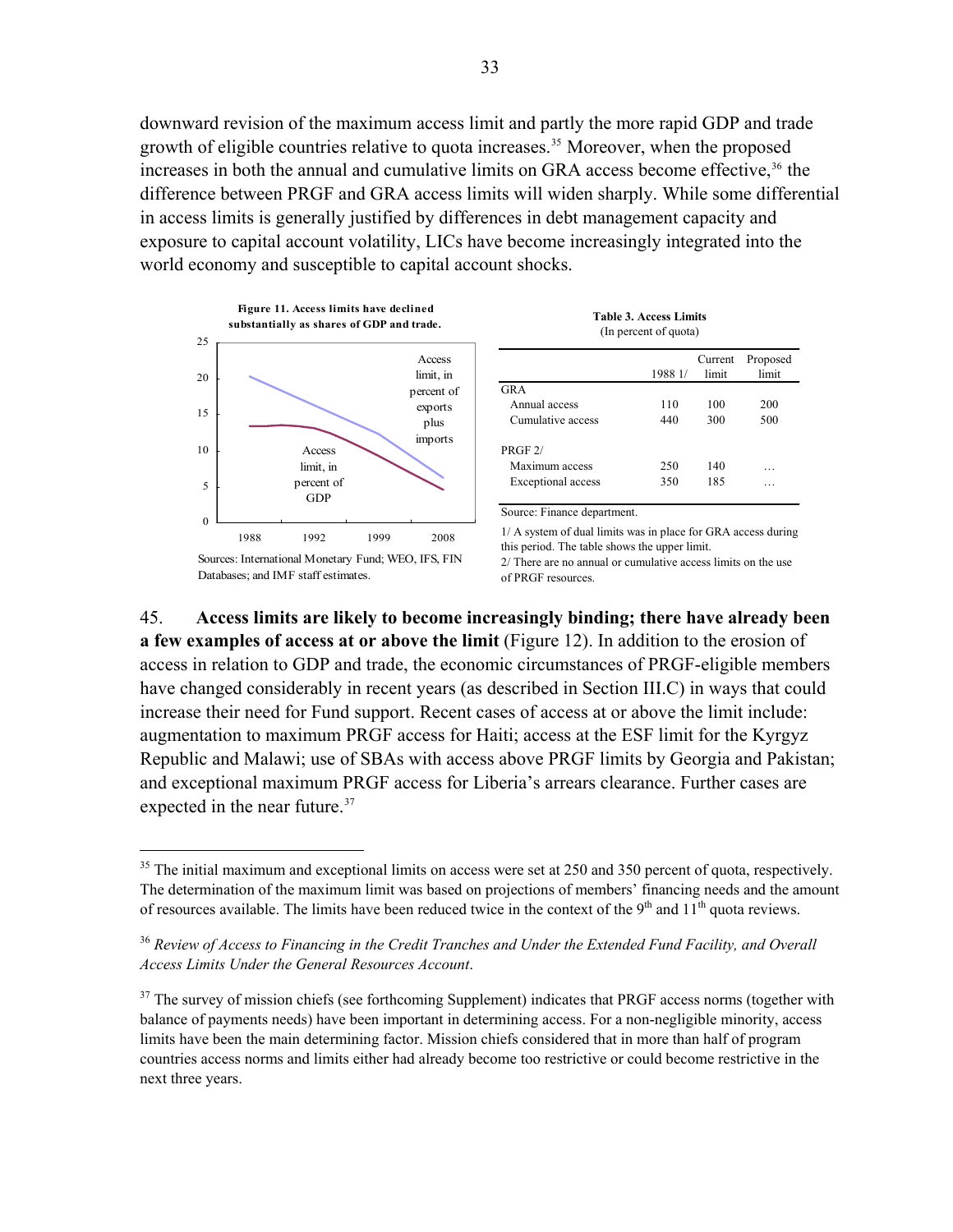downward revision of the maximum access limit and partly the more rapid GDP and trade growth of eligible countries relative to quota increases.[35] Moreover, when the proposed increases in both the annual and cumulative limits on GRA access become effective,[36] the difference between PRGF and GRA access limits will widen sharply. While some differential in access limits is generally justified by differences in debt management capacity and exposure to capital account volatility, LICs have become increasingly integrated into the world economy and susceptible to capital account shocks.

**Figure 11. Access limits have declined substantially as shares of GDP and trade.**

Sources: International Monetary Fund; WEO, IFS, FIN Databases; and IMF staff estimates.

**Table 3. Access Limits**
(In percent of quota)

| | 1988 1/ | Current limit | Proposed limit |
|---|---|---|---|
| GRA | | | |
| Annual access | 110 | 100 | 200 |
| Cumulative access | 440 | 300 | 500 |
| PRGF 2/ | | | |
| Maximum access | 250 | 140 | … |
| Exceptional access | 350 | 185 | … |

Source: Finance department.

1/ A system of dual limits was in place for GRA access during this period. The table shows the upper limit.

2/ There are no annual or cumulative access limits on the use of PRGF resources.

45. **Access limits are likely to become increasingly binding; there have already been a few examples of access at or above the limit** (Figure 12). In addition to the erosion of access in relation to GDP and trade, the economic circumstances of PRGF-eligible members have changed considerably in recent years (as described in Section III.C) in ways that could increase their need for Fund support. Recent cases of access at or above the limit include: augmentation to maximum PRGF access for Haiti; access at the ESF limit for the Kyrgyz Republic and Malawi; use of SBAs with access above PRGF limits by Georgia and Pakistan; and exceptional maximum PRGF access for Liberia's arrears clearance. Further cases are expected in the near future.[37]

---

[35] The initial maximum and exceptional limits on access were set at 250 and 350 percent of quota, respectively. The determination of the maximum limit was based on projections of members' financing needs and the amount of resources available. The limits have been reduced twice in the context of the 9th and 11th quota reviews.

[36] *Review of Access to Financing in the Credit Tranches and Under the Extended Fund Facility, and Overall Access Limits Under the General Resources Account*.

[37] The survey of mission chiefs (see forthcoming Supplement) indicates that PRGF access norms (together with balance of payments needs) have been important in determining access. For a non-negligible minority, access limits have been the main determining factor. Mission chiefs considered that in more than half of program countries access norms and limits either had already become too restrictive or could become restrictive in the next three years.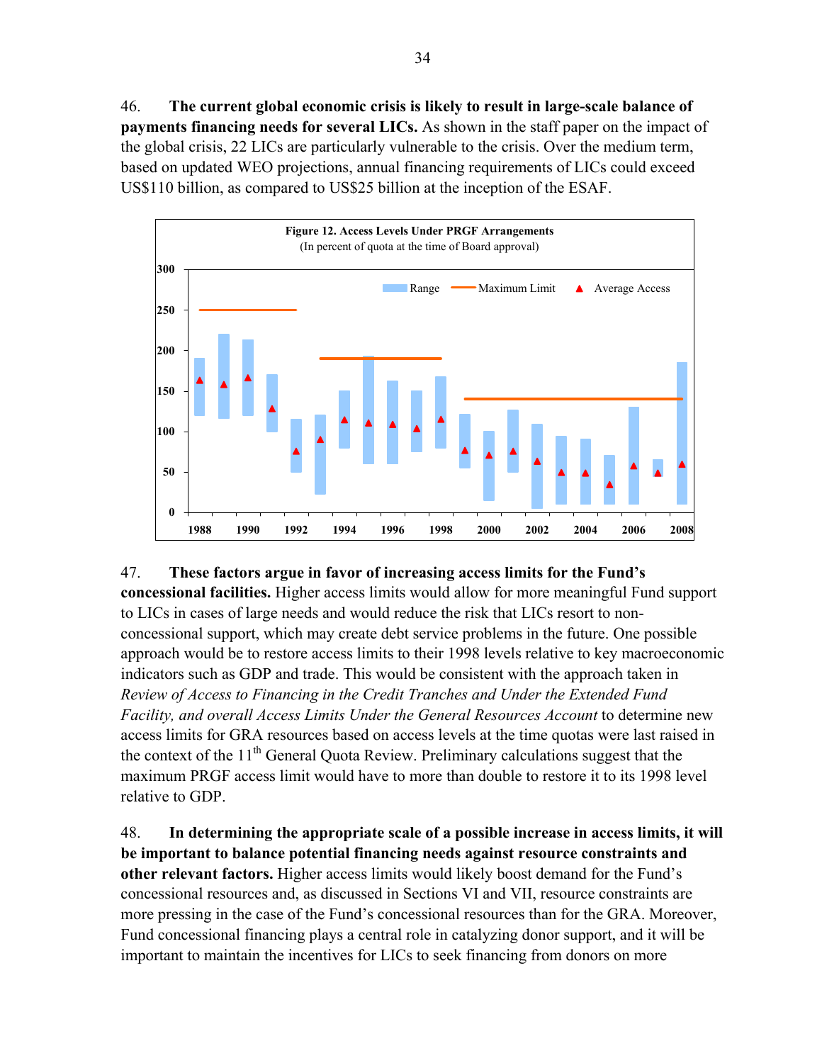46. **The current global economic crisis is likely to result in large-scale balance of payments financing needs for several LICs.** As shown in the staff paper on the impact of the global crisis, 22 LICs are particularly vulnerable to the crisis. Over the medium term, based on updated WEO projections, annual financing requirements of LICs could exceed US$110 billion, as compared to US$25 billion at the inception of the ESAF.

**Figure 12. Access Levels Under PRGF Arrangements**
(In percent of quota at the time of Board approval)

Range
Maximum Limit
Average Access

300
250
200
150
100
50
0

1988 1990 1992 1994 1996 1998 2000 2002 2004 2006 2008

47. **These factors argue in favor of increasing access limits for the Fund's concessional facilities.** Higher access limits would allow for more meaningful Fund support to LICs in cases of large needs and would reduce the risk that LICs resort to non-concessional support, which may create debt service problems in the future. One possible approach would be to restore access limits to their 1998 levels relative to key macroeconomic indicators such as GDP and trade. This would be consistent with the approach taken in *Review of Access to Financing in the Credit Tranches and Under the Extended Fund Facility, and overall Access Limits Under the General Resources Account* to determine new access limits for GRA resources based on access levels at the time quotas were last raised in the context of the 11th General Quota Review. Preliminary calculations suggest that the maximum PRGF access limit would have to more than double to restore it to its 1998 level relative to GDP.

48. **In determining the appropriate scale of a possible increase in access limits, it will be important to balance potential financing needs against resource constraints and other relevant factors.** Higher access limits would likely boost demand for the Fund's concessional resources and, as discussed in Sections VI and VII, resource constraints are more pressing in the case of the Fund's concessional resources than for the GRA. Moreover, Fund concessional financing plays a central role in catalyzing donor support, and it will be important to maintain the incentives for LICs to seek financing from donors on more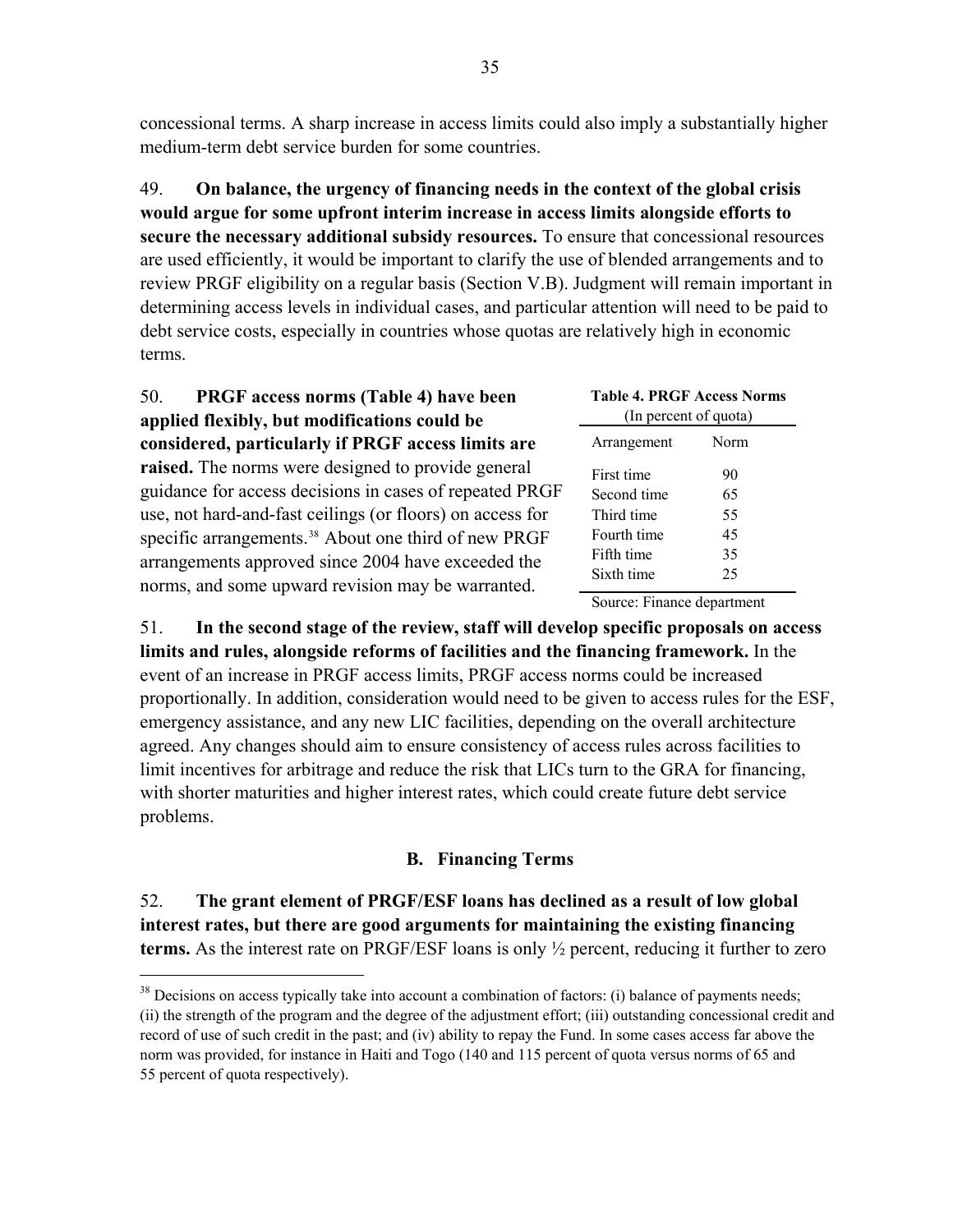concessional terms. A sharp increase in access limits could also imply a substantially higher medium-term debt service burden for some countries.

49. **On balance, the urgency of financing needs in the context of the global crisis would argue for some upfront interim increase in access limits alongside efforts to secure the necessary additional subsidy resources.** To ensure that concessional resources are used efficiently, it would be important to clarify the use of blended arrangements and to review PRGF eligibility on a regular basis (Section V.B). Judgment will remain important in determining access levels in individual cases, and particular attention will need to be paid to debt service costs, especially in countries whose quotas are relatively high in economic terms.

50. **PRGF access norms (Table 4) have been applied flexibly, but modifications could be considered, particularly if PRGF access limits are raised.** The norms were designed to provide general guidance for access decisions in cases of repeated PRGF use, not hard-and-fast ceilings (or floors) on access for specific arrangements.[38] About one third of new PRGF arrangements approved since 2004 have exceeded the norms, and some upward revision may be warranted.

**Table 4. PRGF Access Norms**
(In percent of quota)

| Arrangement | Norm |
|---|---|
| First time | 90 |
| Second time | 65 |
| Third time | 55 |
| Fourth time | 45 |
| Fifth time | 35 |
| Sixth time | 25 |

Source: Finance department

51. **In the second stage of the review, staff will develop specific proposals on access limits and rules, alongside reforms of facilities and the financing framework.** In the event of an increase in PRGF access limits, PRGF access norms could be increased proportionally. In addition, consideration would need to be given to access rules for the ESF, emergency assistance, and any new LIC facilities, depending on the overall architecture agreed. Any changes should aim to ensure consistency of access rules across facilities to limit incentives for arbitrage and reduce the risk that LICs turn to the GRA for financing, with shorter maturities and higher interest rates, which could create future debt service problems.

### B. Financing Terms

52. **The grant element of PRGF/ESF loans has declined as a result of low global interest rates, but there are good arguments for maintaining the existing financing terms.** As the interest rate on PRGF/ESF loans is only ½ percent, reducing it further to zero

[38] Decisions on access typically take into account a combination of factors: (i) balance of payments needs; (ii) the strength of the program and the degree of the adjustment effort; (iii) outstanding concessional credit and record of use of such credit in the past; and (iv) ability to repay the Fund. In some cases access far above the norm was provided, for instance in Haiti and Togo (140 and 115 percent of quota versus norms of 65 and 55 percent of quota respectively).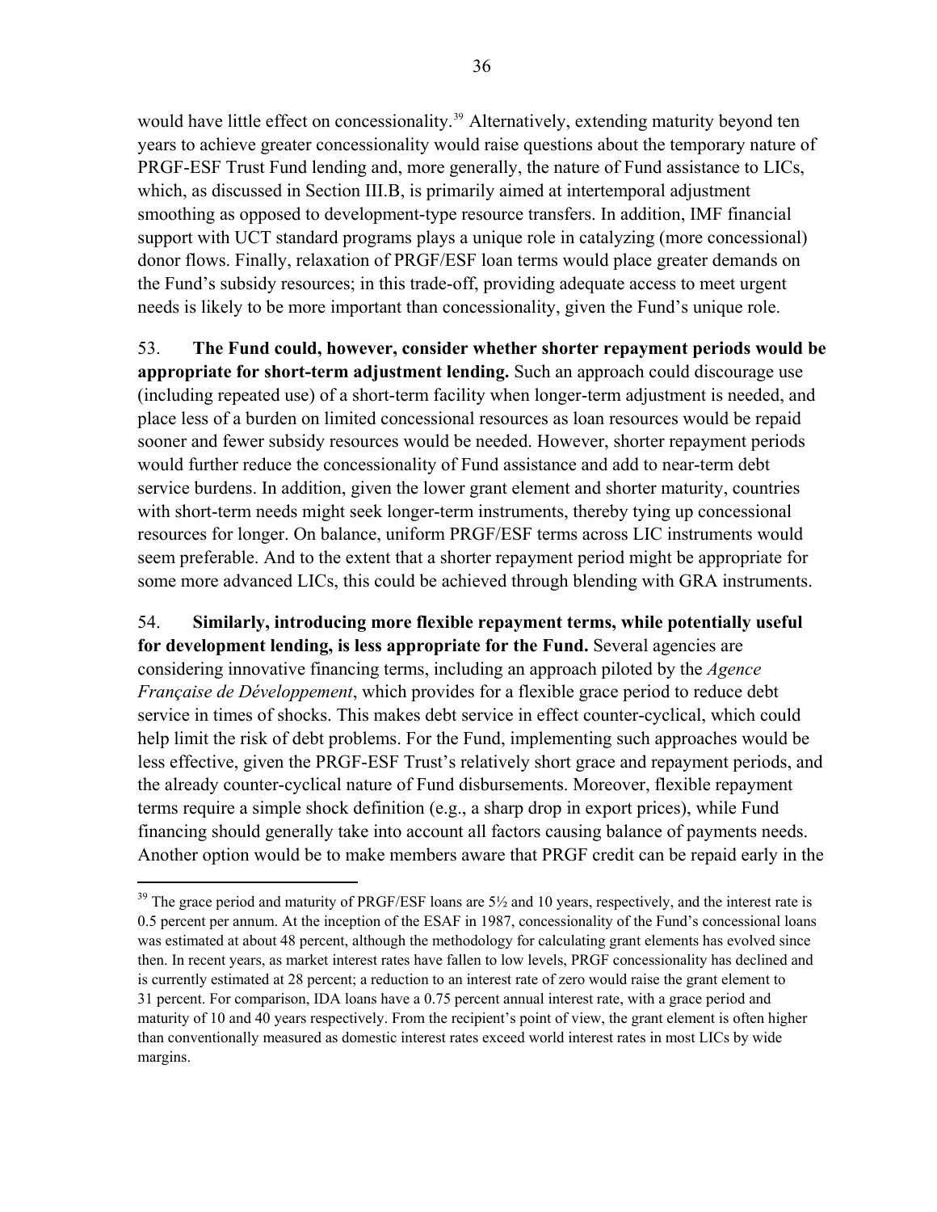would have little effect on concessionality.[39] Alternatively, extending maturity beyond ten years to achieve greater concessionality would raise questions about the temporary nature of PRGF-ESF Trust Fund lending and, more generally, the nature of Fund assistance to LICs, which, as discussed in Section III.B, is primarily aimed at intertemporal adjustment smoothing as opposed to development-type resource transfers. In addition, IMF financial support with UCT standard programs plays a unique role in catalyzing (more concessional) donor flows. Finally, relaxation of PRGF/ESF loan terms would place greater demands on the Fund's subsidy resources; in this trade-off, providing adequate access to meet urgent needs is likely to be more important than concessionality, given the Fund's unique role.

53. **The Fund could, however, consider whether shorter repayment periods would be appropriate for short-term adjustment lending.** Such an approach could discourage use (including repeated use) of a short-term facility when longer-term adjustment is needed, and place less of a burden on limited concessional resources as loan resources would be repaid sooner and fewer subsidy resources would be needed. However, shorter repayment periods would further reduce the concessionality of Fund assistance and add to near-term debt service burdens. In addition, given the lower grant element and shorter maturity, countries with short-term needs might seek longer-term instruments, thereby tying up concessional resources for longer. On balance, uniform PRGF/ESF terms across LIC instruments would seem preferable. And to the extent that a shorter repayment period might be appropriate for some more advanced LICs, this could be achieved through blending with GRA instruments.

54. **Similarly, introducing more flexible repayment terms, while potentially useful for development lending, is less appropriate for the Fund.** Several agencies are considering innovative financing terms, including an approach piloted by the *Agence Française de Développement*, which provides for a flexible grace period to reduce debt service in times of shocks. This makes debt service in effect counter-cyclical, which could help limit the risk of debt problems. For the Fund, implementing such approaches would be less effective, given the PRGF-ESF Trust's relatively short grace and repayment periods, and the already counter-cyclical nature of Fund disbursements. Moreover, flexible repayment terms require a simple shock definition (e.g., a sharp drop in export prices), while Fund financing should generally take into account all factors causing balance of payments needs. Another option would be to make members aware that PRGF credit can be repaid early in the

---

[39] The grace period and maturity of PRGF/ESF loans are 5½ and 10 years, respectively, and the interest rate is 0.5 percent per annum. At the inception of the ESAF in 1987, concessionality of the Fund's concessional loans was estimated at about 48 percent, although the methodology for calculating grant elements has evolved since then. In recent years, as market interest rates have fallen to low levels, PRGF concessionality has declined and is currently estimated at 28 percent; a reduction to an interest rate of zero would raise the grant element to 31 percent. For comparison, IDA loans have a 0.75 percent annual interest rate, with a grace period and maturity of 10 and 40 years respectively. From the recipient's point of view, the grant element is often higher than conventionally measured as domestic interest rates exceed world interest rates in most LICs by wide margins.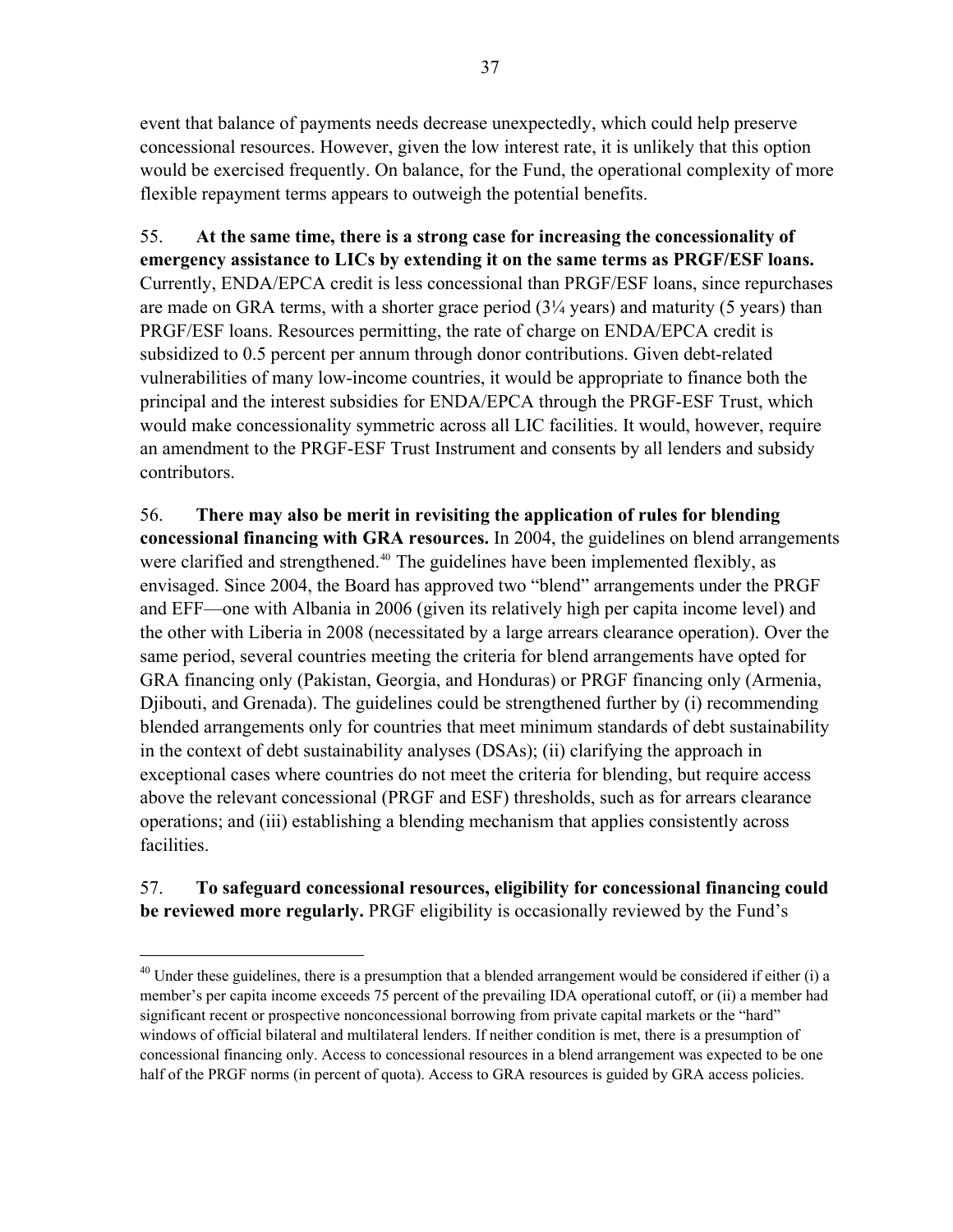event that balance of payments needs decrease unexpectedly, which could help preserve concessional resources. However, given the low interest rate, it is unlikely that this option would be exercised frequently. On balance, for the Fund, the operational complexity of more flexible repayment terms appears to outweigh the potential benefits.

55. **At the same time, there is a strong case for increasing the concessionality of emergency assistance to LICs by extending it on the same terms as PRGF/ESF loans.** Currently, ENDA/EPCA credit is less concessional than PRGF/ESF loans, since repurchases are made on GRA terms, with a shorter grace period (3¼ years) and maturity (5 years) than PRGF/ESF loans. Resources permitting, the rate of charge on ENDA/EPCA credit is subsidized to 0.5 percent per annum through donor contributions. Given debt-related vulnerabilities of many low-income countries, it would be appropriate to finance both the principal and the interest subsidies for ENDA/EPCA through the PRGF-ESF Trust, which would make concessionality symmetric across all LIC facilities. It would, however, require an amendment to the PRGF-ESF Trust Instrument and consents by all lenders and subsidy contributors.

56. **There may also be merit in revisiting the application of rules for blending concessional financing with GRA resources.** In 2004, the guidelines on blend arrangements were clarified and strengthened.[40] The guidelines have been implemented flexibly, as envisaged. Since 2004, the Board has approved two "blend" arrangements under the PRGF and EFF—one with Albania in 2006 (given its relatively high per capita income level) and the other with Liberia in 2008 (necessitated by a large arrears clearance operation). Over the same period, several countries meeting the criteria for blend arrangements have opted for GRA financing only (Pakistan, Georgia, and Honduras) or PRGF financing only (Armenia, Djibouti, and Grenada). The guidelines could be strengthened further by (i) recommending blended arrangements only for countries that meet minimum standards of debt sustainability in the context of debt sustainability analyses (DSAs); (ii) clarifying the approach in exceptional cases where countries do not meet the criteria for blending, but require access above the relevant concessional (PRGF and ESF) thresholds, such as for arrears clearance operations; and (iii) establishing a blending mechanism that applies consistently across facilities.

57. **To safeguard concessional resources, eligibility for concessional financing could be reviewed more regularly.** PRGF eligibility is occasionally reviewed by the Fund's

[40] Under these guidelines, there is a presumption that a blended arrangement would be considered if either (i) a member's per capita income exceeds 75 percent of the prevailing IDA operational cutoff, or (ii) a member had significant recent or prospective nonconcessional borrowing from private capital markets or the "hard" windows of official bilateral and multilateral lenders. If neither condition is met, there is a presumption of concessional financing only. Access to concessional resources in a blend arrangement was expected to be one half of the PRGF norms (in percent of quota). Access to GRA resources is guided by GRA access policies.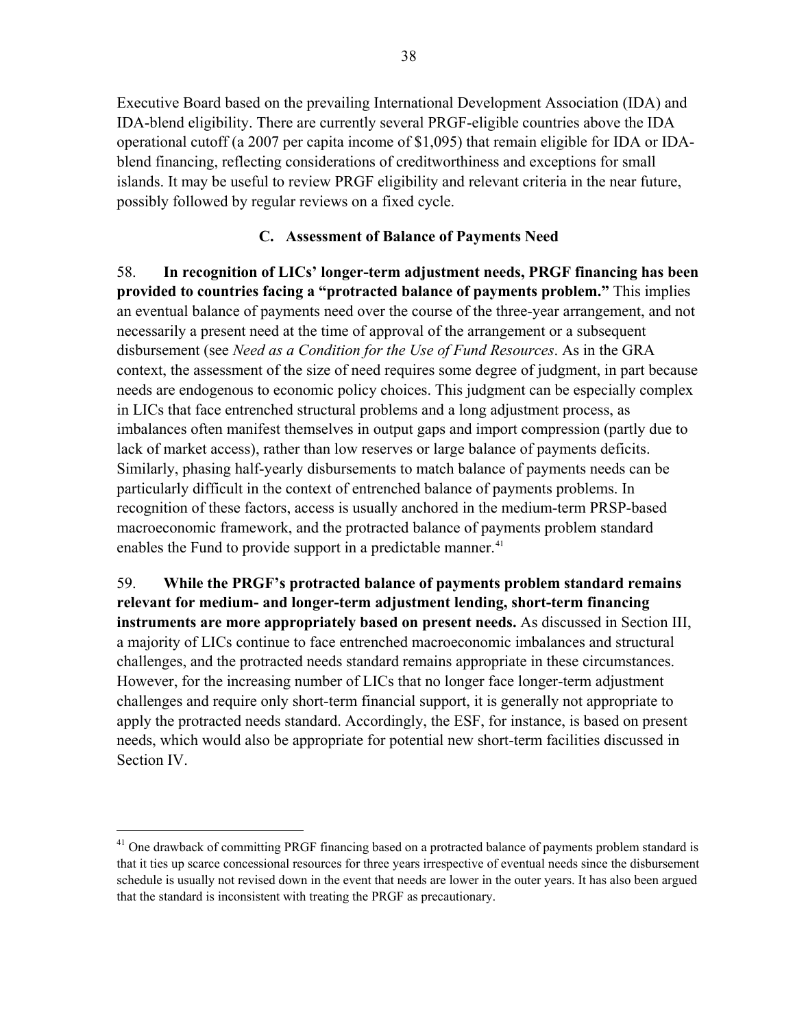Executive Board based on the prevailing International Development Association (IDA) and IDA-blend eligibility. There are currently several PRGF-eligible countries above the IDA operational cutoff (a 2007 per capita income of $1,095) that remain eligible for IDA or IDA-blend financing, reflecting considerations of creditworthiness and exceptions for small islands. It may be useful to review PRGF eligibility and relevant criteria in the near future, possibly followed by regular reviews on a fixed cycle.

### C. Assessment of Balance of Payments Need

58. **In recognition of LICs' longer-term adjustment needs, PRGF financing has been provided to countries facing a "protracted balance of payments problem."** This implies an eventual balance of payments need over the course of the three-year arrangement, and not necessarily a present need at the time of approval of the arrangement or a subsequent disbursement (see *Need as a Condition for the Use of Fund Resources*. As in the GRA context, the assessment of the size of need requires some degree of judgment, in part because needs are endogenous to economic policy choices. This judgment can be especially complex in LICs that face entrenched structural problems and a long adjustment process, as imbalances often manifest themselves in output gaps and import compression (partly due to lack of market access), rather than low reserves or large balance of payments deficits. Similarly, phasing half-yearly disbursements to match balance of payments needs can be particularly difficult in the context of entrenched balance of payments problems. In recognition of these factors, access is usually anchored in the medium-term PRSP-based macroeconomic framework, and the protracted balance of payments problem standard enables the Fund to provide support in a predictable manner.[41]

59. **While the PRGF's protracted balance of payments problem standard remains relevant for medium- and longer-term adjustment lending, short-term financing instruments are more appropriately based on present needs.** As discussed in Section III, a majority of LICs continue to face entrenched macroeconomic imbalances and structural challenges, and the protracted needs standard remains appropriate in these circumstances. However, for the increasing number of LICs that no longer face longer-term adjustment challenges and require only short-term financial support, it is generally not appropriate to apply the protracted needs standard. Accordingly, the ESF, for instance, is based on present needs, which would also be appropriate for potential new short-term facilities discussed in Section IV.

---

[41] One drawback of committing PRGF financing based on a protracted balance of payments problem standard is that it ties up scarce concessional resources for three years irrespective of eventual needs since the disbursement schedule is usually not revised down in the event that needs are lower in the outer years. It has also been argued that the standard is inconsistent with treating the PRGF as precautionary.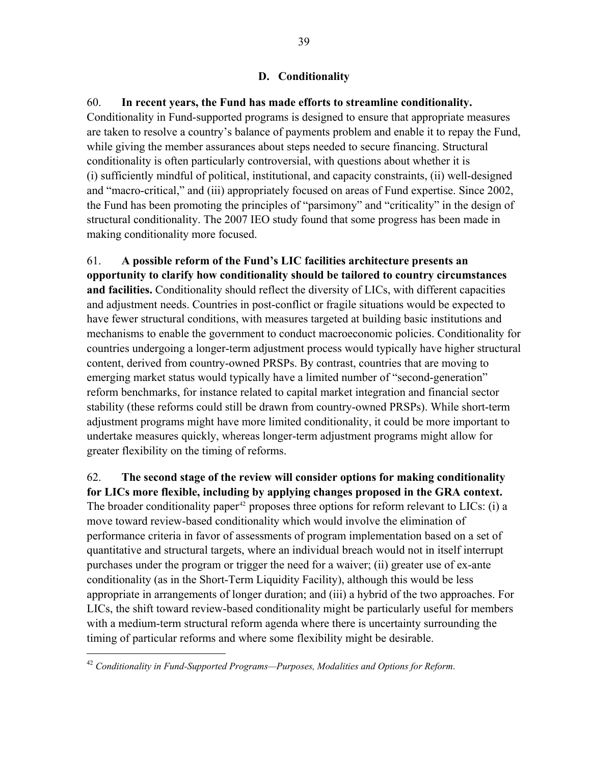### D. Conditionality

60. **In recent years, the Fund has made efforts to streamline conditionality.** Conditionality in Fund-supported programs is designed to ensure that appropriate measures are taken to resolve a country's balance of payments problem and enable it to repay the Fund, while giving the member assurances about steps needed to secure financing. Structural conditionality is often particularly controversial, with questions about whether it is (i) sufficiently mindful of political, institutional, and capacity constraints, (ii) well-designed and "macro-critical," and (iii) appropriately focused on areas of Fund expertise. Since 2002, the Fund has been promoting the principles of "parsimony" and "criticality" in the design of structural conditionality. The 2007 IEO study found that some progress has been made in making conditionality more focused.

61. **A possible reform of the Fund's LIC facilities architecture presents an opportunity to clarify how conditionality should be tailored to country circumstances and facilities.** Conditionality should reflect the diversity of LICs, with different capacities and adjustment needs. Countries in post-conflict or fragile situations would be expected to have fewer structural conditions, with measures targeted at building basic institutions and mechanisms to enable the government to conduct macroeconomic policies. Conditionality for countries undergoing a longer-term adjustment process would typically have higher structural content, derived from country-owned PRSPs. By contrast, countries that are moving to emerging market status would typically have a limited number of "second-generation" reform benchmarks, for instance related to capital market integration and financial sector stability (these reforms could still be drawn from country-owned PRSPs). While short-term adjustment programs might have more limited conditionality, it could be more important to undertake measures quickly, whereas longer-term adjustment programs might allow for greater flexibility on the timing of reforms.

62. **The second stage of the review will consider options for making conditionality for LICs more flexible, including by applying changes proposed in the GRA context.** The broader conditionality paper[42] proposes three options for reform relevant to LICs: (i) a move toward review-based conditionality which would involve the elimination of performance criteria in favor of assessments of program implementation based on a set of quantitative and structural targets, where an individual breach would not in itself interrupt purchases under the program or trigger the need for a waiver; (ii) greater use of ex-ante conditionality (as in the Short-Term Liquidity Facility), although this would be less appropriate in arrangements of longer duration; and (iii) a hybrid of the two approaches. For LICs, the shift toward review-based conditionality might be particularly useful for members with a medium-term structural reform agenda where there is uncertainty surrounding the timing of particular reforms and where some flexibility might be desirable.

---

[42] *Conditionality in Fund-Supported Programs—Purposes, Modalities and Options for Reform*.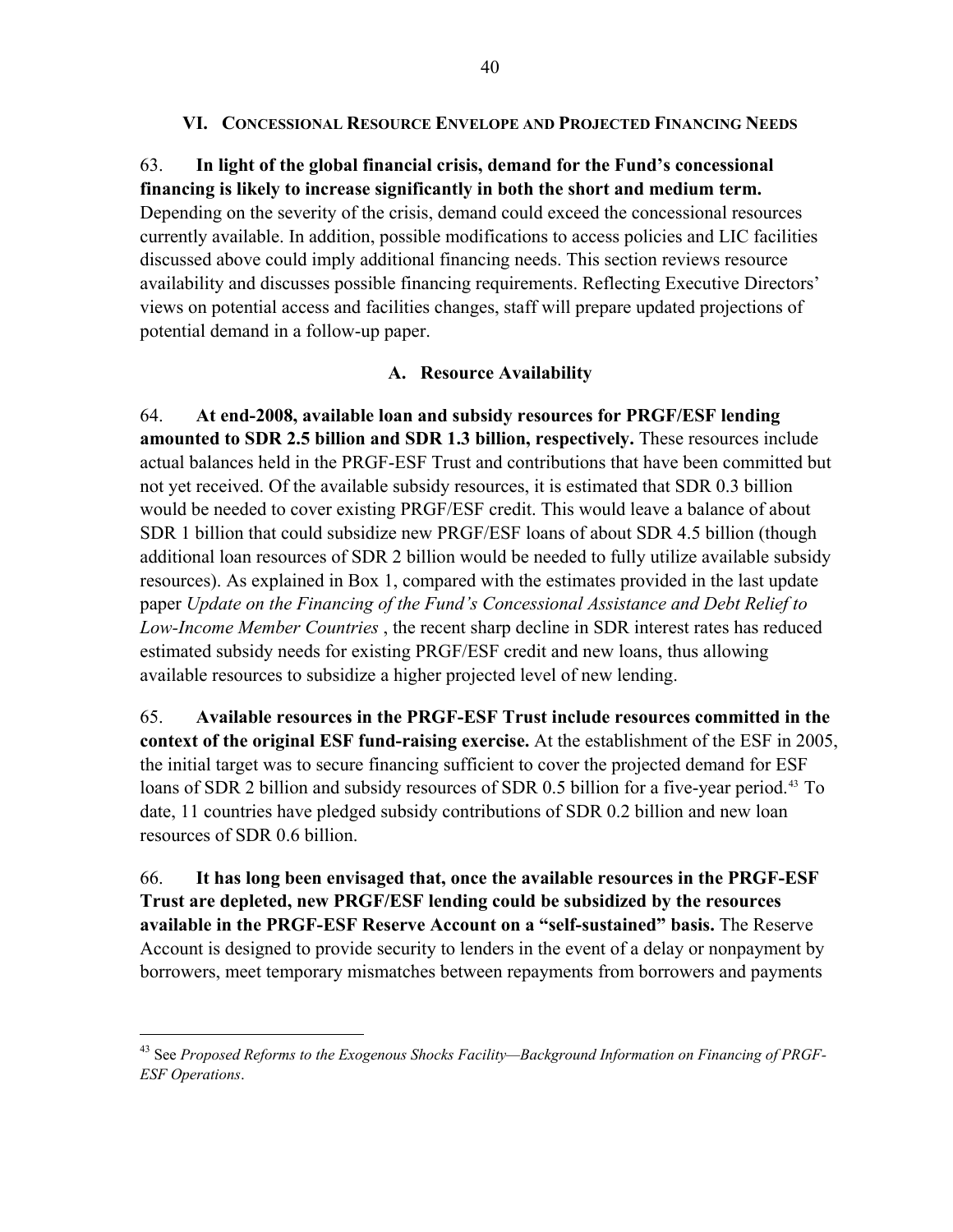## VI. CONCESSIONAL RESOURCE ENVELOPE AND PROJECTED FINANCING NEEDS

63. **In light of the global financial crisis, demand for the Fund's concessional financing is likely to increase significantly in both the short and medium term.** Depending on the severity of the crisis, demand could exceed the concessional resources currently available. In addition, possible modifications to access policies and LIC facilities discussed above could imply additional financing needs. This section reviews resource availability and discusses possible financing requirements. Reflecting Executive Directors' views on potential access and facilities changes, staff will prepare updated projections of potential demand in a follow-up paper.

### A. Resource Availability

64. **At end-2008, available loan and subsidy resources for PRGF/ESF lending amounted to SDR 2.5 billion and SDR 1.3 billion, respectively.** These resources include actual balances held in the PRGF-ESF Trust and contributions that have been committed but not yet received. Of the available subsidy resources, it is estimated that SDR 0.3 billion would be needed to cover existing PRGF/ESF credit. This would leave a balance of about SDR 1 billion that could subsidize new PRGF/ESF loans of about SDR 4.5 billion (though additional loan resources of SDR 2 billion would be needed to fully utilize available subsidy resources). As explained in Box 1, compared with the estimates provided in the last update paper *Update on the Financing of the Fund's Concessional Assistance and Debt Relief to Low-Income Member Countries* , the recent sharp decline in SDR interest rates has reduced estimated subsidy needs for existing PRGF/ESF credit and new loans, thus allowing available resources to subsidize a higher projected level of new lending.

65. **Available resources in the PRGF-ESF Trust include resources committed in the context of the original ESF fund-raising exercise.** At the establishment of the ESF in 2005, the initial target was to secure financing sufficient to cover the projected demand for ESF loans of SDR 2 billion and subsidy resources of SDR 0.5 billion for a five-year period.[43] To date, 11 countries have pledged subsidy contributions of SDR 0.2 billion and new loan resources of SDR 0.6 billion.

66. **It has long been envisaged that, once the available resources in the PRGF-ESF Trust are depleted, new PRGF/ESF lending could be subsidized by the resources available in the PRGF-ESF Reserve Account on a "self-sustained" basis.** The Reserve Account is designed to provide security to lenders in the event of a delay or nonpayment by borrowers, meet temporary mismatches between repayments from borrowers and payments

---

[43] See *Proposed Reforms to the Exogenous Shocks Facility—Background Information on Financing of PRGF-ESF Operations*.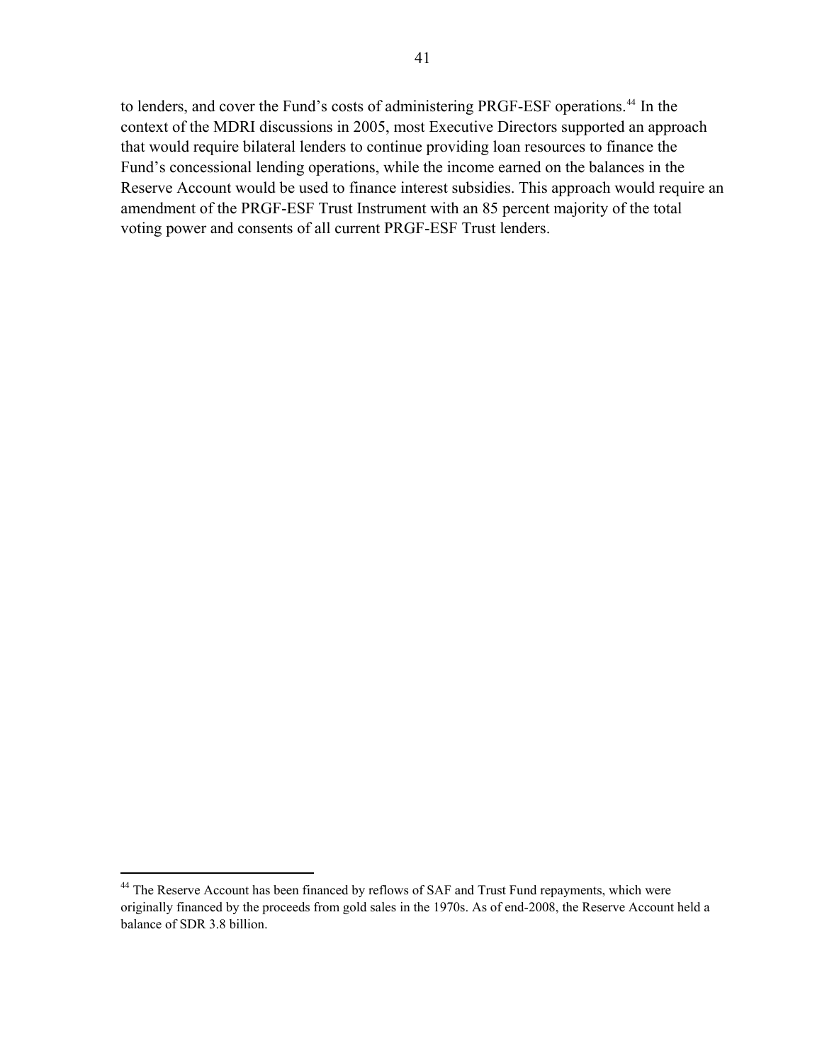to lenders, and cover the Fund's costs of administering PRGF-ESF operations.[44] In the context of the MDRI discussions in 2005, most Executive Directors supported an approach that would require bilateral lenders to continue providing loan resources to finance the Fund's concessional lending operations, while the income earned on the balances in the Reserve Account would be used to finance interest subsidies. This approach would require an amendment of the PRGF-ESF Trust Instrument with an 85 percent majority of the total voting power and consents of all current PRGF-ESF Trust lenders.

[44] The Reserve Account has been financed by reflows of SAF and Trust Fund repayments, which were originally financed by the proceeds from gold sales in the 1970s. As of end-2008, the Reserve Account held a balance of SDR 3.8 billion.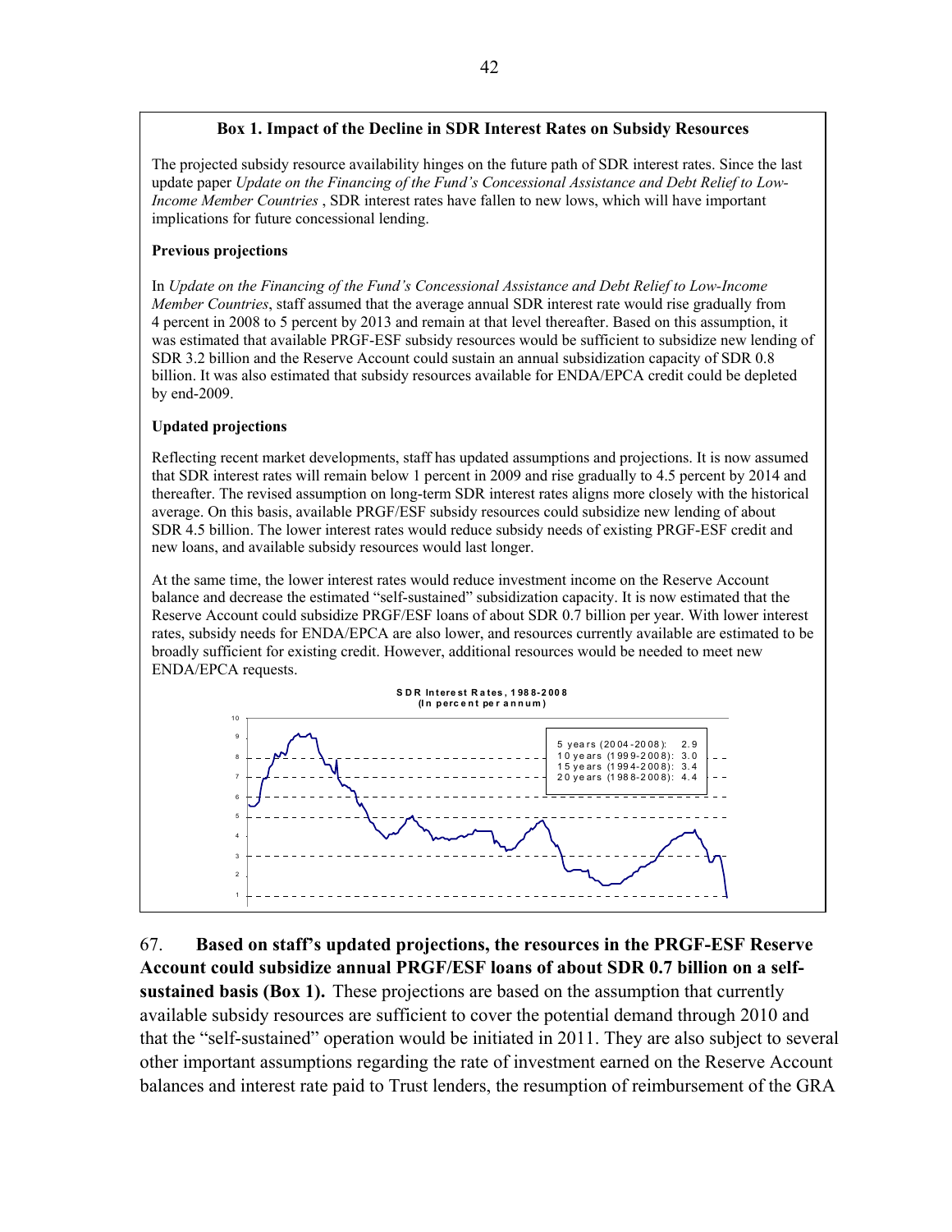**Box 1. Impact of the Decline in SDR Interest Rates on Subsidy Resources**

The projected subsidy resource availability hinges on the future path of SDR interest rates. Since the last update paper *Update on the Financing of the Fund's Concessional Assistance and Debt Relief to Low-Income Member Countries* , SDR interest rates have fallen to new lows, which will have important implications for future concessional lending.

**Previous projections**

In *Update on the Financing of the Fund's Concessional Assistance and Debt Relief to Low-Income Member Countries*, staff assumed that the average annual SDR interest rate would rise gradually from 4 percent in 2008 to 5 percent by 2013 and remain at that level thereafter. Based on this assumption, it was estimated that available PRGF-ESF subsidy resources would be sufficient to subsidize new lending of SDR 3.2 billion and the Reserve Account could sustain an annual subsidization capacity of SDR 0.8 billion. It was also estimated that subsidy resources available for ENDA/EPCA credit could be depleted by end-2009.

**Updated projections**

Reflecting recent market developments, staff has updated assumptions and projections. It is now assumed that SDR interest rates will remain below 1 percent in 2009 and rise gradually to 4.5 percent by 2014 and thereafter. The revised assumption on long-term SDR interest rates aligns more closely with the historical average. On this basis, available PRGF-ESF subsidy resources could subsidize new lending of about SDR 4.5 billion. The lower interest rates would reduce subsidy needs of existing PRGF-ESF credit and new loans, and available subsidy resources would last longer.

At the same time, the lower interest rates would reduce investment income on the Reserve Account balance and decrease the estimated "self-sustained" subsidization capacity. It is now estimated that the Reserve Account could subsidize PRGF/ESF loans of about SDR 0.7 billion per year. With lower interest rates, subsidy needs for ENDA/EPCA are also lower, and resources currently available are estimated to be broadly sufficient for existing credit. However, additional resources would be needed to meet new ENDA/EPCA requests.

SDR Interest Rates, 1988-2008
(In percent per annum)

5 years (2004-2008): 2.9
10 years (1999-2008): 3.0
15 years (1994-2008): 3.4
20 years (1988-2008): 4.4

10
9
8
7
6
5
4
3
2
1

67. **Based on staff's updated projections, the resources in the PRGF-ESF Reserve Account could subsidize annual PRGF/ESF loans of about SDR 0.7 billion on a self-sustained basis (Box 1).** These projections are based on the assumption that currently available subsidy resources are sufficient to cover the potential demand through 2010 and that the "self-sustained" operation would be initiated in 2011. They are also subject to several other important assumptions regarding the rate of investment earned on the Reserve Account balances and interest rate paid to Trust lenders, the resumption of reimbursement of the GRA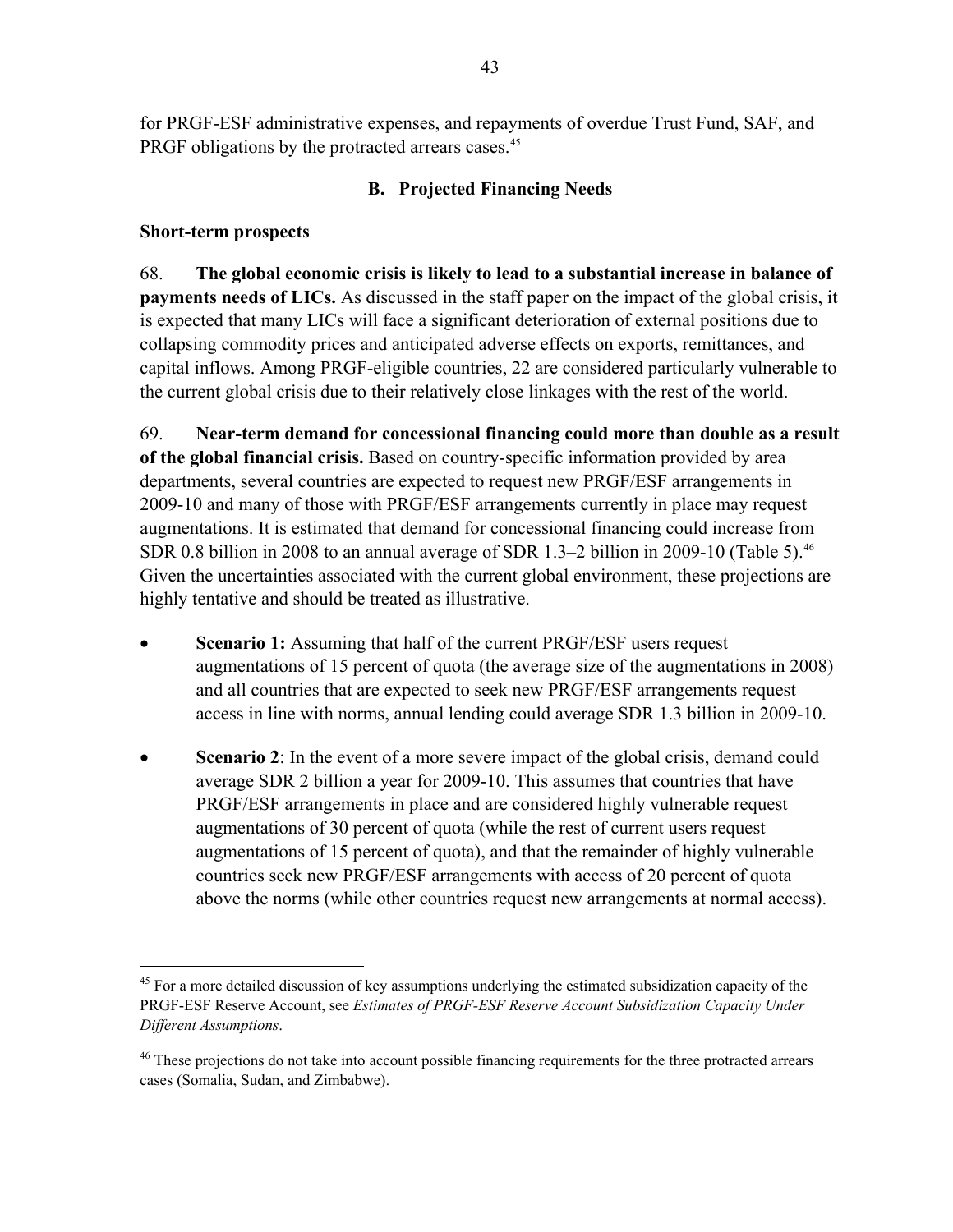for PRGF-ESF administrative expenses, and repayments of overdue Trust Fund, SAF, and PRGF obligations by the protracted arrears cases.[45]

## B. Projected Financing Needs

**Short-term prospects**

68. **The global economic crisis is likely to lead to a substantial increase in balance of payments needs of LICs.** As discussed in the staff paper on the impact of the global crisis, it is expected that many LICs will face a significant deterioration of external positions due to collapsing commodity prices and anticipated adverse effects on exports, remittances, and capital inflows. Among PRGF-eligible countries, 22 are considered particularly vulnerable to the current global crisis due to their relatively close linkages with the rest of the world.

69. **Near-term demand for concessional financing could more than double as a result of the global financial crisis.** Based on country-specific information provided by area departments, several countries are expected to request new PRGF/ESF arrangements in 2009-10 and many of those with PRGF/ESF arrangements currently in place may request augmentations. It is estimated that demand for concessional financing could increase from SDR 0.8 billion in 2008 to an annual average of SDR 1.3–2 billion in 2009-10 (Table 5).[46] Given the uncertainties associated with the current global environment, these projections are highly tentative and should be treated as illustrative.

- **Scenario 1:** Assuming that half of the current PRGF/ESF users request augmentations of 15 percent of quota (the average size of the augmentations in 2008) and all countries that are expected to seek new PRGF/ESF arrangements request access in line with norms, annual lending could average SDR 1.3 billion in 2009-10.
- **Scenario 2**: In the event of a more severe impact of the global crisis, demand could average SDR 2 billion a year for 2009-10. This assumes that countries that have PRGF/ESF arrangements in place and are considered highly vulnerable request augmentations of 30 percent of quota (while the rest of current users request augmentations of 15 percent of quota), and that the remainder of highly vulnerable countries seek new PRGF/ESF arrangements with access of 20 percent of quota above the norms (while other countries request new arrangements at normal access).

[45] For a more detailed discussion of key assumptions underlying the estimated subsidization capacity of the PRGF-ESF Reserve Account, see *Estimates of PRGF-ESF Reserve Account Subsidization Capacity Under Different Assumptions*.

[46] These projections do not take into account possible financing requirements for the three protracted arrears cases (Somalia, Sudan, and Zimbabwe).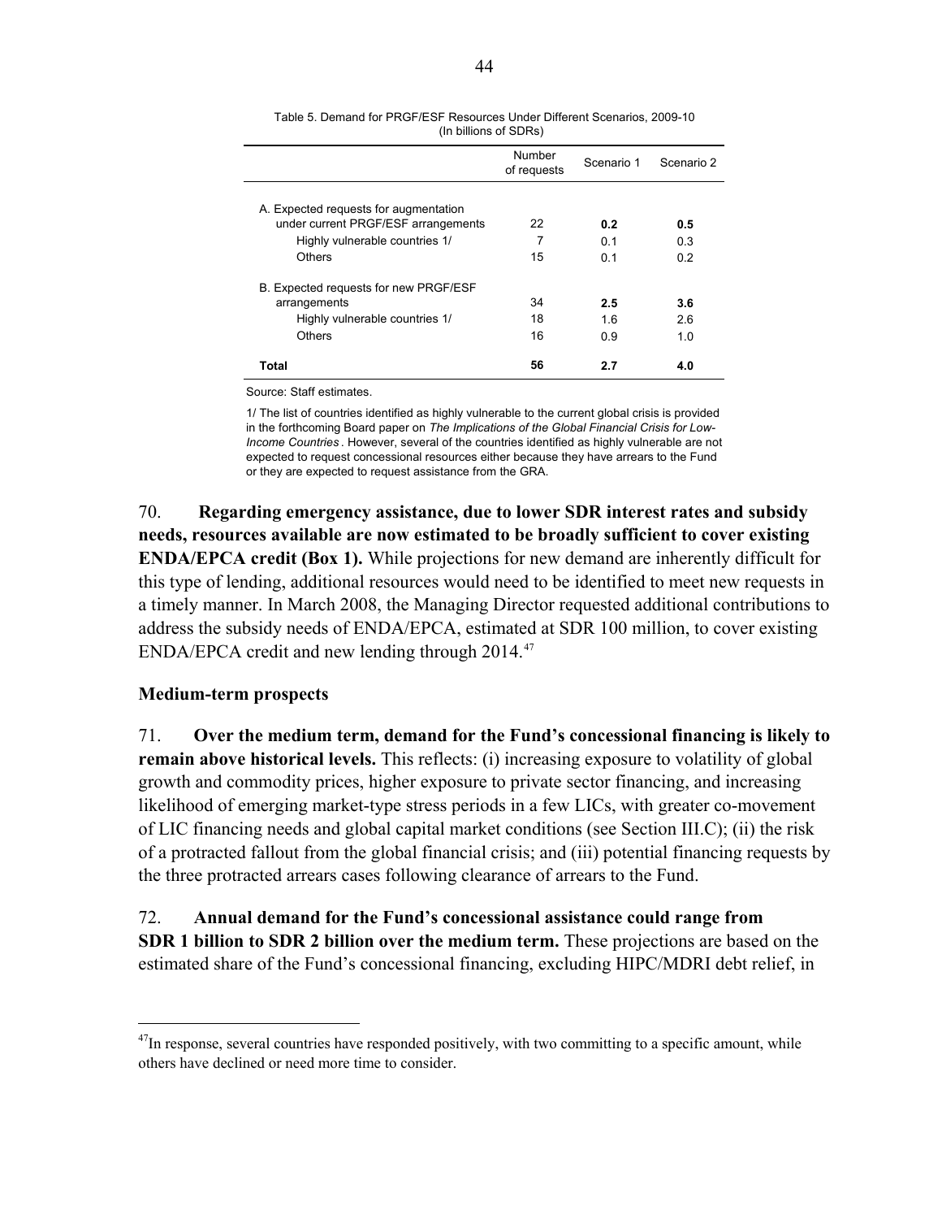Table 5. Demand for PRGF/ESF Resources Under Different Scenarios, 2009-10
(In billions of SDRs)

| | Number of requests | Scenario 1 | Scenario 2 |
|---|---|---|---|
| A. Expected requests for augmentation under current PRGF/ESF arrangements | 22 | **0.2** | **0.5** |
| Highly vulnerable countries 1/ | 7 | 0.1 | 0.3 |
| Others | 15 | 0.1 | 0.2 |
| B. Expected requests for new PRGF/ESF arrangements | 34 | **2.5** | **3.6** |
| Highly vulnerable countries 1/ | 18 | 1.6 | 2.6 |
| Others | 16 | 0.9 | 1.0 |
| **Total** | **56** | **2.7** | **4.0** |

Source: Staff estimates.

1/ The list of countries identified as highly vulnerable to the current global crisis is provided in the forthcoming Board paper on *The Implications of the Global Financial Crisis for Low-Income Countries*. However, several of the countries identified as highly vulnerable are not expected to request concessional resources either because they have arrears to the Fund or they are expected to request assistance from the GRA.

70. **Regarding emergency assistance, due to lower SDR interest rates and subsidy needs, resources available are now estimated to be broadly sufficient to cover existing ENDA/EPCA credit (Box 1).** While projections for new demand are inherently difficult for this type of lending, additional resources would need to be identified to meet new requests in a timely manner. In March 2008, the Managing Director requested additional contributions to address the subsidy needs of ENDA/EPCA, estimated at SDR 100 million, to cover existing ENDA/EPCA credit and new lending through 2014.[47]

### Medium-term prospects

71. **Over the medium term, demand for the Fund's concessional financing is likely to remain above historical levels.** This reflects: (i) increasing exposure to volatility of global growth and commodity prices, higher exposure to private sector financing, and increasing likelihood of emerging market-type stress periods in a few LICs, with greater co-movement of LIC financing needs and global capital market conditions (see Section III.C); (ii) the risk of a protracted fallout from the global financial crisis; and (iii) potential financing requests by the three protracted arrears cases following clearance of arrears to the Fund.

72. **Annual demand for the Fund's concessional assistance could range from SDR 1 billion to SDR 2 billion over the medium term.** These projections are based on the estimated share of the Fund's concessional financing, excluding HIPC/MDRI debt relief, in

[47]In response, several countries have responded positively, with two committing to a specific amount, while others have declined or need more time to consider.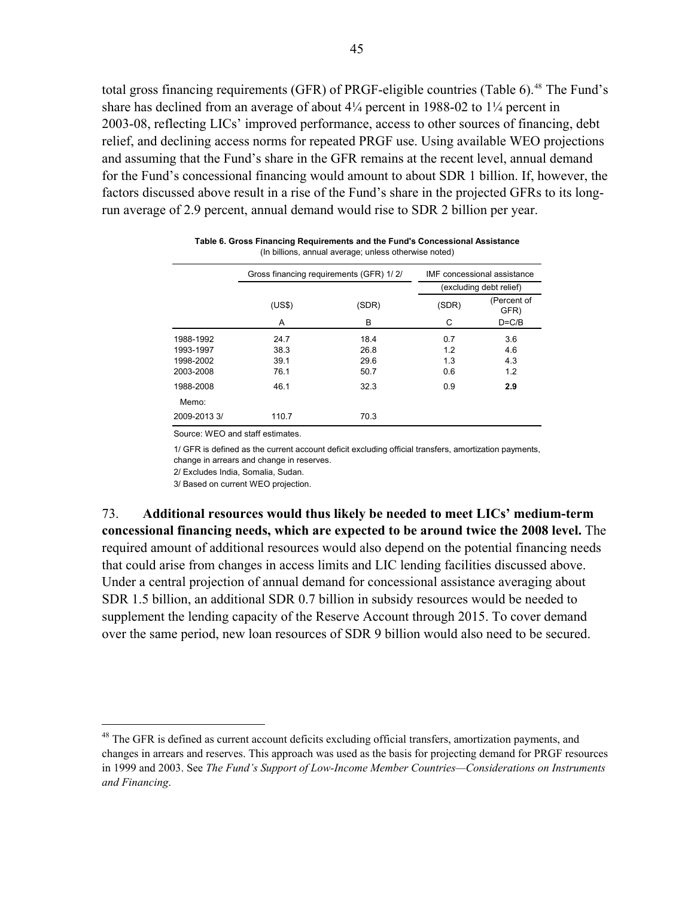total gross financing requirements (GFR) of PRGF-eligible countries (Table 6).[48] The Fund's share has declined from an average of about 4¼ percent in 1988-02 to 1¼ percent in 2003-08, reflecting LICs' improved performance, access to other sources of financing, debt relief, and declining access norms for repeated PRGF use. Using available WEO projections and assuming that the Fund's share in the GFR remains at the recent level, annual demand for the Fund's concessional financing would amount to about SDR 1 billion. If, however, the factors discussed above result in a rise of the Fund's share in the projected GFRs to its long-run average of 2.9 percent, annual demand would rise to SDR 2 billion per year.

**Table 6. Gross Financing Requirements and the Fund's Concessional Assistance**
(In billions, annual average; unless otherwise noted)

| | Gross financing requirements (GFR) 1/ 2/ | | IMF concessional assistance (excluding debt relief) | |
|---|---|---|---|---|
| | (US$) | (SDR) | (SDR) | (Percent of GFR) |
| | A | B | C | D=C/B |
| 1988-1992 | 24.7 | 18.4 | 0.7 | 3.6 |
| 1993-1997 | 38.3 | 26.8 | 1.2 | 4.6 |
| 1998-2002 | 39.1 | 29.6 | 1.3 | 4.3 |
| 2003-2008 | 76.1 | 50.7 | 0.6 | 1.2 |
| 1988-2008 | 46.1 | 32.3 | 0.9 | **2.9** |
| Memo: | | | | |
| 2009-2013 3/ | 110.7 | 70.3 | | |

Source: WEO and staff estimates.

1/ GFR is defined as the current account deficit excluding official transfers, amortization payments, change in arrears and change in reserves.

2/ Excludes India, Somalia, Sudan.

3/ Based on current WEO projection.

73. **Additional resources would thus likely be needed to meet LICs' medium-term concessional financing needs, which are expected to be around twice the 2008 level.** The required amount of additional resources would also depend on the potential financing needs that could arise from changes in access limits and LIC lending facilities discussed above. Under a central projection of annual demand for concessional assistance averaging about SDR 1.5 billion, an additional SDR 0.7 billion in subsidy resources would be needed to supplement the lending capacity of the Reserve Account through 2015. To cover demand over the same period, new loan resources of SDR 9 billion would also need to be secured.

[48] The GFR is defined as current account deficits excluding official transfers, amortization payments, and changes in arrears and reserves. This approach was used as the basis for projecting demand for PRGF resources in 1999 and 2003. See *The Fund's Support of Low-Income Member Countries—Considerations on Instruments and Financing*.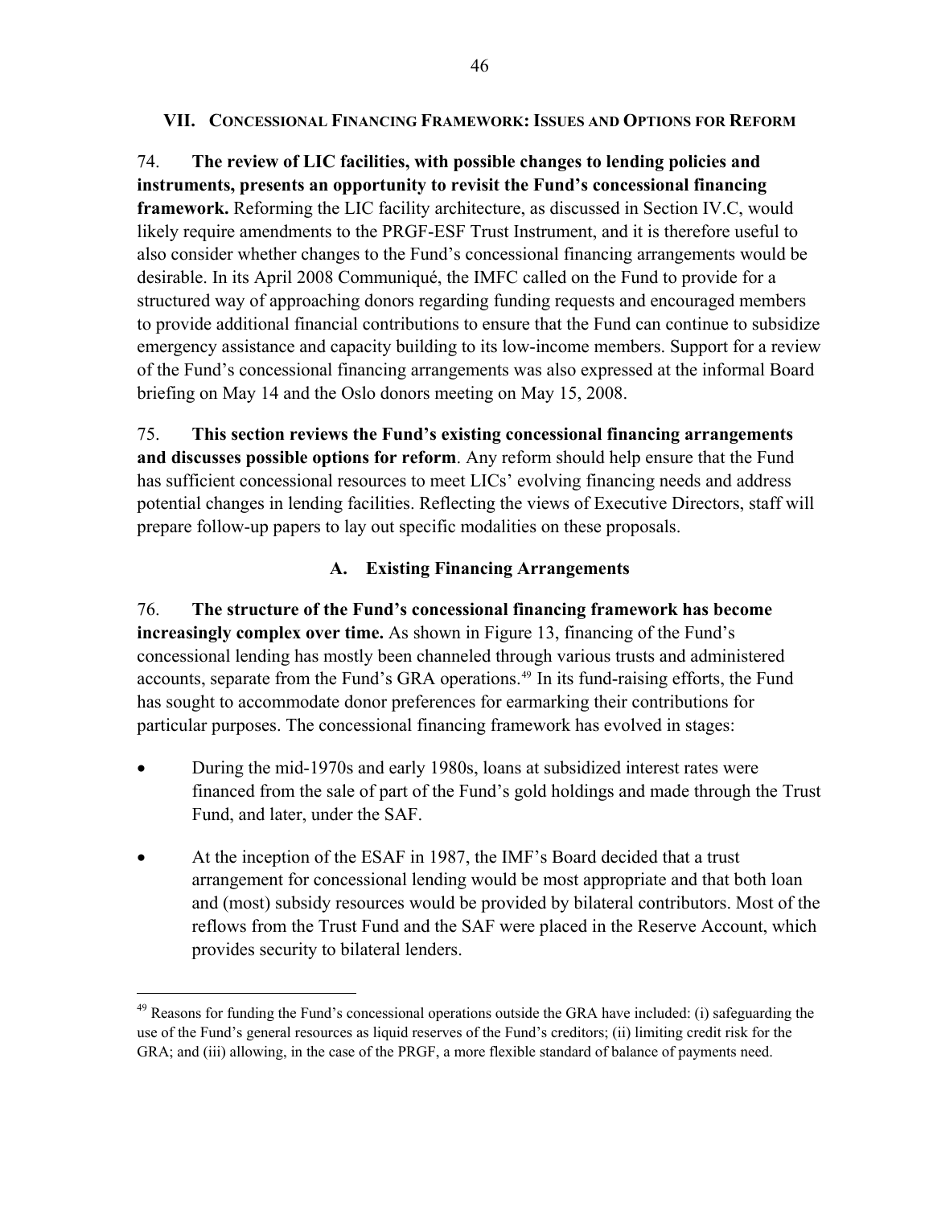## VII. CONCESSIONAL FINANCING FRAMEWORK: ISSUES AND OPTIONS FOR REFORM

74. **The review of LIC facilities, with possible changes to lending policies and instruments, presents an opportunity to revisit the Fund's concessional financing framework.** Reforming the LIC facility architecture, as discussed in Section IV.C, would likely require amendments to the PRGF-ESF Trust Instrument, and it is therefore useful to also consider whether changes to the Fund's concessional financing arrangements would be desirable. In its April 2008 Communiqué, the IMFC called on the Fund to provide for a structured way of approaching donors regarding funding requests and encouraged members to provide additional financial contributions to ensure that the Fund can continue to subsidize emergency assistance and capacity building to its low-income members. Support for a review of the Fund's concessional financing arrangements was also expressed at the informal Board briefing on May 14 and the Oslo donors meeting on May 15, 2008.

75. **This section reviews the Fund's existing concessional financing arrangements and discusses possible options for reform**. Any reform should help ensure that the Fund has sufficient concessional resources to meet LICs' evolving financing needs and address potential changes in lending facilities. Reflecting the views of Executive Directors, staff will prepare follow-up papers to lay out specific modalities on these proposals.

### A. Existing Financing Arrangements

76. **The structure of the Fund's concessional financing framework has become increasingly complex over time.** As shown in Figure 13, financing of the Fund's concessional lending has mostly been channeled through various trusts and administered accounts, separate from the Fund's GRA operations.[49] In its fund-raising efforts, the Fund has sought to accommodate donor preferences for earmarking their contributions for particular purposes. The concessional financing framework has evolved in stages:

- During the mid-1970s and early 1980s, loans at subsidized interest rates were financed from the sale of part of the Fund's gold holdings and made through the Trust Fund, and later, under the SAF.
- At the inception of the ESAF in 1987, the IMF's Board decided that a trust arrangement for concessional lending would be most appropriate and that both loan and (most) subsidy resources would be provided by bilateral contributors. Most of the reflows from the Trust Fund and the SAF were placed in the Reserve Account, which provides security to bilateral lenders.

[49] Reasons for funding the Fund's concessional operations outside the GRA have included: (i) safeguarding the use of the Fund's general resources as liquid reserves of the Fund's creditors; (ii) limiting credit risk for the GRA; and (iii) allowing, in the case of the PRGF, a more flexible standard of balance of payments need.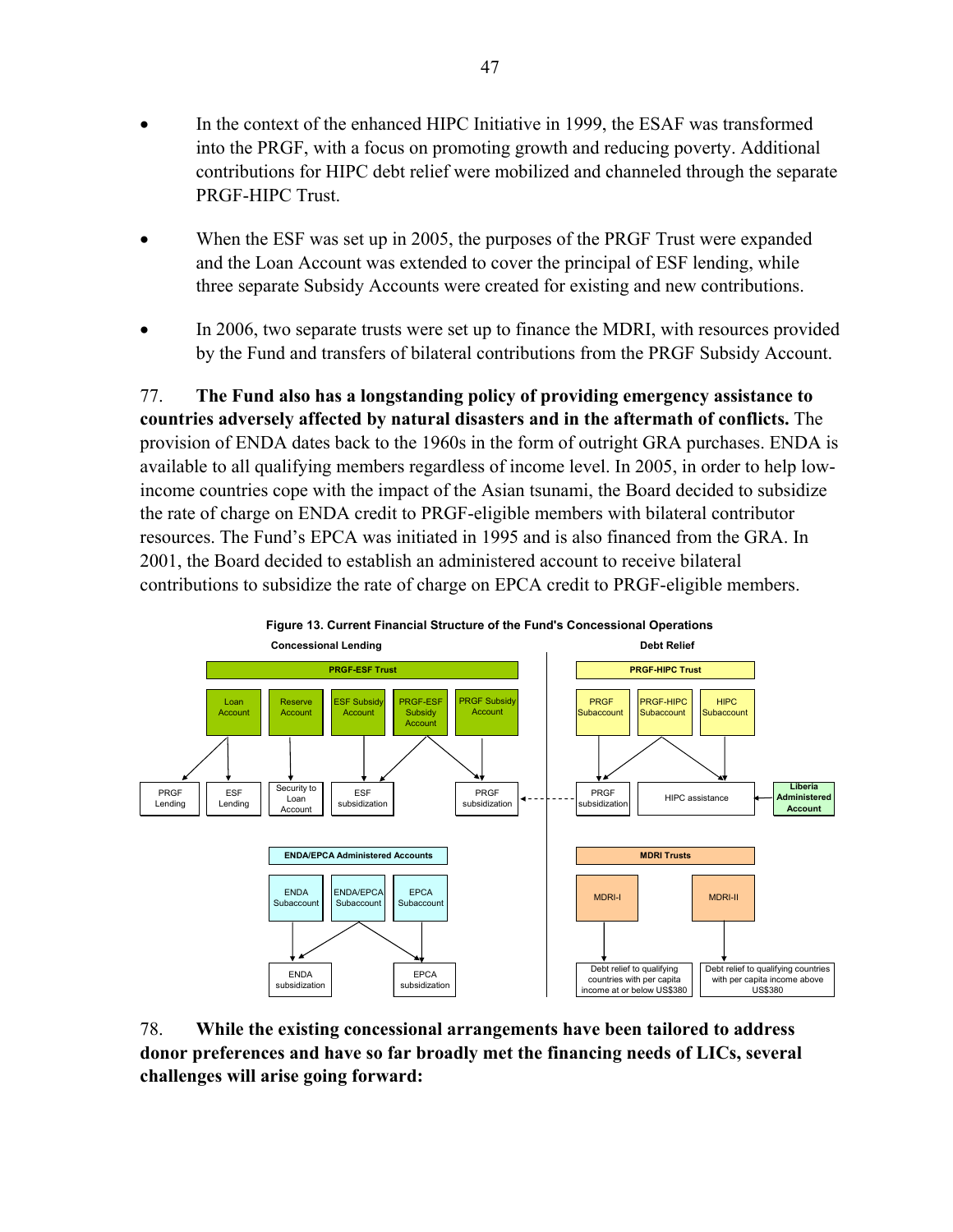- In the context of the enhanced HIPC Initiative in 1999, the ESAF was transformed into the PRGF, with a focus on promoting growth and reducing poverty. Additional contributions for HIPC debt relief were mobilized and channeled through the separate PRGF-HIPC Trust.

- When the ESF was set up in 2005, the purposes of the PRGF Trust were expanded and the Loan Account was extended to cover the principal of ESF lending, while three separate Subsidy Accounts were created for existing and new contributions.

- In 2006, two separate trusts were set up to finance the MDRI, with resources provided by the Fund and transfers of bilateral contributions from the PRGF Subsidy Account.

77. **The Fund also has a longstanding policy of providing emergency assistance to countries adversely affected by natural disasters and in the aftermath of conflicts.** The provision of ENDA dates back to the 1960s in the form of outright GRA purchases. ENDA is available to all qualifying members regardless of income level. In 2005, in order to help low-income countries cope with the impact of the Asian tsunami, the Board decided to subsidize the rate of charge on ENDA credit to PRGF-eligible members with bilateral contributor resources. The Fund's EPCA was initiated in 1995 and is also financed from the GRA. In 2001, the Board decided to establish an administered account to receive bilateral contributions to subsidize the rate of charge on EPCA credit to PRGF-eligible members.

**Figure 13. Current Financial Structure of the Fund's Concessional Operations**

Concessional Lending

PRGF-ESF Trust

Loan Account
Reserve Account
ESF Subsidy Account
PRGF-ESF Subsidy Account
PRGF Subsidy Account

PRGF Lending
ESF Lending
Security to Loan Account
ESF subsidization
PRGF subsidization

ENDA/EPCA Administered Accounts

ENDA Subaccount
ENDA/EPCA Subaccount
EPCA Subaccount

ENDA subsidization
EPCA subsidization

Debt Relief

PRGF-HIPC Trust

PRGF Subaccount
PRGF-HIPC Subaccount
HIPC Subaccount

PRGF subsidization
HIPC assistance
Liberia Administered Account

MDRI Trusts

MDRI-I
MDRI-II

Debt relief to qualifying countries with per capita income at or below US$380
Debt relief to qualifying countries with per capita income above US$380

78. **While the existing concessional arrangements have been tailored to address donor preferences and have so far broadly met the financing needs of LICs, several challenges will arise going forward:**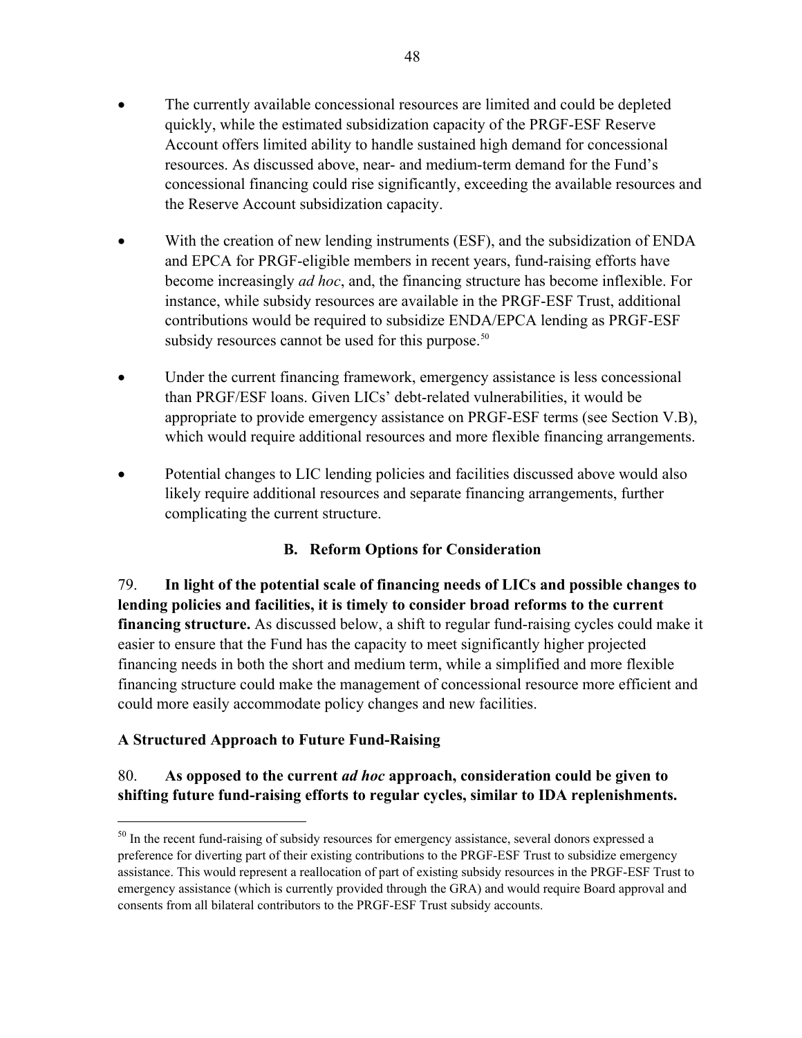- The currently available concessional resources are limited and could be depleted quickly, while the estimated subsidization capacity of the PRGF-ESF Reserve Account offers limited ability to handle sustained high demand for concessional resources. As discussed above, near- and medium-term demand for the Fund's concessional financing could rise significantly, exceeding the available resources and the Reserve Account subsidization capacity.

- With the creation of new lending instruments (ESF), and the subsidization of ENDA and EPCA for PRGF-eligible members in recent years, fund-raising efforts have become increasingly *ad hoc*, and, the financing structure has become inflexible. For instance, while subsidy resources are available in the PRGF-ESF Trust, additional contributions would be required to subsidize ENDA/EPCA lending as PRGF-ESF subsidy resources cannot be used for this purpose.[50]

- Under the current financing framework, emergency assistance is less concessional than PRGF/ESF loans. Given LICs' debt-related vulnerabilities, it would be appropriate to provide emergency assistance on PRGF-ESF terms (see Section V.B), which would require additional resources and more flexible financing arrangements.

- Potential changes to LIC lending policies and facilities discussed above would also likely require additional resources and separate financing arrangements, further complicating the current structure.

## B. Reform Options for Consideration

79. **In light of the potential scale of financing needs of LICs and possible changes to lending policies and facilities, it is timely to consider broad reforms to the current financing structure.** As discussed below, a shift to regular fund-raising cycles could make it easier to ensure that the Fund has the capacity to meet significantly higher projected financing needs in both the short and medium term, while a simplified and more flexible financing structure could make the management of concessional resource more efficient and could more easily accommodate policy changes and new facilities.

### A Structured Approach to Future Fund-Raising

80. **As opposed to the current *ad hoc* approach, consideration could be given to shifting future fund-raising efforts to regular cycles, similar to IDA replenishments.**

[50] In the recent fund-raising of subsidy resources for emergency assistance, several donors expressed a preference for diverting part of their existing contributions to the PRGF-ESF Trust to subsidize emergency assistance. This would represent a reallocation of part of existing subsidy resources in the PRGF-ESF Trust to emergency assistance (which is currently provided through the GRA) and would require Board approval and consents from all bilateral contributors to the PRGF-ESF Trust subsidy accounts.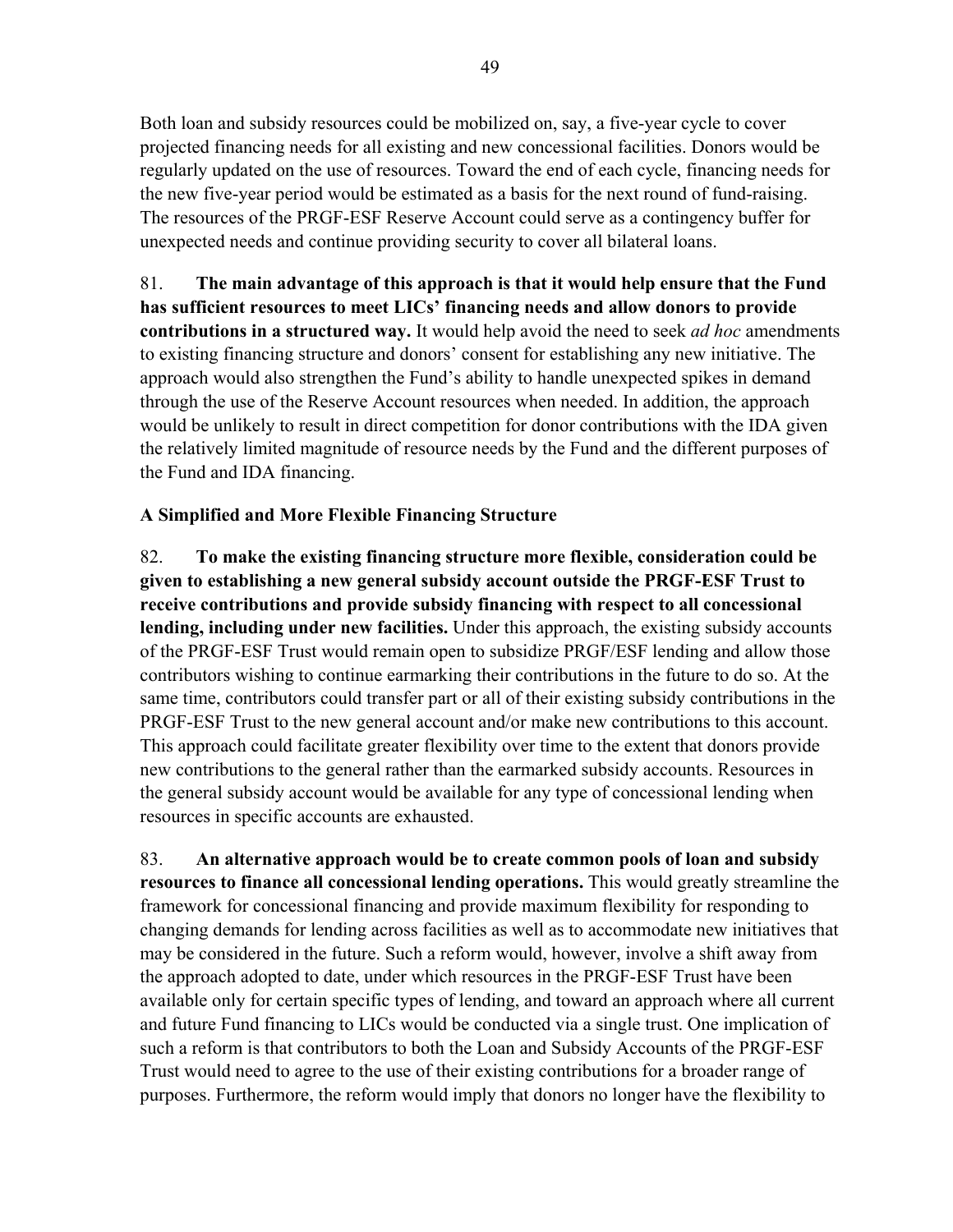Both loan and subsidy resources could be mobilized on, say, a five-year cycle to cover projected financing needs for all existing and new concessional facilities. Donors would be regularly updated on the use of resources. Toward the end of each cycle, financing needs for the new five-year period would be estimated as a basis for the next round of fund-raising. The resources of the PRGF-ESF Reserve Account could serve as a contingency buffer for unexpected needs and continue providing security to cover all bilateral loans.

81. **The main advantage of this approach is that it would help ensure that the Fund has sufficient resources to meet LICs' financing needs and allow donors to provide contributions in a structured way.** It would help avoid the need to seek *ad hoc* amendments to existing financing structure and donors' consent for establishing any new initiative. The approach would also strengthen the Fund's ability to handle unexpected spikes in demand through the use of the Reserve Account resources when needed. In addition, the approach would be unlikely to result in direct competition for donor contributions with the IDA given the relatively limited magnitude of resource needs by the Fund and the different purposes of the Fund and IDA financing.

### A Simplified and More Flexible Financing Structure

82. **To make the existing financing structure more flexible, consideration could be given to establishing a new general subsidy account outside the PRGF-ESF Trust to receive contributions and provide subsidy financing with respect to all concessional lending, including under new facilities.** Under this approach, the existing subsidy accounts of the PRGF-ESF Trust would remain open to subsidize PRGF/ESF lending and allow those contributors wishing to continue earmarking their contributions in the future to do so. At the same time, contributors could transfer part or all of their existing subsidy contributions in the PRGF-ESF Trust to the new general account and/or make new contributions to this account. This approach could facilitate greater flexibility over time to the extent that donors provide new contributions to the general rather than the earmarked subsidy accounts. Resources in the general subsidy account would be available for any type of concessional lending when resources in specific accounts are exhausted.

83. **An alternative approach would be to create common pools of loan and subsidy resources to finance all concessional lending operations.** This would greatly streamline the framework for concessional financing and provide maximum flexibility for responding to changing demands for lending across facilities as well as to accommodate new initiatives that may be considered in the future. Such a reform would, however, involve a shift away from the approach adopted to date, under which resources in the PRGF-ESF Trust have been available only for certain specific types of lending, and toward an approach where all current and future Fund financing to LICs would be conducted via a single trust. One implication of such a reform is that contributors to both the Loan and Subsidy Accounts of the PRGF-ESF Trust would need to agree to the use of their existing contributions for a broader range of purposes. Furthermore, the reform would imply that donors no longer have the flexibility to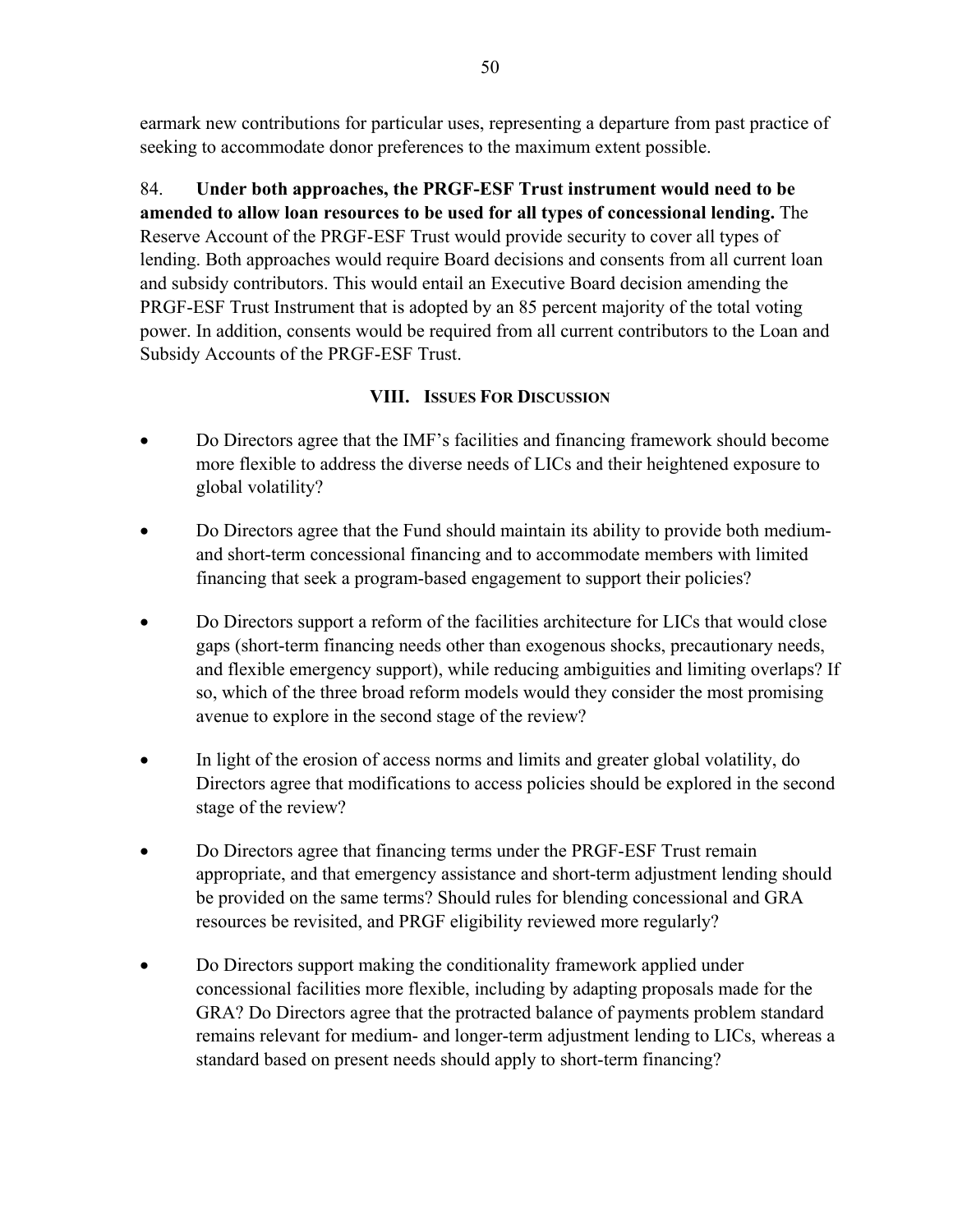earmark new contributions for particular uses, representing a departure from past practice of seeking to accommodate donor preferences to the maximum extent possible.

84. **Under both approaches, the PRGF-ESF Trust instrument would need to be amended to allow loan resources to be used for all types of concessional lending.** The Reserve Account of the PRGF-ESF Trust would provide security to cover all types of lending. Both approaches would require Board decisions and consents from all current loan and subsidy contributors. This would entail an Executive Board decision amending the PRGF-ESF Trust Instrument that is adopted by an 85 percent majority of the total voting power. In addition, consents would be required from all current contributors to the Loan and Subsidy Accounts of the PRGF-ESF Trust.

## VIII. Issues For Discussion

- Do Directors agree that the IMF's facilities and financing framework should become more flexible to address the diverse needs of LICs and their heightened exposure to global volatility?
- Do Directors agree that the Fund should maintain its ability to provide both medium- and short-term concessional financing and to accommodate members with limited financing that seek a program-based engagement to support their policies?
- Do Directors support a reform of the facilities architecture for LICs that would close gaps (short-term financing needs other than exogenous shocks, precautionary needs, and flexible emergency support), while reducing ambiguities and limiting overlaps? If so, which of the three broad reform models would they consider the most promising avenue to explore in the second stage of the review?
- In light of the erosion of access norms and limits and greater global volatility, do Directors agree that modifications to access policies should be explored in the second stage of the review?
- Do Directors agree that financing terms under the PRGF-ESF Trust remain appropriate, and that emergency assistance and short-term adjustment lending should be provided on the same terms? Should rules for blending concessional and GRA resources be revisited, and PRGF eligibility reviewed more regularly?
- Do Directors support making the conditionality framework applied under concessional facilities more flexible, including by adapting proposals made for the GRA? Do Directors agree that the protracted balance of payments problem standard remains relevant for medium- and longer-term adjustment lending to LICs, whereas a standard based on present needs should apply to short-term financing?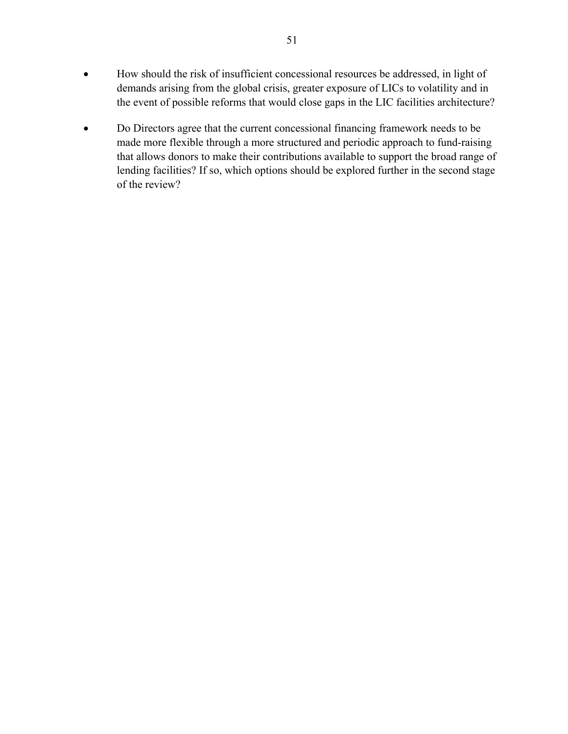- How should the risk of insufficient concessional resources be addressed, in light of demands arising from the global crisis, greater exposure of LICs to volatility and in the event of possible reforms that would close gaps in the LIC facilities architecture?

- Do Directors agree that the current concessional financing framework needs to be made more flexible through a more structured and periodic approach to fund-raising that allows donors to make their contributions available to support the broad range of lending facilities? If so, which options should be explored further in the second stage of the review?